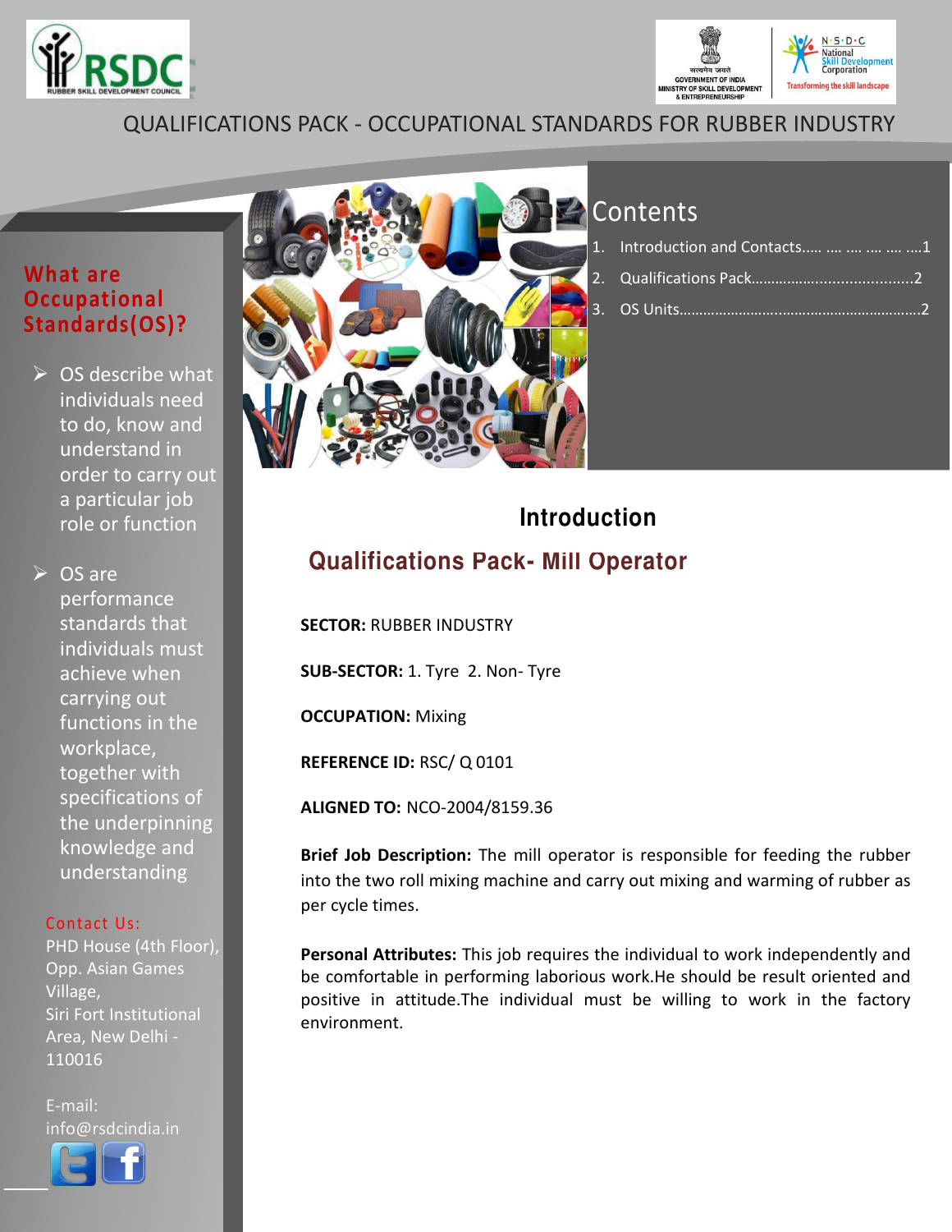QUALIFICATIONS PACK - OCCUPATIONAL STANDARDS FOR RUBBER INDUSTRY

## What are Occupational Standards(OS)?

- OS describe what individuals need to do, know and understand in order to carry out a particular job role or function
- OS are performance standards that individuals must achieve when carrying out functions in the workplace, together with specifications of the underpinning knowledge and understanding

Contact Us:
PHD House (4th Floor), Opp. Asian Games Village,
Siri Fort Institutional Area, New Delhi - 110016

E-mail: info@rsdcindia.in

## Contents

1. Introduction and Contacts..... .... .... .... .... ....1
2. Qualifications Pack......................................2
3. OS Units...........................................................2

# Introduction

## Qualifications Pack- Mill Operator

**SECTOR:** RUBBER INDUSTRY

**SUB-SECTOR:** 1. Tyre 2. Non- Tyre

**OCCUPATION:** Mixing

**REFERENCE ID:** RSC/ Q 0101

**ALIGNED TO:** NCO-2004/8159.36

**Brief Job Description:** The mill operator is responsible for feeding the rubber into the two roll mixing machine and carry out mixing and warming of rubber as per cycle times.

**Personal Attributes:** This job requires the individual to work independently and be comfortable in performing laborious work.He should be result oriented and positive in attitude.The individual must be willing to work in the factory environment.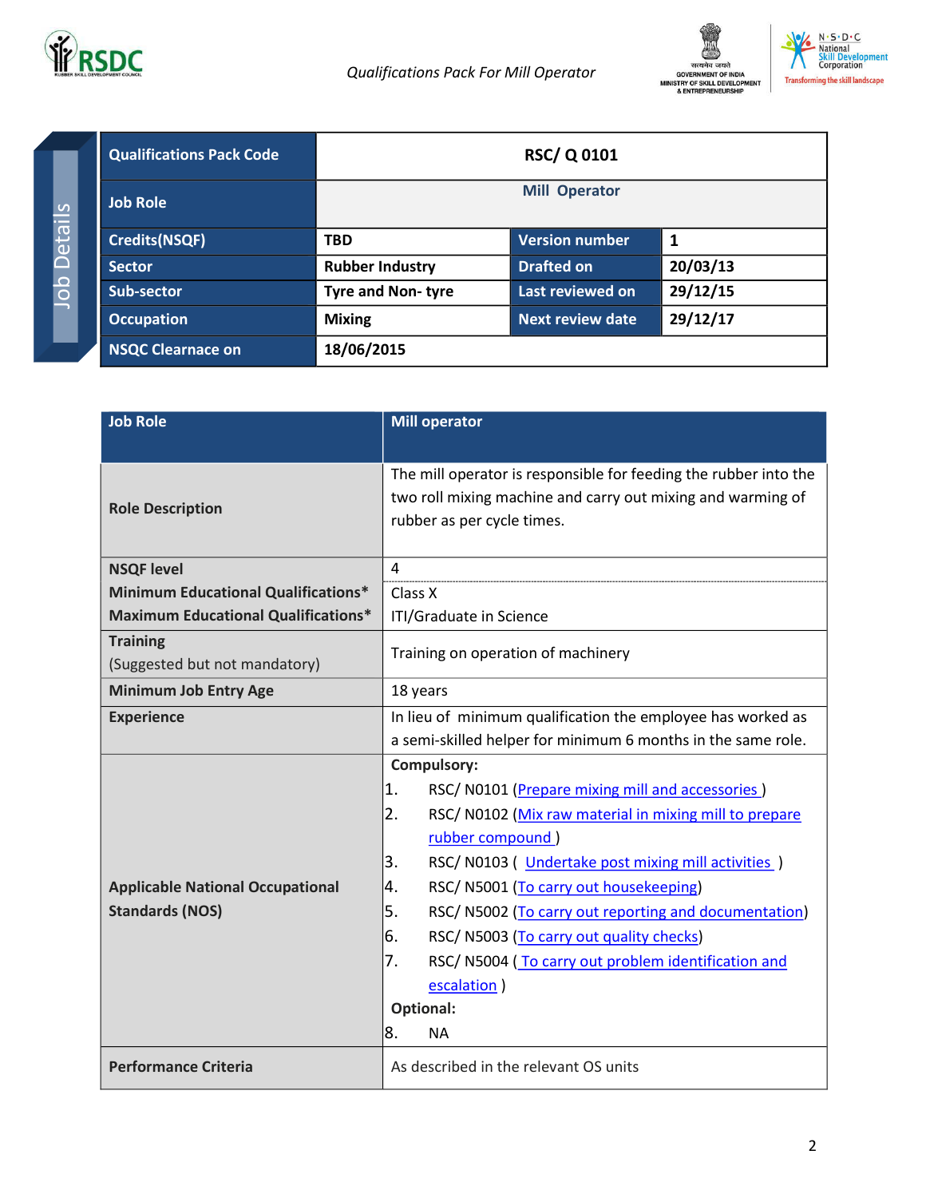Job Details

| Qualifications Pack Code | RSC/ Q 0101 | | |
|---|---|---|---|
| Job Role | Mill Operator | | |
| Credits(NSQF) | TBD | Version number | 1 |
| Sector | Rubber Industry | Drafted on | 20/03/13 |
| Sub-sector | Tyre and Non- tyre | Last reviewed on | 29/12/15 |
| Occupation | Mixing | Next review date | 29/12/17 |
| NSQC Clearnace on | 18/06/2015 | | |

| Job Role | Mill operator |
|---|---|
| Role Description | The mill operator is responsible for feeding the rubber into the two roll mixing machine and carry out mixing and warming of rubber as per cycle times. |
| NSQF level | 4 |
| Minimum Educational Qualifications* | Class X |
| Maximum Educational Qualifications* | ITI/Graduate in Science |
| Training<br>(Suggested but not mandatory) | Training on operation of machinery |
| Minimum Job Entry Age | 18 years |
| Experience | In lieu of minimum qualification the employee has worked as a semi-skilled helper for minimum 6 months in the same role. |
| Applicable National Occupational Standards (NOS) | **Compulsory:**<br>1. RSC/ N0101 (Prepare mixing mill and accessories )<br>2. RSC/ N0102 (Mix raw material in mixing mill to prepare rubber compound )<br>3. RSC/ N0103 ( Undertake post mixing mill activities )<br>4. RSC/ N5001 (To carry out housekeeping)<br>5. RSC/ N5002 (To carry out reporting and documentation)<br>6. RSC/ N5003 (To carry out quality checks)<br>7. RSC/ N5004 ( To carry out problem identification and escalation )<br>**Optional:**<br>8. NA |
| Performance Criteria | As described in the relevant OS units |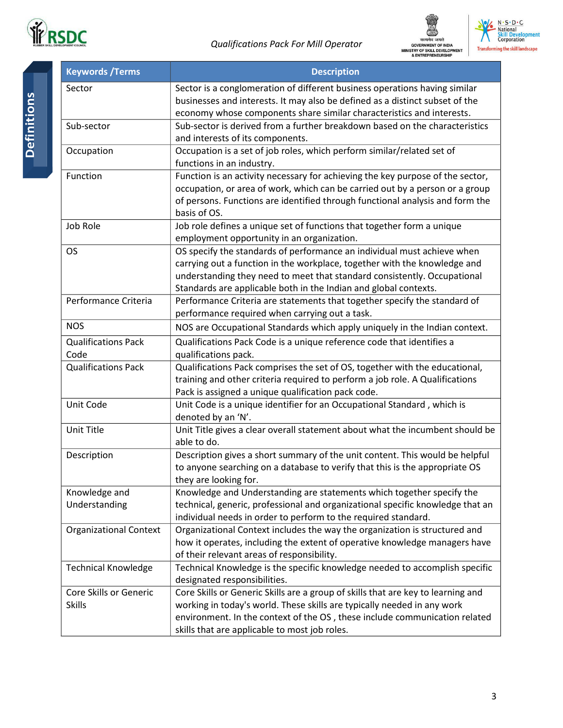## Definitions

| Keywords /Terms | Description |
|---|---|
| Sector | Sector is a conglomeration of different business operations having similar businesses and interests. It may also be defined as a distinct subset of the economy whose components share similar characteristics and interests. |
| Sub-sector | Sub-sector is derived from a further breakdown based on the characteristics and interests of its components. |
| Occupation | Occupation is a set of job roles, which perform similar/related set of functions in an industry. |
| Function | Function is an activity necessary for achieving the key purpose of the sector, occupation, or area of work, which can be carried out by a person or a group of persons. Functions are identified through functional analysis and form the basis of OS. |
| Job Role | Job role defines a unique set of functions that together form a unique employment opportunity in an organization. |
| OS | OS specify the standards of performance an individual must achieve when carrying out a function in the workplace, together with the knowledge and understanding they need to meet that standard consistently. Occupational Standards are applicable both in the Indian and global contexts. |
| Performance Criteria | Performance Criteria are statements that together specify the standard of performance required when carrying out a task. |
| NOS | NOS are Occupational Standards which apply uniquely in the Indian context. |
| Qualifications Pack Code | Qualifications Pack Code is a unique reference code that identifies a qualifications pack. |
| Qualifications Pack | Qualifications Pack comprises the set of OS, together with the educational, training and other criteria required to perform a job role. A Qualifications Pack is assigned a unique qualification pack code. |
| Unit Code | Unit Code is a unique identifier for an Occupational Standard , which is denoted by an 'N'. |
| Unit Title | Unit Title gives a clear overall statement about what the incumbent should be able to do. |
| Description | Description gives a short summary of the unit content. This would be helpful to anyone searching on a database to verify that this is the appropriate OS they are looking for. |
| Knowledge and Understanding | Knowledge and Understanding are statements which together specify the technical, generic, professional and organizational specific knowledge that an individual needs in order to perform to the required standard. |
| Organizational Context | Organizational Context includes the way the organization is structured and how it operates, including the extent of operative knowledge managers have of their relevant areas of responsibility. |
| Technical Knowledge | Technical Knowledge is the specific knowledge needed to accomplish specific designated responsibilities. |
| Core Skills or Generic Skills | Core Skills or Generic Skills are a group of skills that are key to learning and working in today's world. These skills are typically needed in any work environment. In the context of the OS , these include communication related skills that are applicable to most job roles. |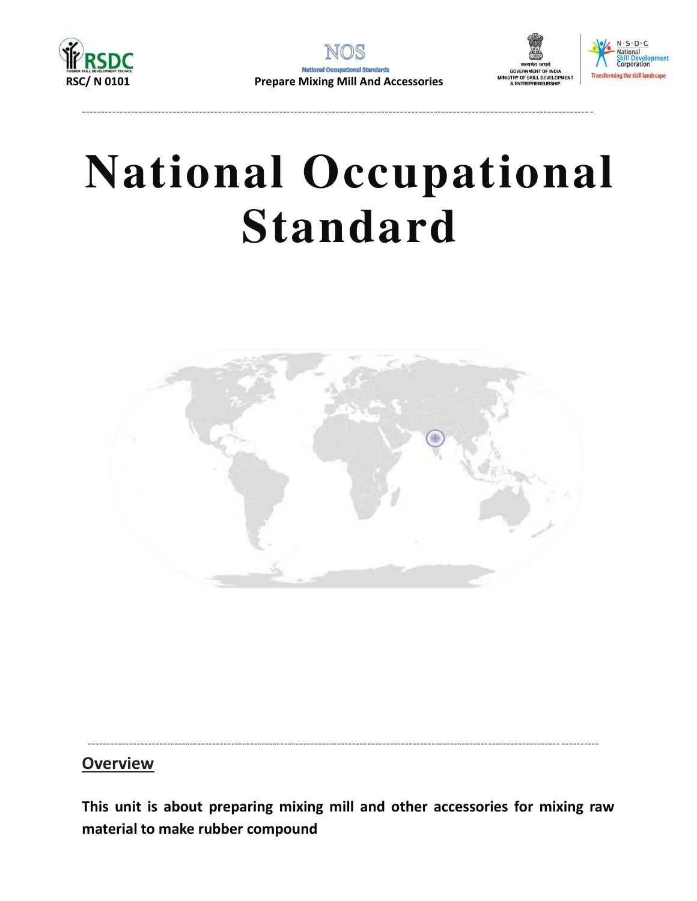# National Occupational Standard

## Overview

**This unit is about preparing mixing mill and other accessories for mixing raw material to make rubber compound**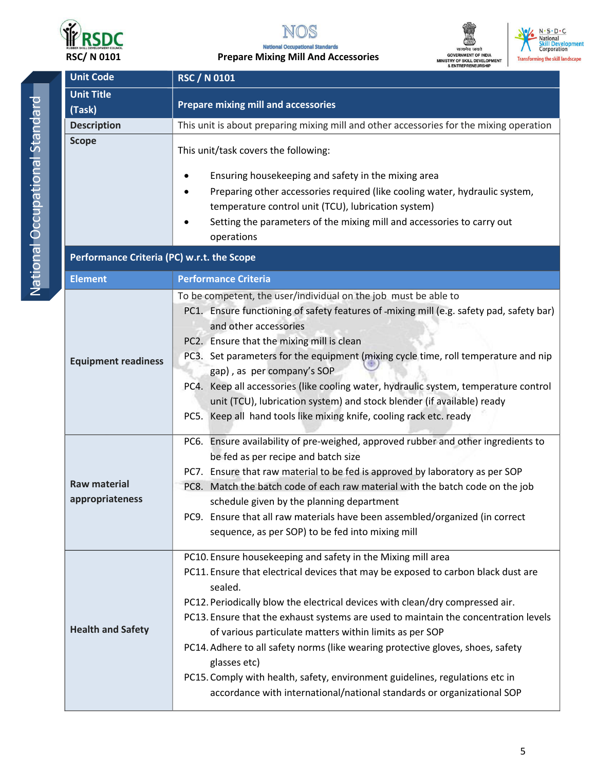| Unit Code | RSC / N 0101 |
|---|---|
| Unit Title (Task) | Prepare mixing mill and accessories |
| Description | This unit is about preparing mixing mill and other accessories for the mixing operation |
| Scope | This unit/task covers the following:<br><br>• Ensuring housekeeping and safety in the mixing area<br>• Preparing other accessories required (like cooling water, hydraulic system, temperature control unit (TCU), lubrication system)<br>• Setting the parameters of the mixing mill and accessories to carry out operations |
| **Performance Criteria (PC) w.r.t. the Scope** | |
| **Element** | **Performance Criteria** |
| Equipment readiness | To be competent, the user/individual on the job must be able to<br>PC1. Ensure functioning of safety features of -mixing mill (e.g. safety pad, safety bar) and other accessories<br>PC2. Ensure that the mixing mill is clean<br>PC3. Set parameters for the equipment (mixing cycle time, roll temperature and nip gap) , as per company's SOP<br>PC4. Keep all accessories (like cooling water, hydraulic system, temperature control unit (TCU), lubrication system) and stock blender (if available) ready<br>PC5. Keep all hand tools like mixing knife, cooling rack etc. ready |
| Raw material appropriateness | PC6. Ensure availability of pre-weighed, approved rubber and other ingredients to be fed as per recipe and batch size<br>PC7. Ensure that raw material to be fed is approved by laboratory as per SOP<br>PC8. Match the batch code of each raw material with the batch code on the job schedule given by the planning department<br>PC9. Ensure that all raw materials have been assembled/organized (in correct sequence, as per SOP) to be fed into mixing mill |
| Health and Safety | PC10. Ensure housekeeping and safety in the Mixing mill area<br>PC11. Ensure that electrical devices that may be exposed to carbon black dust are sealed.<br>PC12. Periodically blow the electrical devices with clean/dry compressed air.<br>PC13. Ensure that the exhaust systems are used to maintain the concentration levels of various particulate matters within limits as per SOP<br>PC14. Adhere to all safety norms (like wearing protective gloves, shoes, safety glasses etc)<br>PC15. Comply with health, safety, environment guidelines, regulations etc in accordance with international/national standards or organizational SOP |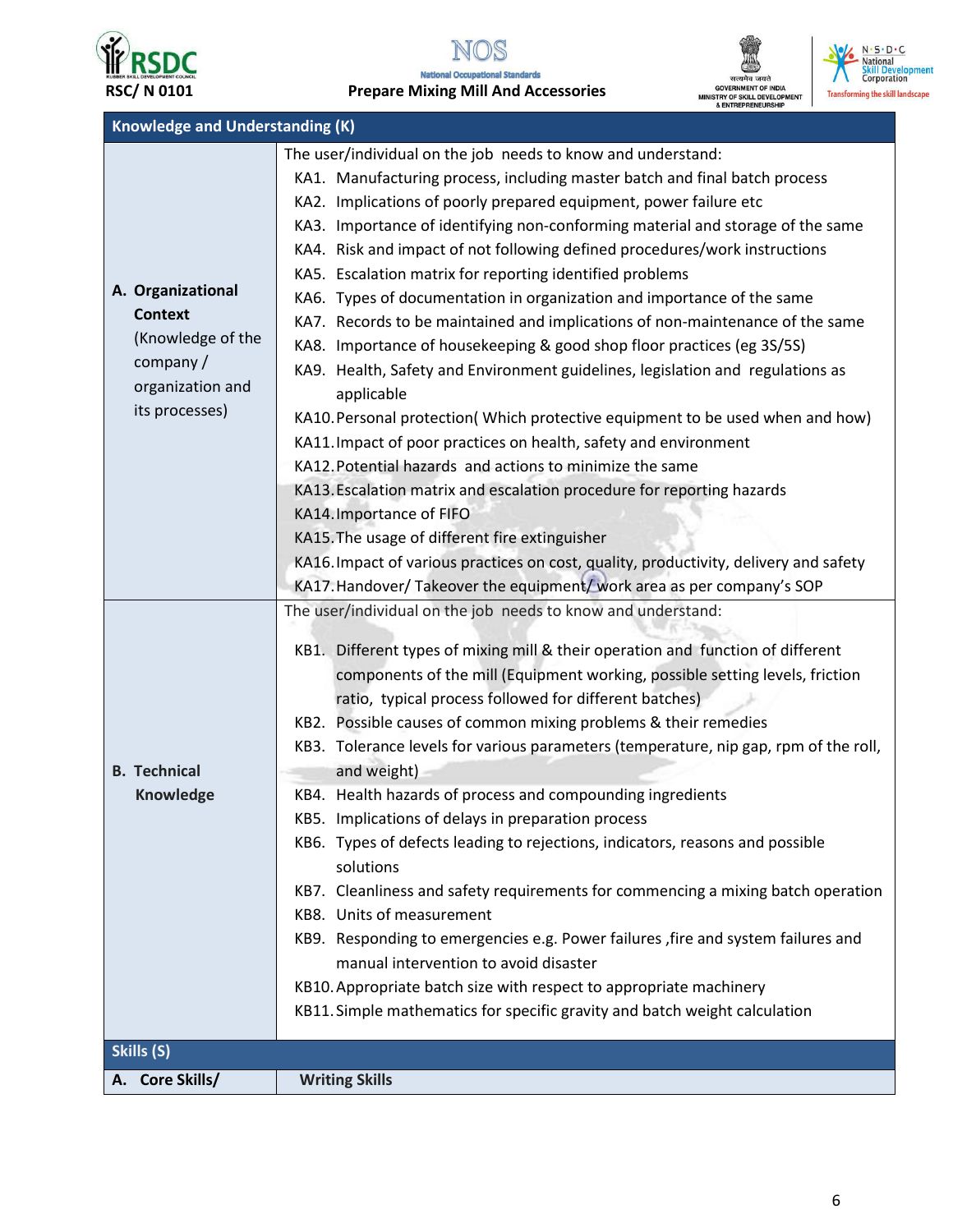| Knowledge and Understanding (K) | |
|---|---|
| **A. Organizational Context** (Knowledge of the company / organization and its processes) | The user/individual on the job needs to know and understand:<br>KA1. Manufacturing process, including master batch and final batch process<br>KA2. Implications of poorly prepared equipment, power failure etc<br>KA3. Importance of identifying non-conforming material and storage of the same<br>KA4. Risk and impact of not following defined procedures/work instructions<br>KA5. Escalation matrix for reporting identified problems<br>KA6. Types of documentation in organization and importance of the same<br>KA7. Records to be maintained and implications of non-maintenance of the same<br>KA8. Importance of housekeeping & good shop floor practices (eg 3S/5S)<br>KA9. Health, Safety and Environment guidelines, legislation and regulations as applicable<br>KA10. Personal protection( Which protective equipment to be used when and how)<br>KA11. Impact of poor practices on health, safety and environment<br>KA12. Potential hazards and actions to minimize the same<br>KA13. Escalation matrix and escalation procedure for reporting hazards<br>KA14. Importance of FIFO<br>KA15. The usage of different fire extinguisher<br>KA16. Impact of various practices on cost, quality, productivity, delivery and safety<br>KA17. Handover/ Takeover the equipment/ work area as per company's SOP |
| **B. Technical Knowledge** | The user/individual on the job needs to know and understand:<br>KB1. Different types of mixing mill & their operation and function of different components of the mill (Equipment working, possible setting levels, friction ratio, typical process followed for different batches)<br>KB2. Possible causes of common mixing problems & their remedies<br>KB3. Tolerance levels for various parameters (temperature, nip gap, rpm of the roll, and weight)<br>KB4. Health hazards of process and compounding ingredients<br>KB5. Implications of delays in preparation process<br>KB6. Types of defects leading to rejections, indicators, reasons and possible solutions<br>KB7. Cleanliness and safety requirements for commencing a mixing batch operation<br>KB8. Units of measurement<br>KB9. Responding to emergencies e.g. Power failures ,fire and system failures and manual intervention to avoid disaster<br>KB10. Appropriate batch size with respect to appropriate machinery<br>KB11. Simple mathematics for specific gravity and batch weight calculation |
| **Skills (S)** | |
| **A. Core Skills/** | **Writing Skills** |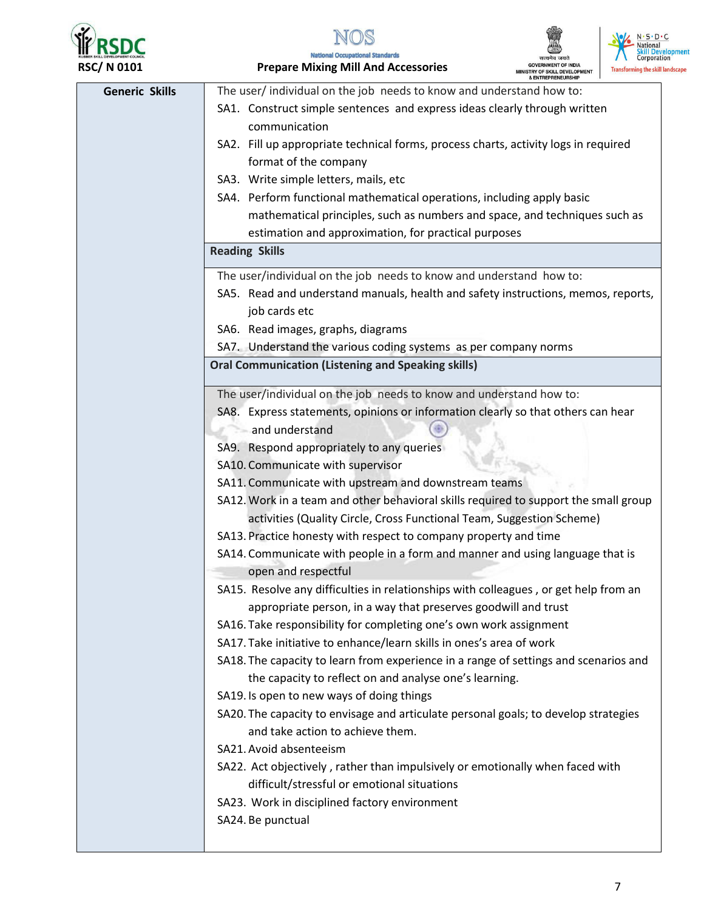| Generic Skills | The user/ individual on the job needs to know and understand how to: |
|---|---|
| | SA1. Construct simple sentences and express ideas clearly through written communication<br>SA2. Fill up appropriate technical forms, process charts, activity logs in required format of the company<br>SA3. Write simple letters, mails, etc<br>SA4. Perform functional mathematical operations, including apply basic mathematical principles, such as numbers and space, and techniques such as estimation and approximation, for practical purposes |
| | **Reading Skills** |
| | The user/individual on the job needs to know and understand how to:<br>SA5. Read and understand manuals, health and safety instructions, memos, reports, job cards etc<br>SA6. Read images, graphs, diagrams<br>SA7. Understand the various coding systems as per company norms |
| | **Oral Communication (Listening and Speaking skills)** |
| | The user/individual on the job needs to know and understand how to:<br>SA8. Express statements, opinions or information clearly so that others can hear and understand<br>SA9. Respond appropriately to any queries<br>SA10. Communicate with supervisor<br>SA11. Communicate with upstream and downstream teams<br>SA12. Work in a team and other behavioral skills required to support the small group activities (Quality Circle, Cross Functional Team, Suggestion Scheme)<br>SA13. Practice honesty with respect to company property and time<br>SA14. Communicate with people in a form and manner and using language that is open and respectful<br>SA15. Resolve any difficulties in relationships with colleagues , or get help from an appropriate person, in a way that preserves goodwill and trust<br>SA16. Take responsibility for completing one's own work assignment<br>SA17. Take initiative to enhance/learn skills in ones's area of work<br>SA18. The capacity to learn from experience in a range of settings and scenarios and the capacity to reflect on and analyse one's learning.<br>SA19. Is open to new ways of doing things<br>SA20. The capacity to envisage and articulate personal goals; to develop strategies and take action to achieve them.<br>SA21. Avoid absenteeism<br>SA22. Act objectively , rather than impulsively or emotionally when faced with difficult/stressful or emotional situations<br>SA23. Work in disciplined factory environment<br>SA24. Be punctual |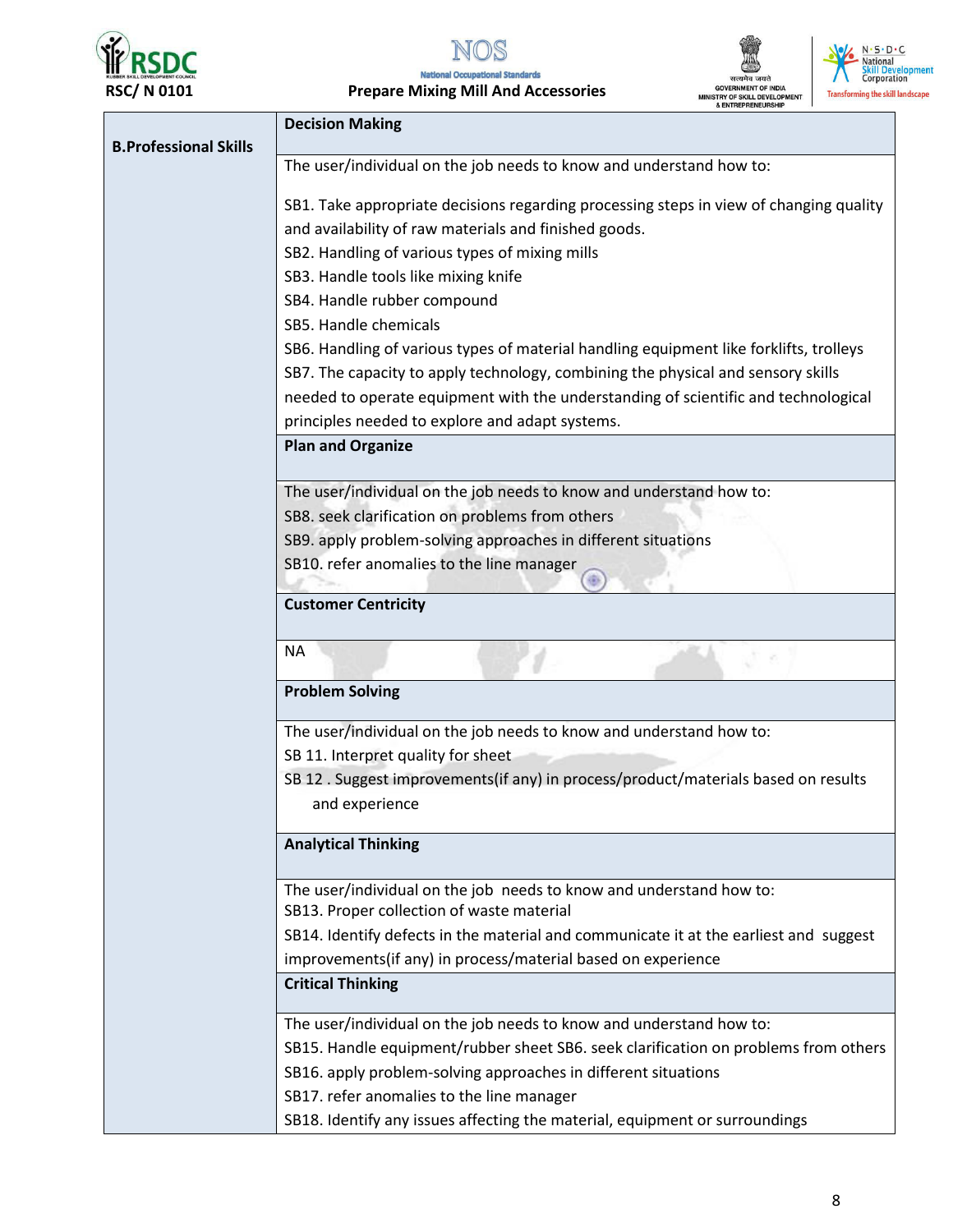| B.Professional Skills | **Decision Making** |
|---|---|
| | The user/individual on the job needs to know and understand how to:<br><br>SB1. Take appropriate decisions regarding processing steps in view of changing quality and availability of raw materials and finished goods.<br>SB2. Handling of various types of mixing mills<br>SB3. Handle tools like mixing knife<br>SB4. Handle rubber compound<br>SB5. Handle chemicals<br>SB6. Handling of various types of material handling equipment like forklifts, trolleys<br>SB7. The capacity to apply technology, combining the physical and sensory skills needed to operate equipment with the understanding of scientific and technological principles needed to explore and adapt systems. |
| | **Plan and Organize** |
| | The user/individual on the job needs to know and understand how to:<br>SB8. seek clarification on problems from others<br>SB9. apply problem-solving approaches in different situations<br>SB10. refer anomalies to the line manager |
| | **Customer Centricity** |
| | NA |
| | **Problem Solving** |
| | The user/individual on the job needs to know and understand how to:<br>SB 11. Interpret quality for sheet<br>SB 12 . Suggest improvements(if any) in process/product/materials based on results and experience |
| | **Analytical Thinking** |
| | The user/individual on the job needs to know and understand how to:<br>SB13. Proper collection of waste material<br>SB14. Identify defects in the material and communicate it at the earliest and suggest improvements(if any) in process/material based on experience |
| | **Critical Thinking** |
| | The user/individual on the job needs to know and understand how to:<br>SB15. Handle equipment/rubber sheet SB6. seek clarification on problems from others<br>SB16. apply problem-solving approaches in different situations<br>SB17. refer anomalies to the line manager<br>SB18. Identify any issues affecting the material, equipment or surroundings |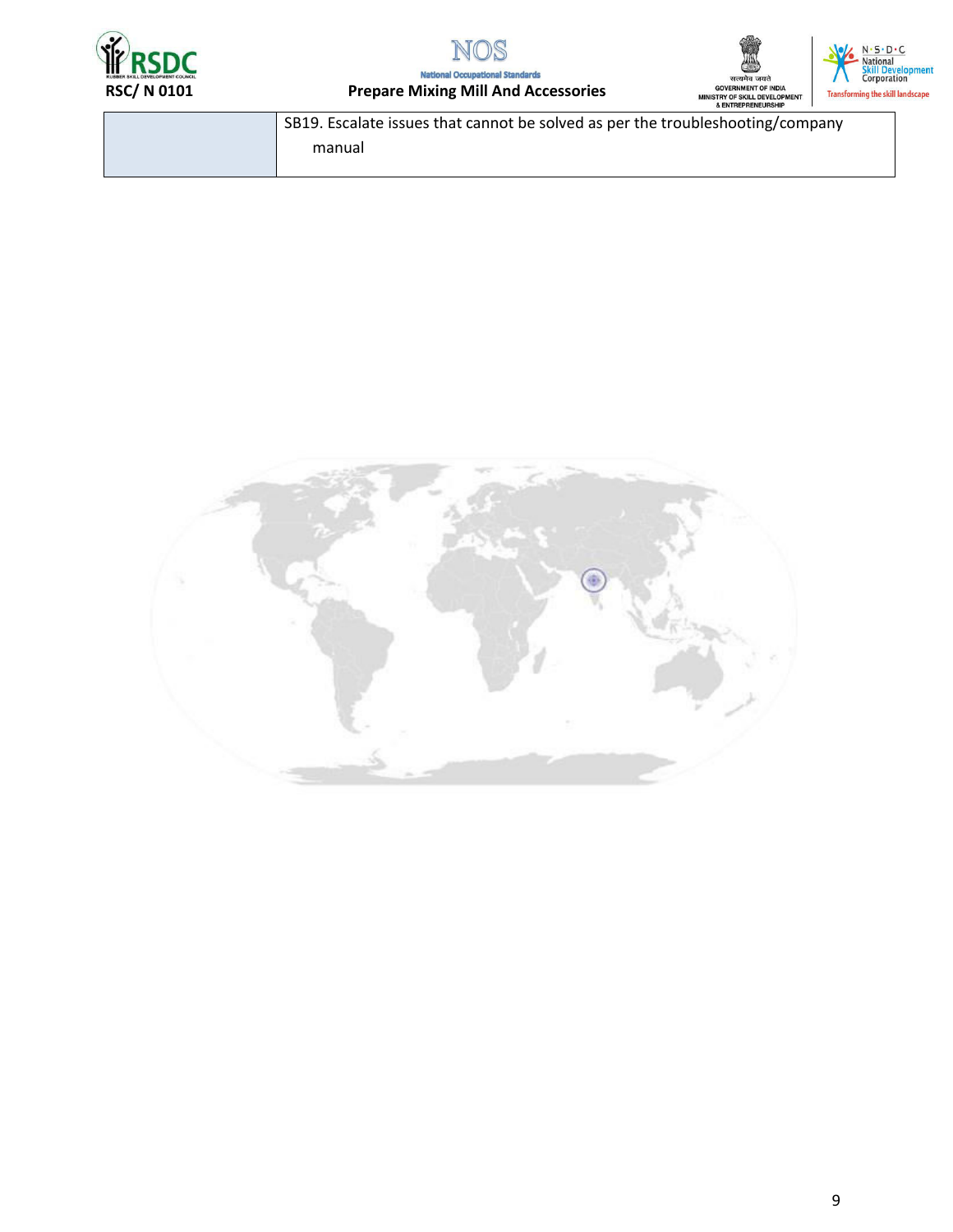| | |
|---|---|
| | SB19. Escalate issues that cannot be solved as per the troubleshooting/company manual |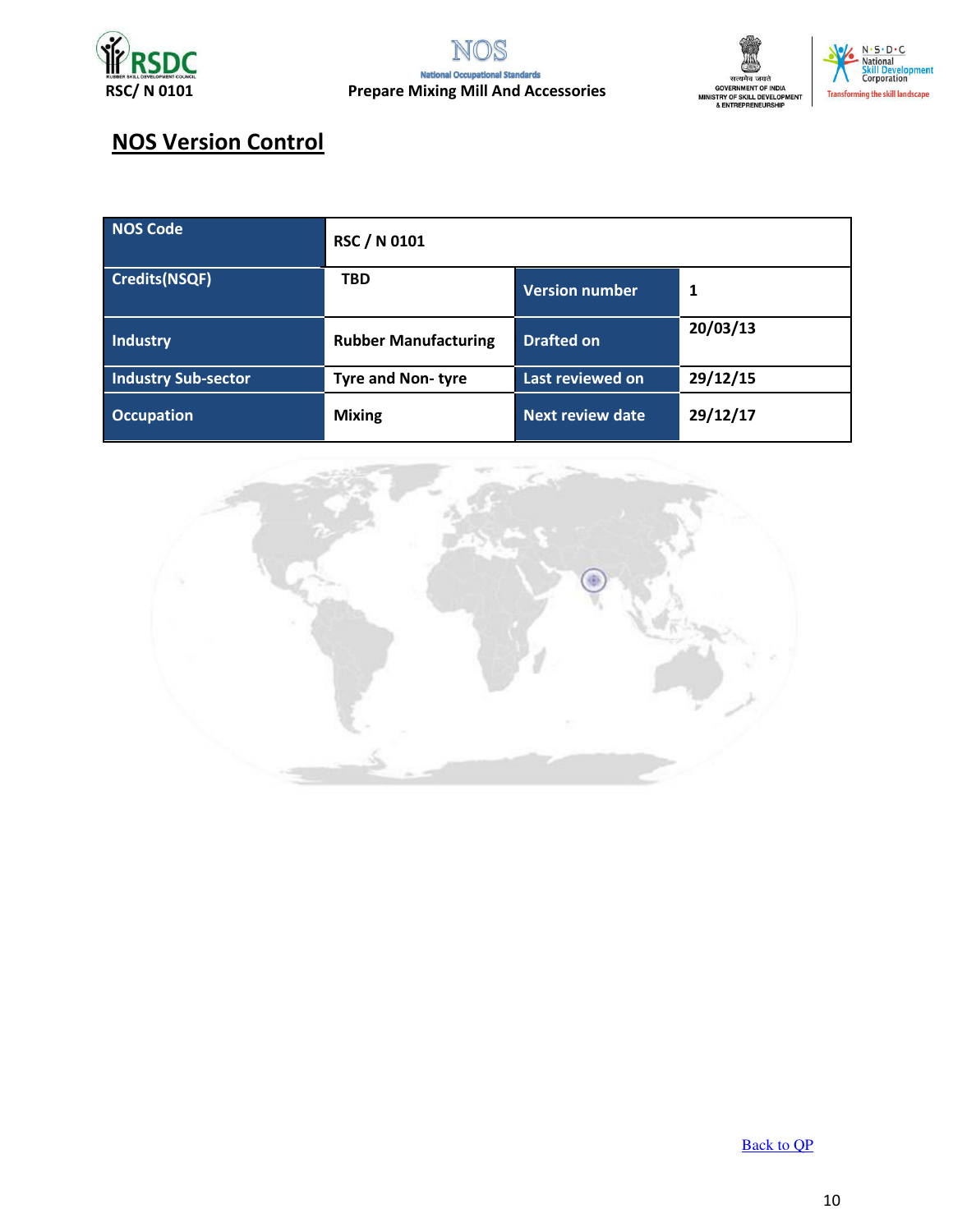## NOS Version Control

| NOS Code | RSC / N 0101 | | |
|---|---|---|---|
| Credits(NSQF) | TBD | Version number | 1 |
| Industry | Rubber Manufacturing | Drafted on | 20/03/13 |
| Industry Sub-sector | Tyre and Non- tyre | Last reviewed on | 29/12/15 |
| Occupation | Mixing | Next review date | 29/12/17 |

Back to QP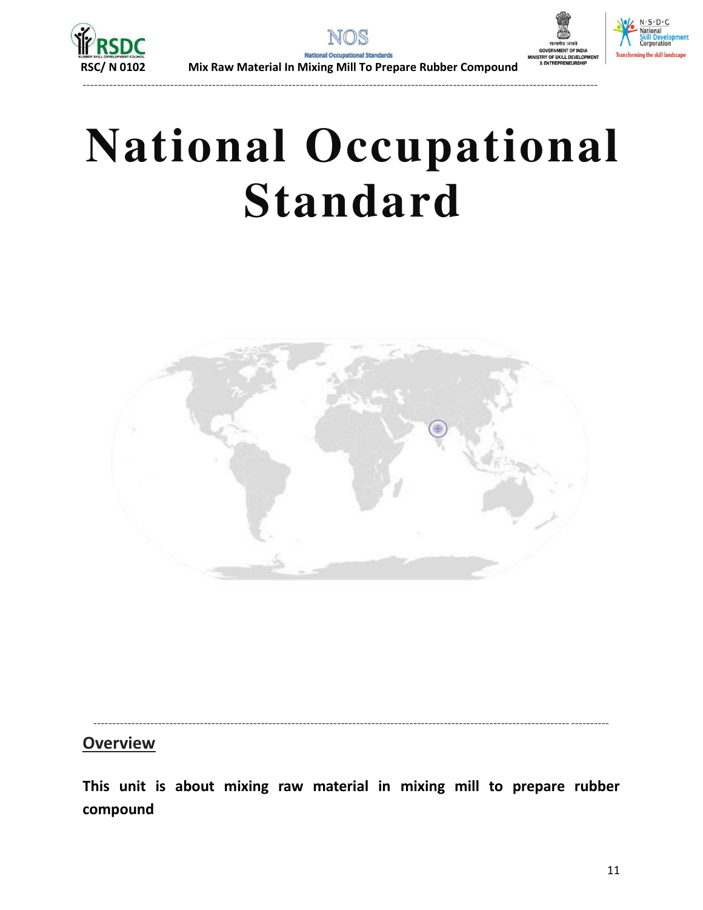# National Occupational Standard

## Overview

**This unit is about mixing raw material in mixing mill to prepare rubber compound**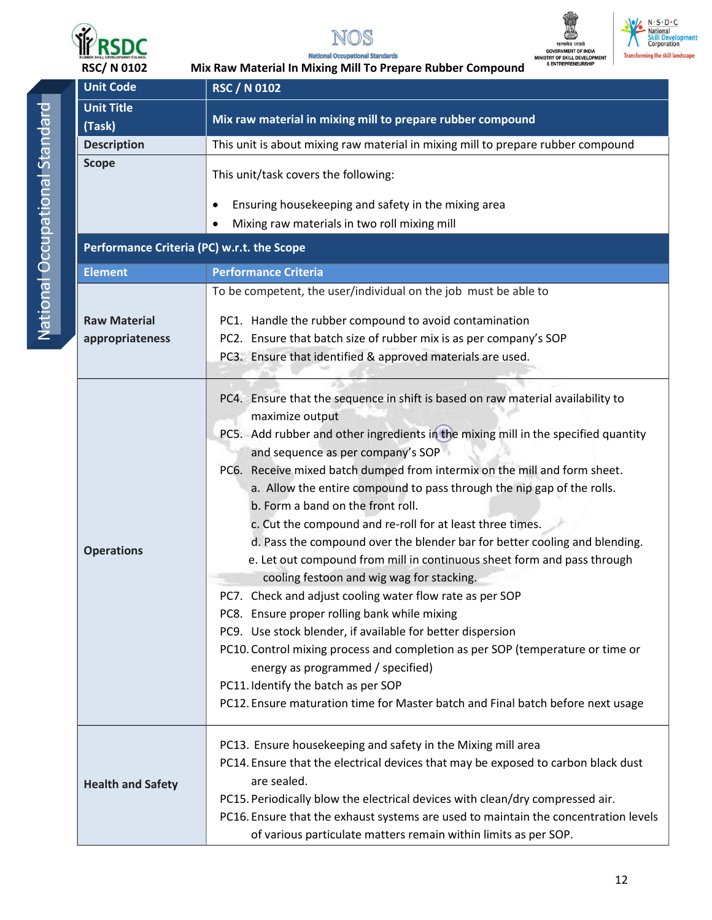| Unit Code | RSC / N 0102 |
|---|---|
| Unit Title (Task) | Mix raw material in mixing mill to prepare rubber compound |
| Description | This unit is about mixing raw material in mixing mill to prepare rubber compound |
| Scope | This unit/task covers the following:<br>• Ensuring housekeeping and safety in the mixing area<br>• Mixing raw materials in two roll mixing mill |
| **Performance Criteria (PC) w.r.t. the Scope** | |
| **Element** | **Performance Criteria** |
| | To be competent, the user/individual on the job must be able to |
| **Raw Material appropriateness** | PC1. Handle the rubber compound to avoid contamination<br>PC2. Ensure that batch size of rubber mix is as per company's SOP<br>PC3. Ensure that identified & approved materials are used. |
| **Operations** | PC4. Ensure that the sequence in shift is based on raw material availability to maximize output<br>PC5. Add rubber and other ingredients in the mixing mill in the specified quantity and sequence as per company's SOP<br>PC6. Receive mixed batch dumped from intermix on the mill and form sheet.<br>a. Allow the entire compound to pass through the nip gap of the rolls.<br>b. Form a band on the front roll.<br>c. Cut the compound and re-roll for at least three times.<br>d. Pass the compound over the blender bar for better cooling and blending.<br>e. Let out compound from mill in continuous sheet form and pass through cooling festoon and wig wag for stacking.<br>PC7. Check and adjust cooling water flow rate as per SOP<br>PC8. Ensure proper rolling bank while mixing<br>PC9. Use stock blender, if available for better dispersion<br>PC10. Control mixing process and completion as per SOP (temperature or time or energy as programmed / specified)<br>PC11. Identify the batch as per SOP<br>PC12. Ensure maturation time for Master batch and Final batch before next usage |
| **Health and Safety** | PC13. Ensure housekeeping and safety in the Mixing mill area<br>PC14. Ensure that the electrical devices that may be exposed to carbon black dust are sealed.<br>PC15. Periodically blow the electrical devices with clean/dry compressed air.<br>PC16. Ensure that the exhaust systems are used to maintain the concentration levels of various particulate matters remain within limits as per SOP. |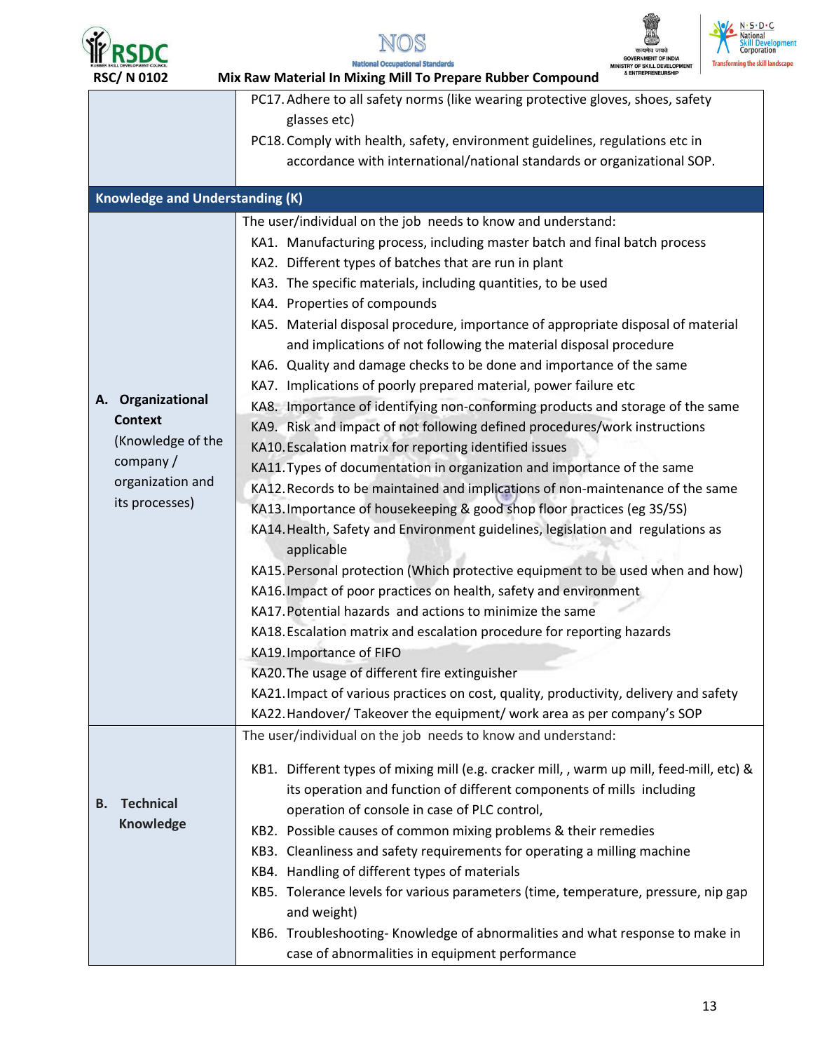| | |
|---|---|
| | PC17. Adhere to all safety norms (like wearing protective gloves, shoes, safety glasses etc)<br>PC18. Comply with health, safety, environment guidelines, regulations etc in accordance with international/national standards or organizational SOP. |
| **Knowledge and Understanding (K)** | |
| **A. Organizational Context** (Knowledge of the company / organization and its processes) | The user/individual on the job needs to know and understand:<br>KA1. Manufacturing process, including master batch and final batch process<br>KA2. Different types of batches that are run in plant<br>KA3. The specific materials, including quantities, to be used<br>KA4. Properties of compounds<br>KA5. Material disposal procedure, importance of appropriate disposal of material and implications of not following the material disposal procedure<br>KA6. Quality and damage checks to be done and importance of the same<br>KA7. Implications of poorly prepared material, power failure etc<br>KA8. Importance of identifying non-conforming products and storage of the same<br>KA9. Risk and impact of not following defined procedures/work instructions<br>KA10. Escalation matrix for reporting identified issues<br>KA11. Types of documentation in organization and importance of the same<br>KA12. Records to be maintained and implications of non-maintenance of the same<br>KA13. Importance of housekeeping & good shop floor practices (eg 3S/5S)<br>KA14. Health, Safety and Environment guidelines, legislation and regulations as applicable<br>KA15. Personal protection (Which protective equipment to be used when and how)<br>KA16. Impact of poor practices on health, safety and environment<br>KA17. Potential hazards and actions to minimize the same<br>KA18. Escalation matrix and escalation procedure for reporting hazards<br>KA19. Importance of FIFO<br>KA20. The usage of different fire extinguisher<br>KA21. Impact of various practices on cost, quality, productivity, delivery and safety<br>KA22. Handover/ Takeover the equipment/ work area as per company's SOP |
| **B. Technical Knowledge** | The user/individual on the job needs to know and understand:<br>KB1. Different types of mixing mill (e.g. cracker mill, , warm up mill, feed-mill, etc) & its operation and function of different components of mills including operation of console in case of PLC control,<br>KB2. Possible causes of common mixing problems & their remedies<br>KB3. Cleanliness and safety requirements for operating a milling machine<br>KB4. Handling of different types of materials<br>KB5. Tolerance levels for various parameters (time, temperature, pressure, nip gap and weight)<br>KB6. Troubleshooting- Knowledge of abnormalities and what response to make in case of abnormalities in equipment performance |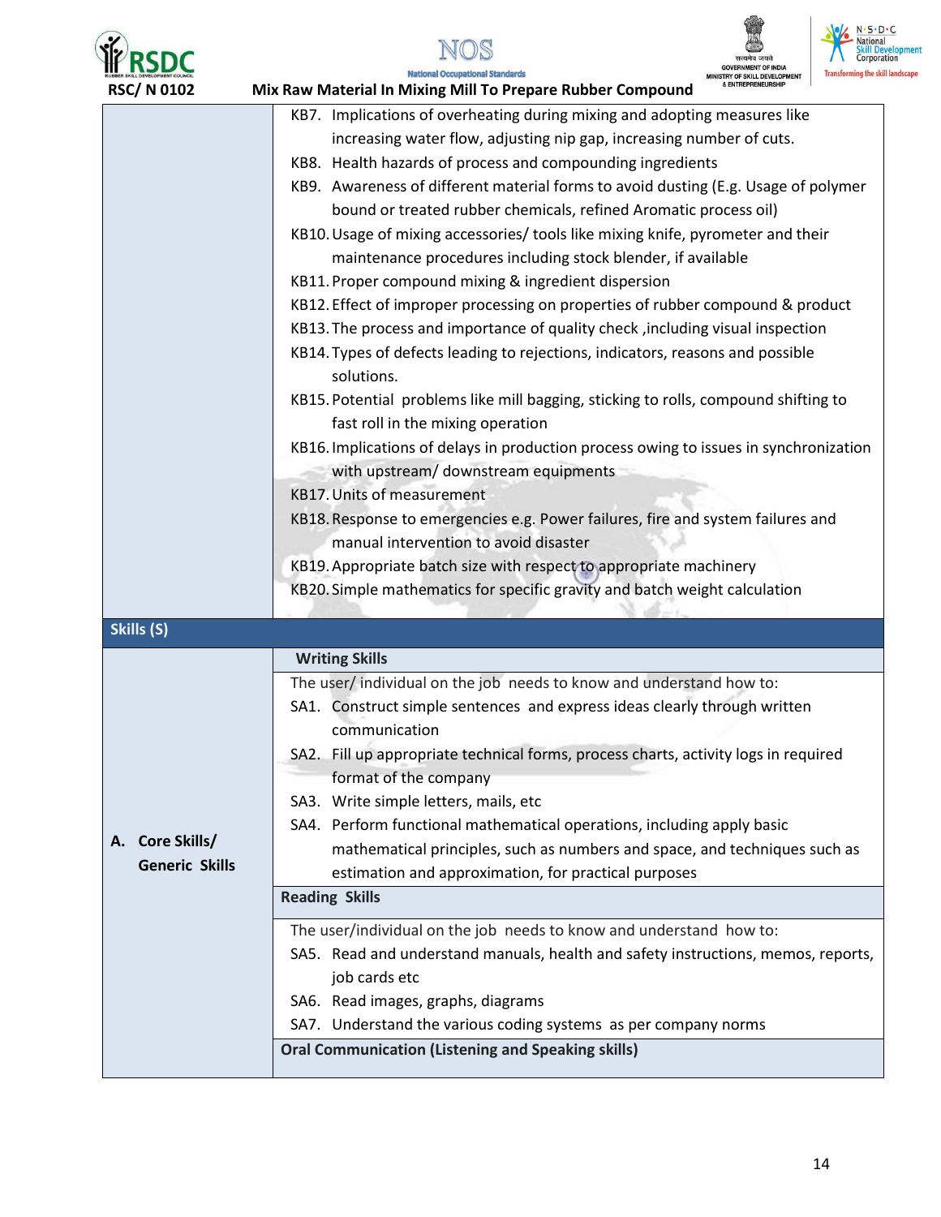| | |
|---|---|
| | KB7. Implications of overheating during mixing and adopting measures like increasing water flow, adjusting nip gap, increasing number of cuts.<br>KB8. Health hazards of process and compounding ingredients<br>KB9. Awareness of different material forms to avoid dusting (E.g. Usage of polymer bound or treated rubber chemicals, refined Aromatic process oil)<br>KB10. Usage of mixing accessories/ tools like mixing knife, pyrometer and their maintenance procedures including stock blender, if available<br>KB11. Proper compound mixing & ingredient dispersion<br>KB12. Effect of improper processing on properties of rubber compound & product<br>KB13. The process and importance of quality check ,including visual inspection<br>KB14. Types of defects leading to rejections, indicators, reasons and possible solutions.<br>KB15. Potential problems like mill bagging, sticking to rolls, compound shifting to fast roll in the mixing operation<br>KB16. Implications of delays in production process owing to issues in synchronization with upstream/ downstream equipments<br>KB17. Units of measurement<br>KB18. Response to emergencies e.g. Power failures, fire and system failures and manual intervention to avoid disaster<br>KB19. Appropriate batch size with respect to appropriate machinery<br>KB20. Simple mathematics for specific gravity and batch weight calculation |
| **Skills (S)** | |
| **A. Core Skills/ Generic Skills** | **Writing Skills** |
| | The user/ individual on the job needs to know and understand how to:<br>SA1. Construct simple sentences and express ideas clearly through written communication<br>SA2. Fill up appropriate technical forms, process charts, activity logs in required format of the company<br>SA3. Write simple letters, mails, etc<br>SA4. Perform functional mathematical operations, including apply basic mathematical principles, such as numbers and space, and techniques such as estimation and approximation, for practical purposes |
| | **Reading Skills** |
| | The user/individual on the job needs to know and understand how to:<br>SA5. Read and understand manuals, health and safety instructions, memos, reports, job cards etc<br>SA6. Read images, graphs, diagrams<br>SA7. Understand the various coding systems as per company norms |
| | **Oral Communication (Listening and Speaking skills)** |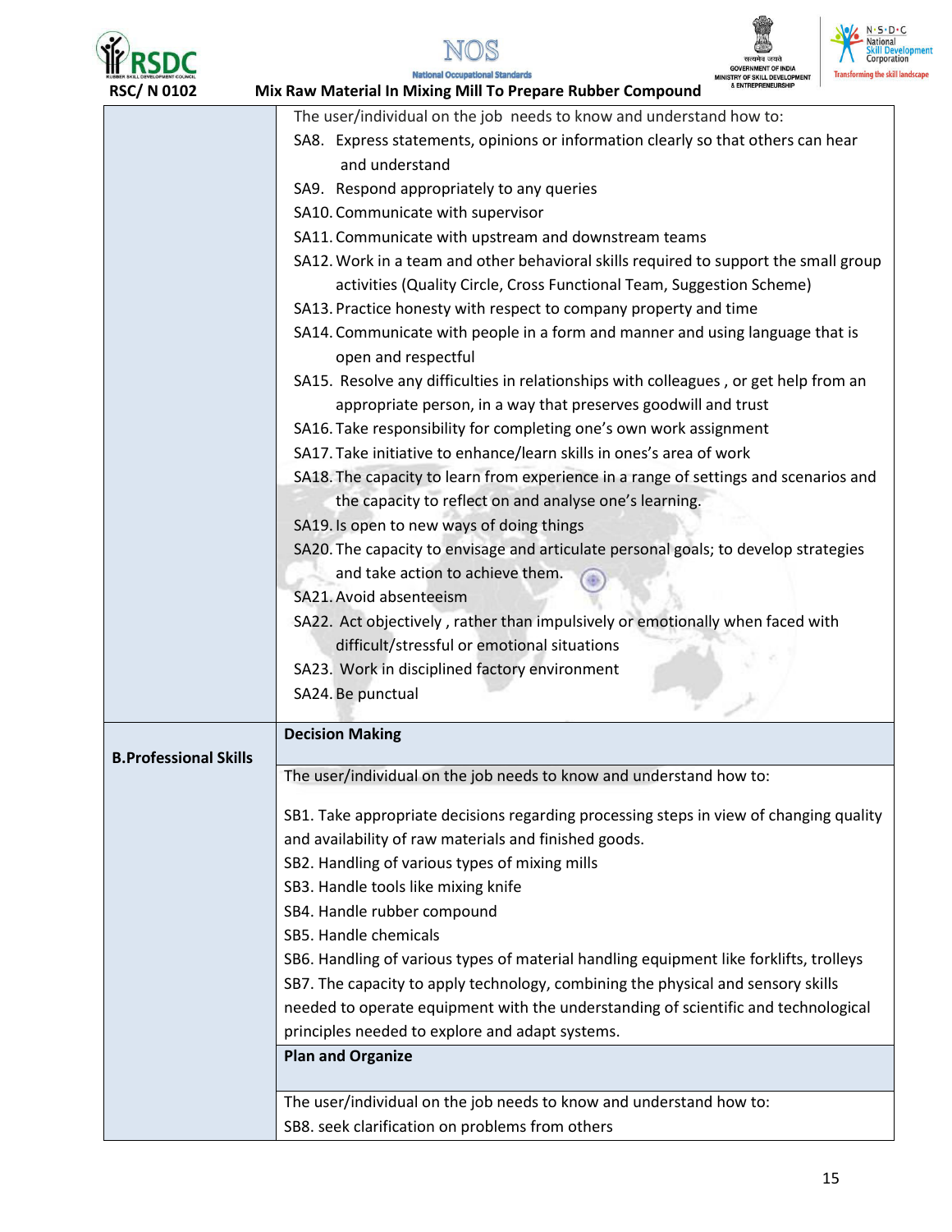| | |
|---|---|
| | The user/individual on the job needs to know and understand how to:<br>SA8. Express statements, opinions or information clearly so that others can hear and understand<br>SA9. Respond appropriately to any queries<br>SA10. Communicate with supervisor<br>SA11. Communicate with upstream and downstream teams<br>SA12. Work in a team and other behavioral skills required to support the small group activities (Quality Circle, Cross Functional Team, Suggestion Scheme)<br>SA13. Practice honesty with respect to company property and time<br>SA14. Communicate with people in a form and manner and using language that is open and respectful<br>SA15. Resolve any difficulties in relationships with colleagues , or get help from an appropriate person, in a way that preserves goodwill and trust<br>SA16. Take responsibility for completing one's own work assignment<br>SA17. Take initiative to enhance/learn skills in ones's area of work<br>SA18. The capacity to learn from experience in a range of settings and scenarios and the capacity to reflect on and analyse one's learning.<br>SA19. Is open to new ways of doing things<br>SA20. The capacity to envisage and articulate personal goals; to develop strategies and take action to achieve them.<br>SA21. Avoid absenteeism<br>SA22. Act objectively , rather than impulsively or emotionally when faced with difficult/stressful or emotional situations<br>SA23. Work in disciplined factory environment<br>SA24. Be punctual |
| **B.Professional Skills** | **Decision Making** |
| | The user/individual on the job needs to know and understand how to:<br><br>SB1. Take appropriate decisions regarding processing steps in view of changing quality and availability of raw materials and finished goods.<br>SB2. Handling of various types of mixing mills<br>SB3. Handle tools like mixing knife<br>SB4. Handle rubber compound<br>SB5. Handle chemicals<br>SB6. Handling of various types of material handling equipment like forklifts, trolleys<br>SB7. The capacity to apply technology, combining the physical and sensory skills needed to operate equipment with the understanding of scientific and technological principles needed to explore and adapt systems. |
| | **Plan and Organize** |
| | The user/individual on the job needs to know and understand how to:<br>SB8. seek clarification on problems from others |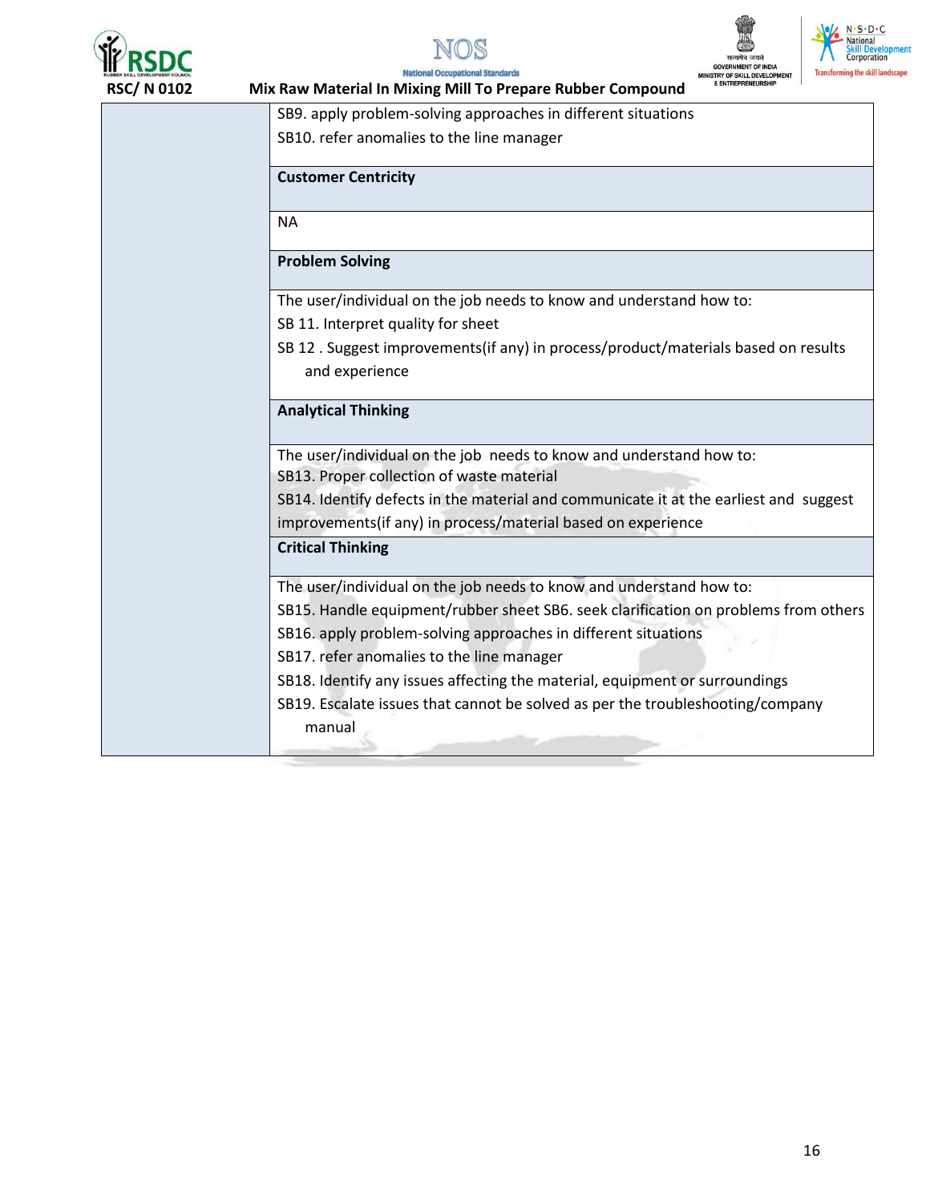| | |
|---|---|
| | SB9. apply problem-solving approaches in different situations<br>SB10. refer anomalies to the line manager |
| | **Customer Centricity** |
| | NA |
| | **Problem Solving** |
| | The user/individual on the job needs to know and understand how to:<br>SB 11. Interpret quality for sheet<br>SB 12 . Suggest improvements(if any) in process/product/materials based on results and experience |
| | **Analytical Thinking** |
| | The user/individual on the job needs to know and understand how to:<br>SB13. Proper collection of waste material<br>SB14. Identify defects in the material and communicate it at the earliest and suggest improvements(if any) in process/material based on experience |
| | **Critical Thinking** |
| | The user/individual on the job needs to know and understand how to:<br>SB15. Handle equipment/rubber sheet SB6. seek clarification on problems from others<br>SB16. apply problem-solving approaches in different situations<br>SB17. refer anomalies to the line manager<br>SB18. Identify any issues affecting the material, equipment or surroundings<br>SB19. Escalate issues that cannot be solved as per the troubleshooting/company manual |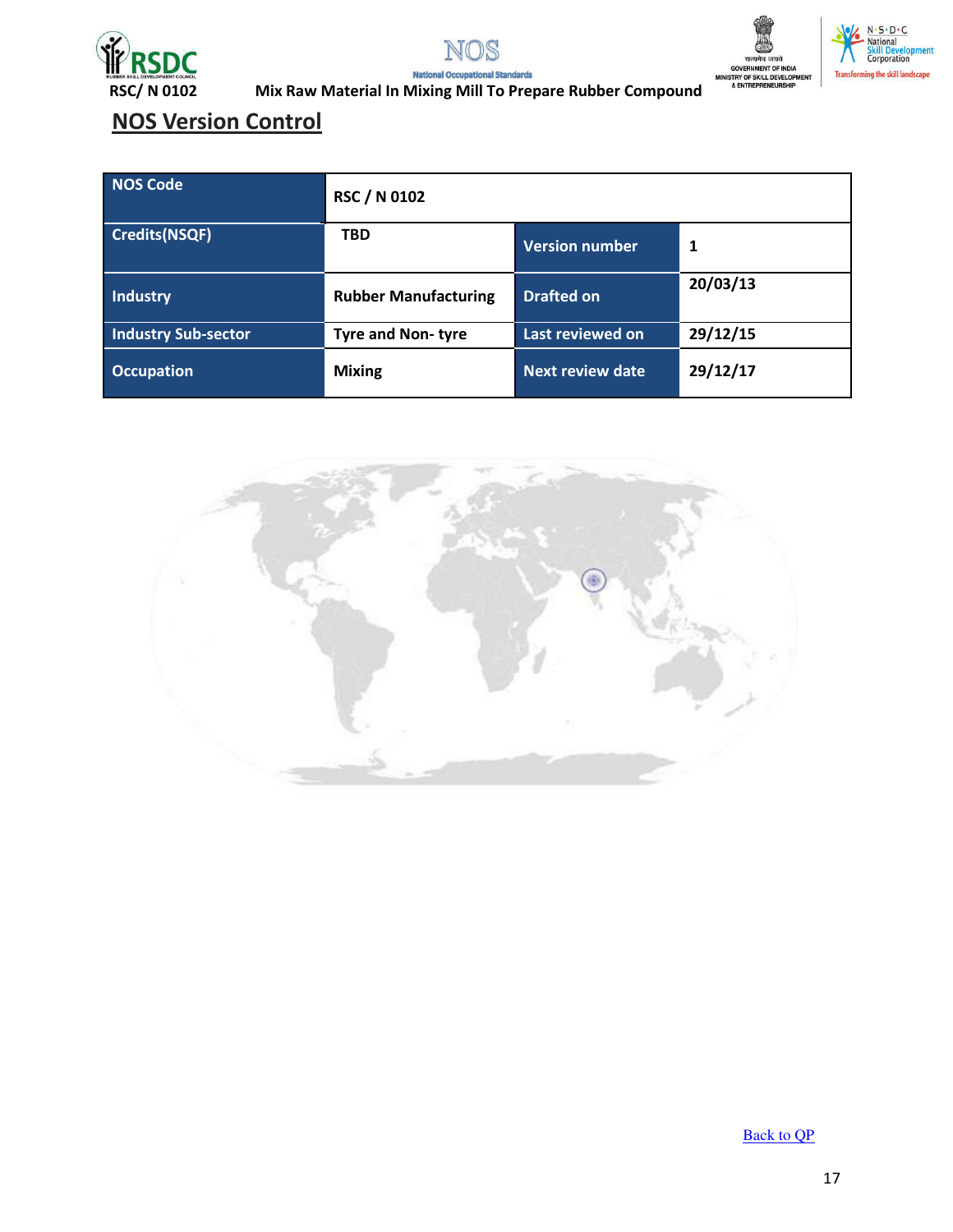## NOS Version Control

| NOS Code | RSC / N 0102 | | |
|---|---|---|---|
| Credits(NSQF) | TBD | Version number | 1 |
| Industry | Rubber Manufacturing | Drafted on | 20/03/13 |
| Industry Sub-sector | Tyre and Non- tyre | Last reviewed on | 29/12/15 |
| Occupation | Mixing | Next review date | 29/12/17 |

Back to QP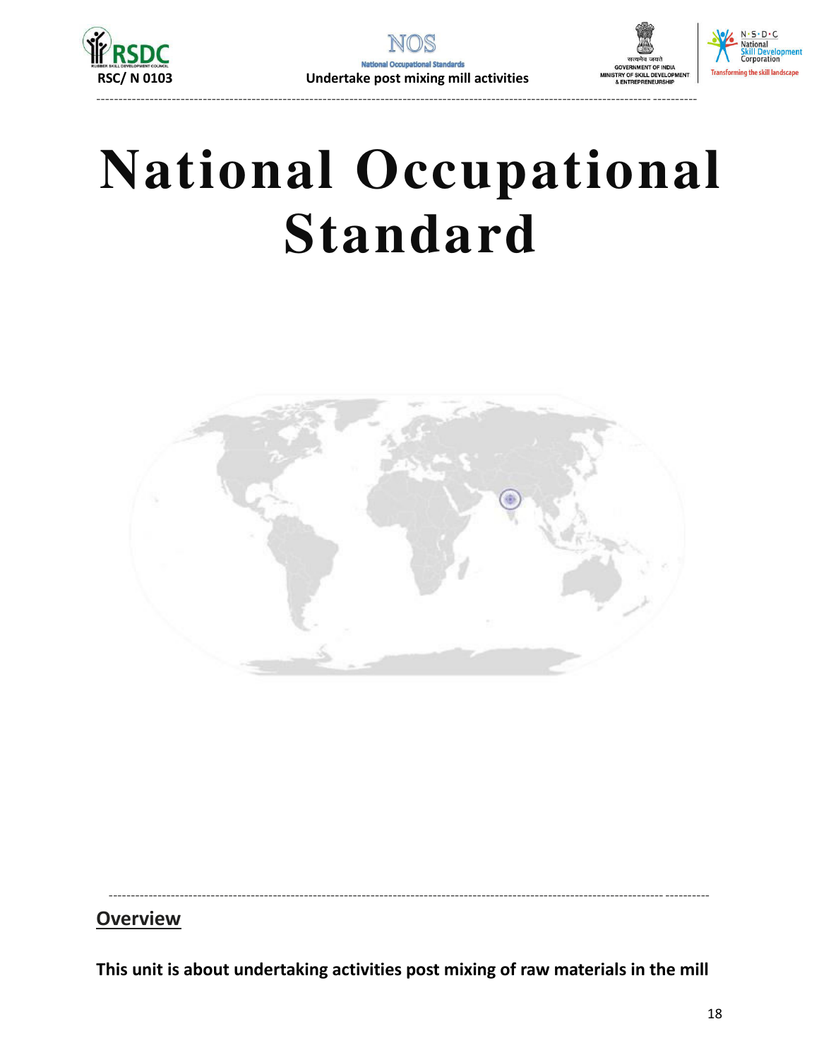# National Occupational Standard

## Overview

**This unit is about undertaking activities post mixing of raw materials in the mill**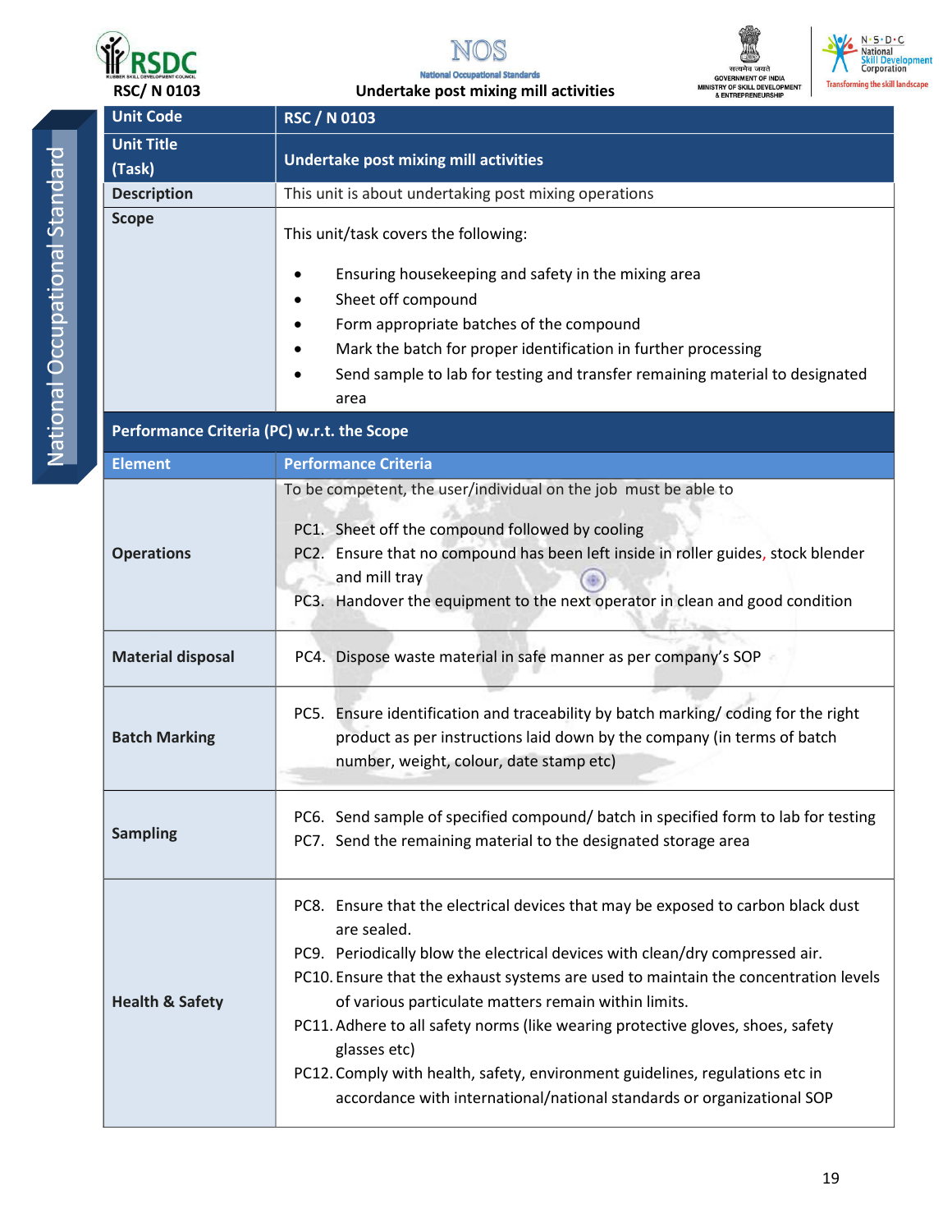| Unit Code | RSC / N 0103 |
| --- | --- |
| Unit Title (Task) | Undertake post mixing mill activities |
| Description | This unit is about undertaking post mixing operations |
| Scope | This unit/task covers the following:<br><ul><li>Ensuring housekeeping and safety in the mixing area</li><li>Sheet off compound</li><li>Form appropriate batches of the compound</li><li>Mark the batch for proper identification in further processing</li><li>Send sample to lab for testing and transfer remaining material to designated area</li></ul> |
| **Performance Criteria (PC) w.r.t. the Scope** | |
| **Element** | **Performance Criteria** |
| **Operations** | To be competent, the user/individual on the job must be able to<br>PC1. Sheet off the compound followed by cooling<br>PC2. Ensure that no compound has been left inside in roller guides, stock blender and mill tray<br>PC3. Handover the equipment to the next operator in clean and good condition |
| **Material disposal** | PC4. Dispose waste material in safe manner as per company's SOP |
| **Batch Marking** | PC5. Ensure identification and traceability by batch marking/ coding for the right product as per instructions laid down by the company (in terms of batch number, weight, colour, date stamp etc) |
| **Sampling** | PC6. Send sample of specified compound/ batch in specified form to lab for testing<br>PC7. Send the remaining material to the designated storage area |
| **Health & Safety** | PC8. Ensure that the electrical devices that may be exposed to carbon black dust are sealed.<br>PC9. Periodically blow the electrical devices with clean/dry compressed air.<br>PC10. Ensure that the exhaust systems are used to maintain the concentration levels of various particulate matters remain within limits.<br>PC11. Adhere to all safety norms (like wearing protective gloves, shoes, safety glasses etc)<br>PC12. Comply with health, safety, environment guidelines, regulations etc in accordance with international/national standards or organizational SOP |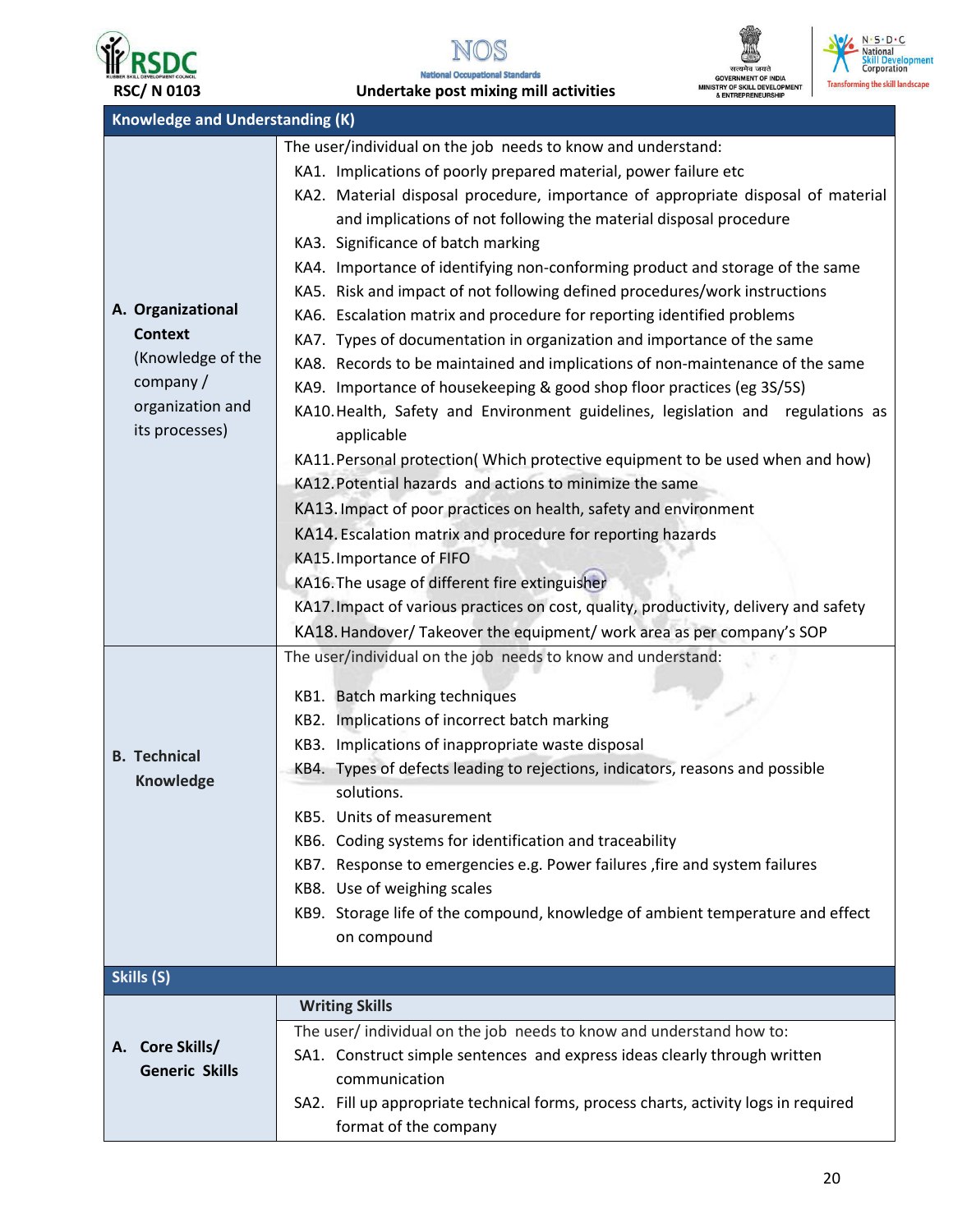| Knowledge and Understanding (K) | |
|---|---|
| **A. Organizational Context** (Knowledge of the company / organization and its processes) | The user/individual on the job needs to know and understand:<br>KA1. Implications of poorly prepared material, power failure etc<br>KA2. Material disposal procedure, importance of appropriate disposal of material and implications of not following the material disposal procedure<br>KA3. Significance of batch marking<br>KA4. Importance of identifying non-conforming product and storage of the same<br>KA5. Risk and impact of not following defined procedures/work instructions<br>KA6. Escalation matrix and procedure for reporting identified problems<br>KA7. Types of documentation in organization and importance of the same<br>KA8. Records to be maintained and implications of non-maintenance of the same<br>KA9. Importance of housekeeping & good shop floor practices (eg 3S/5S)<br>KA10. Health, Safety and Environment guidelines, legislation and regulations as applicable<br>KA11. Personal protection( Which protective equipment to be used when and how)<br>KA12. Potential hazards and actions to minimize the same<br>KA13. Impact of poor practices on health, safety and environment<br>KA14. Escalation matrix and procedure for reporting hazards<br>KA15. Importance of FIFO<br>KA16. The usage of different fire extinguisher<br>KA17. Impact of various practices on cost, quality, productivity, delivery and safety<br>KA18. Handover/ Takeover the equipment/ work area as per company's SOP |
| **B. Technical Knowledge** | The user/individual on the job needs to know and understand:<br>KB1. Batch marking techniques<br>KB2. Implications of incorrect batch marking<br>KB3. Implications of inappropriate waste disposal<br>KB4. Types of defects leading to rejections, indicators, reasons and possible solutions.<br>KB5. Units of measurement<br>KB6. Coding systems for identification and traceability<br>KB7. Response to emergencies e.g. Power failures ,fire and system failures<br>KB8. Use of weighing scales<br>KB9. Storage life of the compound, knowledge of ambient temperature and effect on compound |
| **Skills (S)** | |
| **A. Core Skills/ Generic Skills** | **Writing Skills**<br>The user/ individual on the job needs to know and understand how to:<br>SA1. Construct simple sentences and express ideas clearly through written communication<br>SA2. Fill up appropriate technical forms, process charts, activity logs in required format of the company |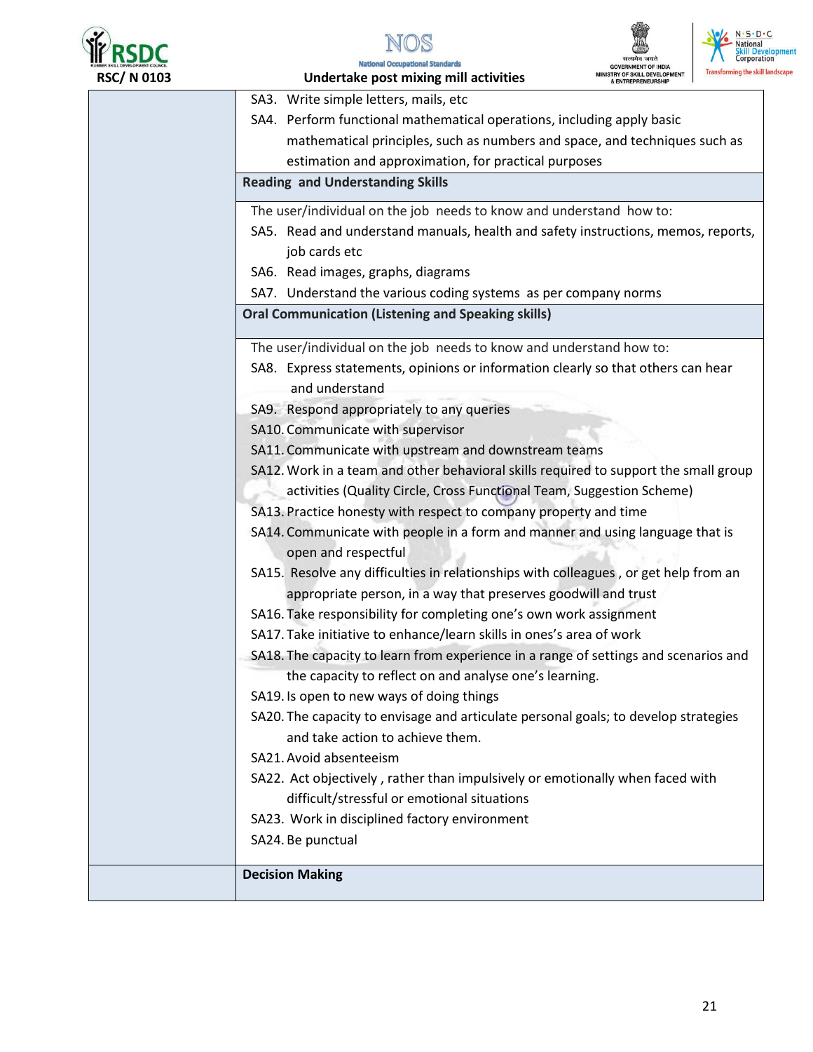| | |
|---|---|
| | SA3. Write simple letters, mails, etc<br>SA4. Perform functional mathematical operations, including apply basic mathematical principles, such as numbers and space, and techniques such as estimation and approximation, for practical purposes |
| | **Reading and Understanding Skills** |
| | The user/individual on the job needs to know and understand how to:<br>SA5. Read and understand manuals, health and safety instructions, memos, reports, job cards etc<br>SA6. Read images, graphs, diagrams<br>SA7. Understand the various coding systems as per company norms |
| | **Oral Communication (Listening and Speaking skills)** |
| | The user/individual on the job needs to know and understand how to:<br>SA8. Express statements, opinions or information clearly so that others can hear and understand<br>SA9. Respond appropriately to any queries<br>SA10. Communicate with supervisor<br>SA11. Communicate with upstream and downstream teams<br>SA12. Work in a team and other behavioral skills required to support the small group activities (Quality Circle, Cross Functional Team, Suggestion Scheme)<br>SA13. Practice honesty with respect to company property and time<br>SA14. Communicate with people in a form and manner and using language that is open and respectful<br>SA15. Resolve any difficulties in relationships with colleagues , or get help from an appropriate person, in a way that preserves goodwill and trust<br>SA16. Take responsibility for completing one's own work assignment<br>SA17. Take initiative to enhance/learn skills in ones's area of work<br>SA18. The capacity to learn from experience in a range of settings and scenarios and the capacity to reflect on and analyse one's learning.<br>SA19. Is open to new ways of doing things<br>SA20. The capacity to envisage and articulate personal goals; to develop strategies and take action to achieve them.<br>SA21. Avoid absenteeism<br>SA22. Act objectively , rather than impulsively or emotionally when faced with difficult/stressful or emotional situations<br>SA23. Work in disciplined factory environment<br>SA24. Be punctual |
| | **Decision Making** |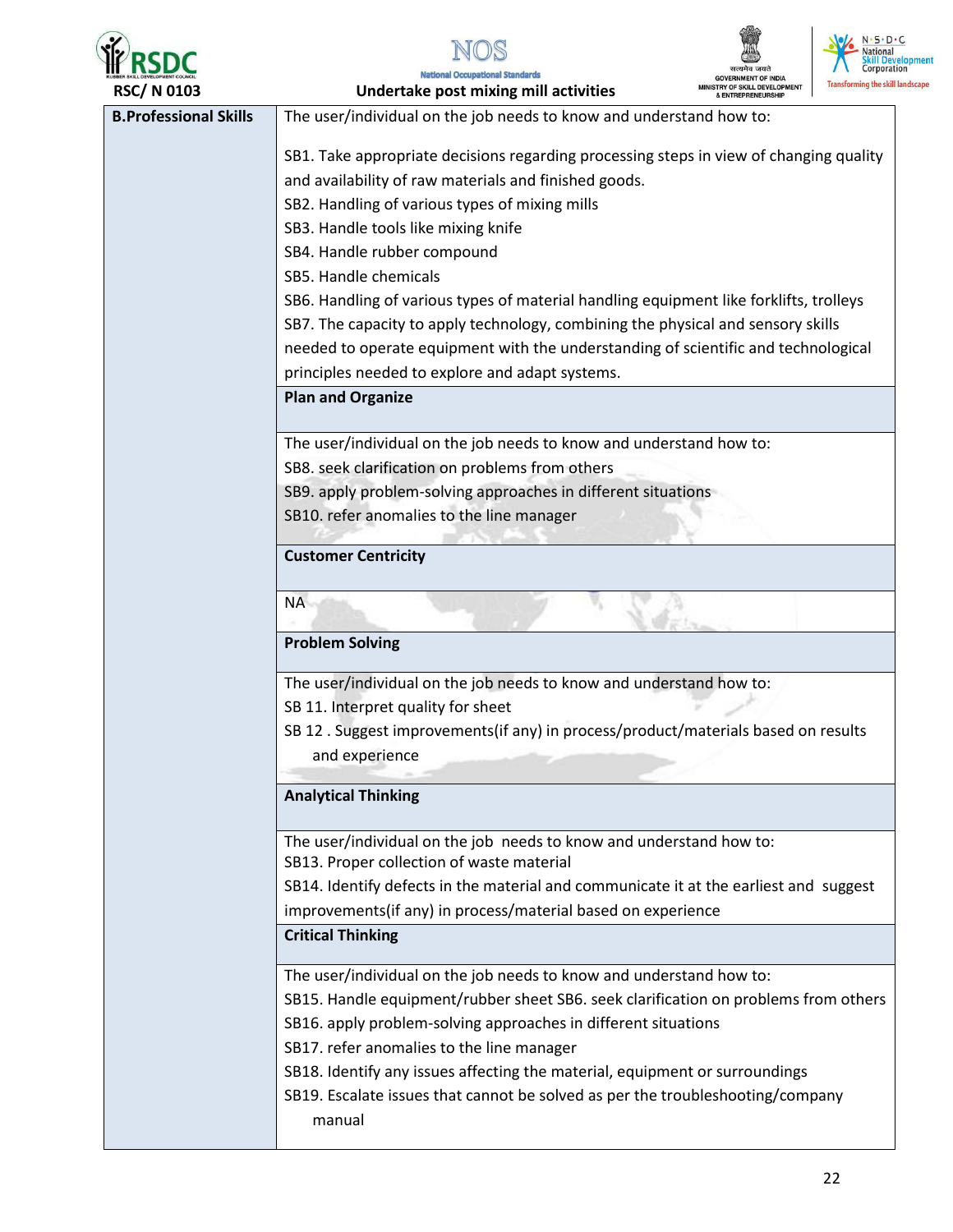| B.Professional Skills | The user/individual on the job needs to know and understand how to:<br><br>SB1. Take appropriate decisions regarding processing steps in view of changing quality and availability of raw materials and finished goods.<br>SB2. Handling of various types of mixing mills<br>SB3. Handle tools like mixing knife<br>SB4. Handle rubber compound<br>SB5. Handle chemicals<br>SB6. Handling of various types of material handling equipment like forklifts, trolleys<br>SB7. The capacity to apply technology, combining the physical and sensory skills needed to operate equipment with the understanding of scientific and technological principles needed to explore and adapt systems. |
|---|---|
| | **Plan and Organize** |
| | The user/individual on the job needs to know and understand how to:<br>SB8. seek clarification on problems from others<br>SB9. apply problem-solving approaches in different situations<br>SB10. refer anomalies to the line manager |
| | **Customer Centricity** |
| | NA |
| | **Problem Solving** |
| | The user/individual on the job needs to know and understand how to:<br>SB 11. Interpret quality for sheet<br>SB 12 . Suggest improvements(if any) in process/product/materials based on results and experience |
| | **Analytical Thinking** |
| | The user/individual on the job needs to know and understand how to:<br>SB13. Proper collection of waste material<br>SB14. Identify defects in the material and communicate it at the earliest and suggest improvements(if any) in process/material based on experience |
| | **Critical Thinking** |
| | The user/individual on the job needs to know and understand how to:<br>SB15. Handle equipment/rubber sheet SB6. seek clarification on problems from others<br>SB16. apply problem-solving approaches in different situations<br>SB17. refer anomalies to the line manager<br>SB18. Identify any issues affecting the material, equipment or surroundings<br>SB19. Escalate issues that cannot be solved as per the troubleshooting/company manual |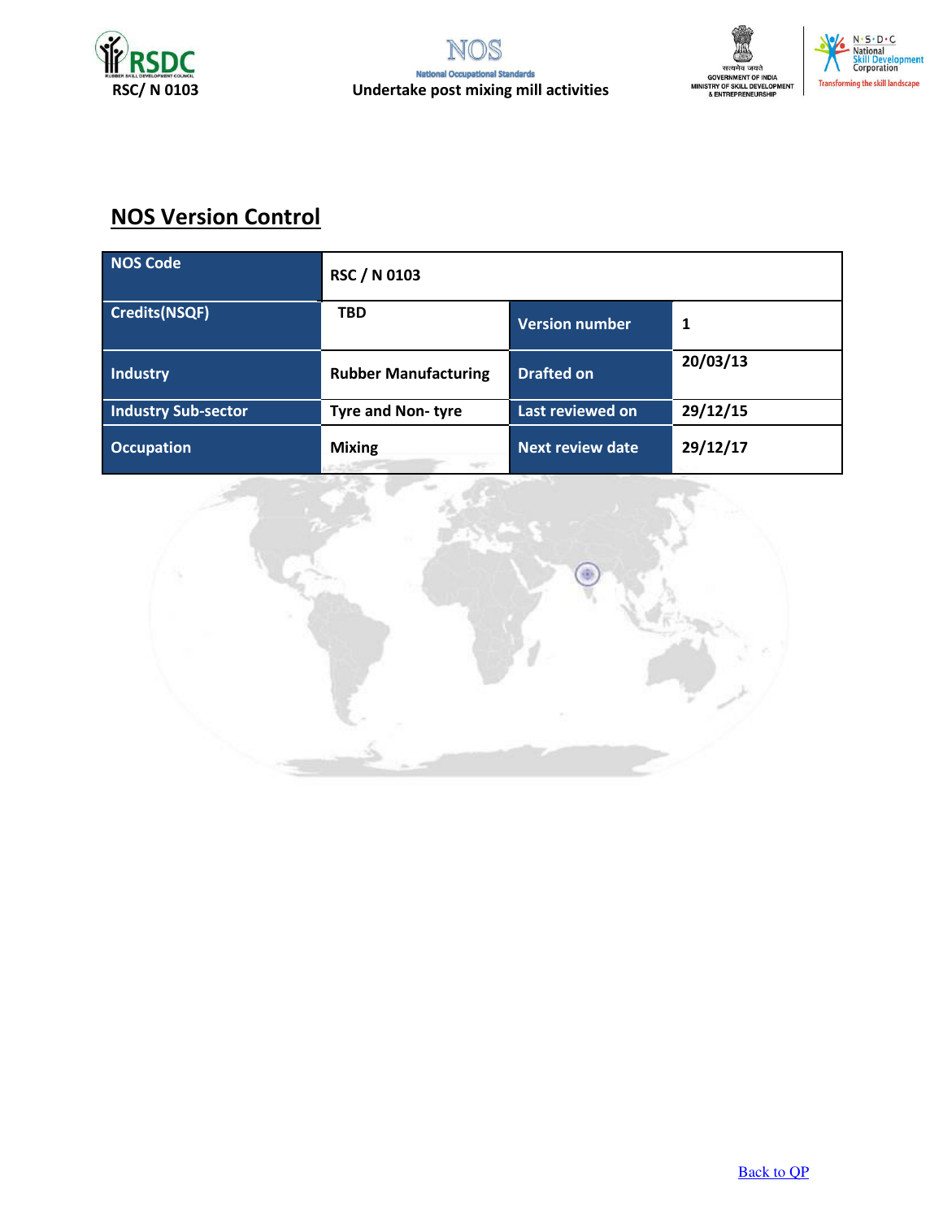## NOS Version Control

| NOS Code | RSC / N 0103 | | |
|---|---|---|---|
| Credits(NSQF) | TBD | Version number | 1 |
| Industry | Rubber Manufacturing | Drafted on | 20/03/13 |
| Industry Sub-sector | Tyre and Non- tyre | Last reviewed on | 29/12/15 |
| Occupation | Mixing | Next review date | 29/12/17 |

Back to QP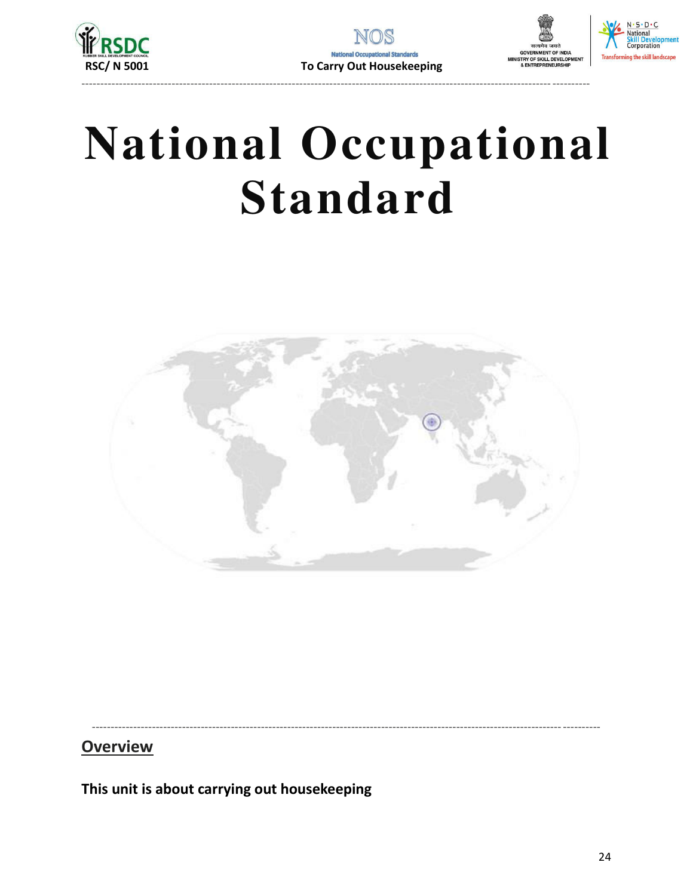# National Occupational Standard

## Overview

**This unit is about carrying out housekeeping**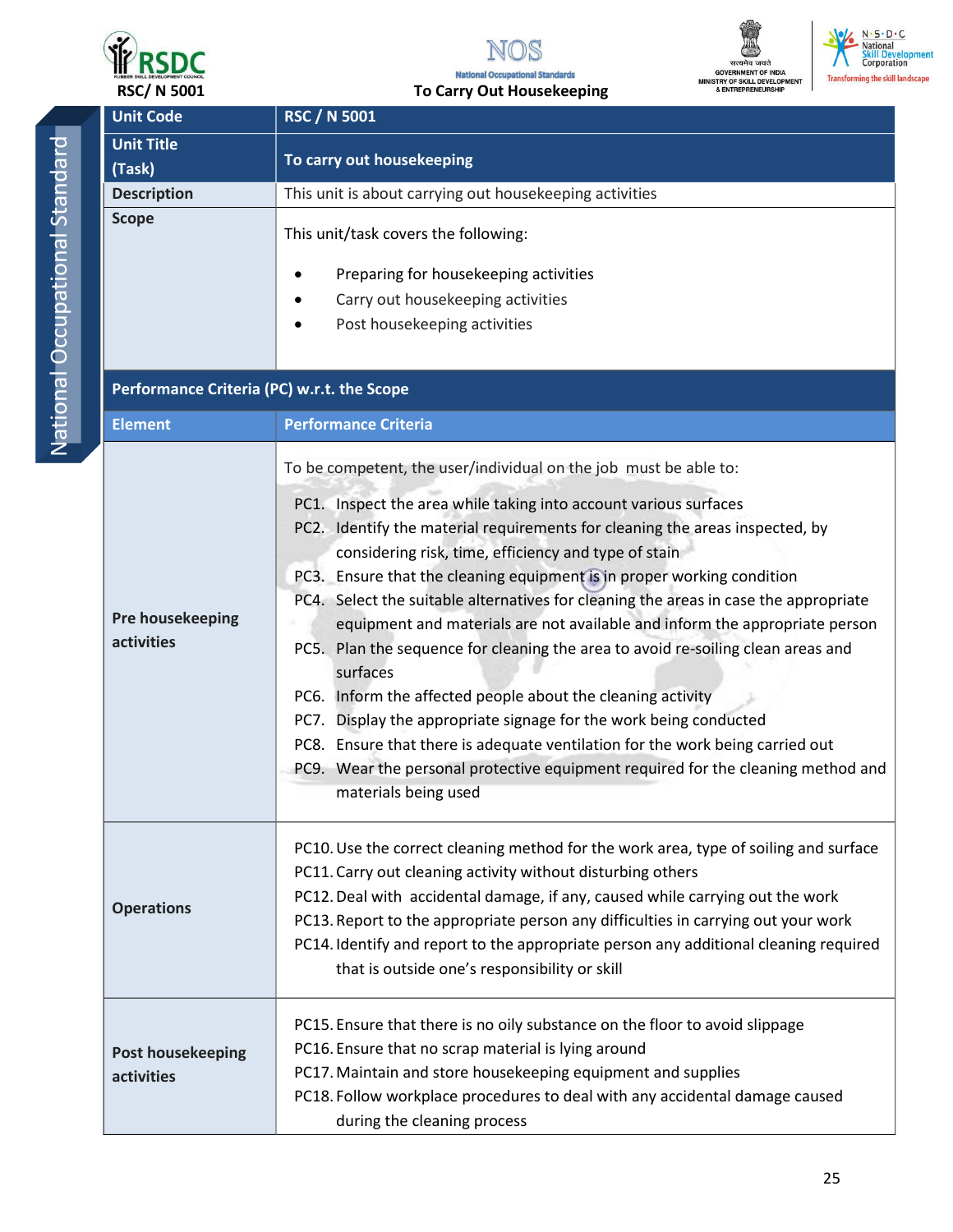| Unit Code | RSC / N 5001 |
|---|---|
| Unit Title (Task) | To carry out housekeeping |
| Description | This unit is about carrying out housekeeping activities |
| Scope | This unit/task covers the following:<br>• Preparing for housekeeping activities<br>• Carry out housekeeping activities<br>• Post housekeeping activities |
| **Performance Criteria (PC) w.r.t. the Scope** | |
| **Element** | **Performance Criteria** |
| Pre housekeeping activities | To be competent, the user/individual on the job must be able to:<br>PC1. Inspect the area while taking into account various surfaces<br>PC2. Identify the material requirements for cleaning the areas inspected, by considering risk, time, efficiency and type of stain<br>PC3. Ensure that the cleaning equipment is in proper working condition<br>PC4. Select the suitable alternatives for cleaning the areas in case the appropriate equipment and materials are not available and inform the appropriate person<br>PC5. Plan the sequence for cleaning the area to avoid re-soiling clean areas and surfaces<br>PC6. Inform the affected people about the cleaning activity<br>PC7. Display the appropriate signage for the work being conducted<br>PC8. Ensure that there is adequate ventilation for the work being carried out<br>PC9. Wear the personal protective equipment required for the cleaning method and materials being used |
| Operations | PC10. Use the correct cleaning method for the work area, type of soiling and surface<br>PC11. Carry out cleaning activity without disturbing others<br>PC12. Deal with accidental damage, if any, caused while carrying out the work<br>PC13. Report to the appropriate person any difficulties in carrying out your work<br>PC14. Identify and report to the appropriate person any additional cleaning required that is outside one's responsibility or skill |
| Post housekeeping activities | PC15. Ensure that there is no oily substance on the floor to avoid slippage<br>PC16. Ensure that no scrap material is lying around<br>PC17. Maintain and store housekeeping equipment and supplies<br>PC18. Follow workplace procedures to deal with any accidental damage caused during the cleaning process |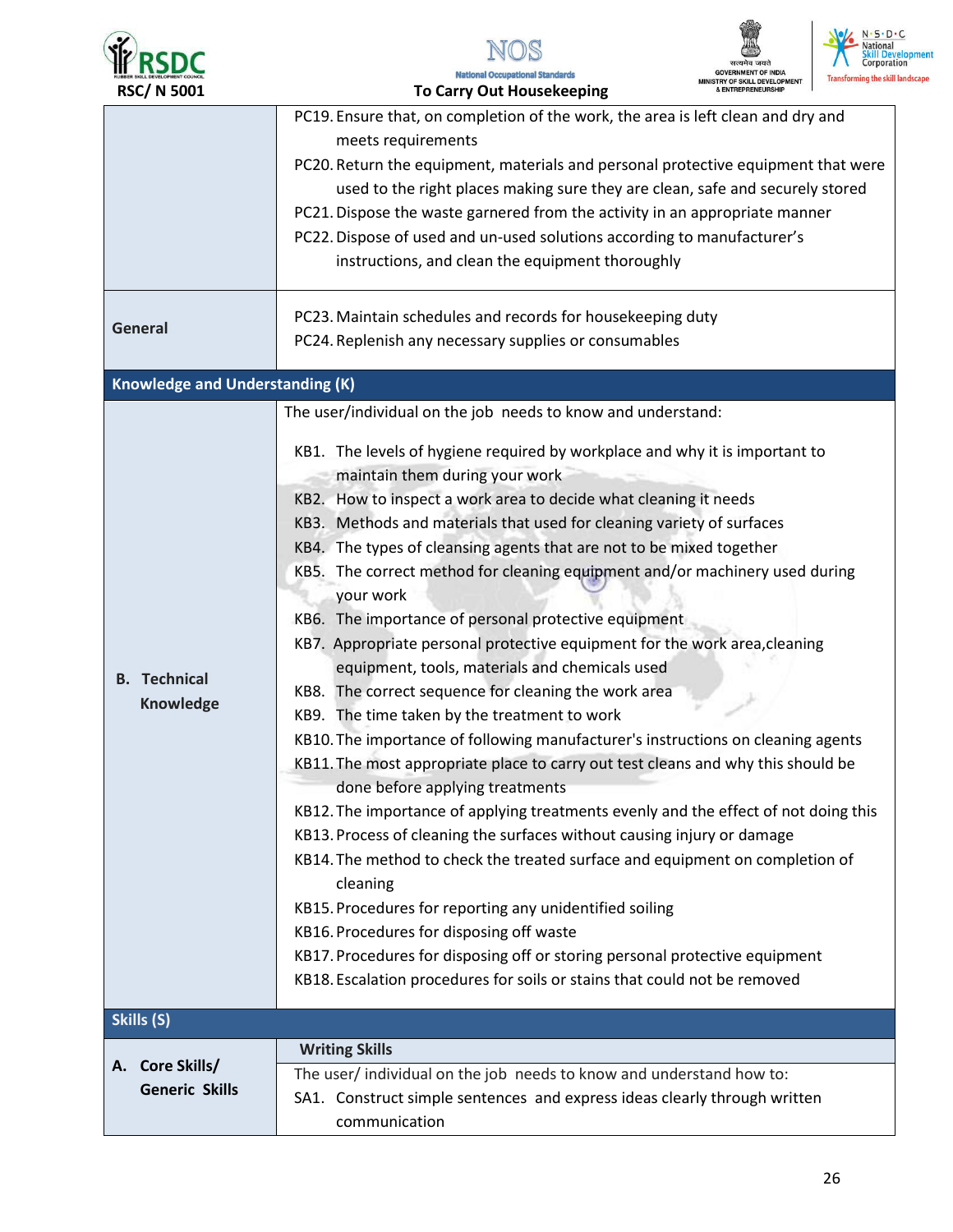| | |
|---|---|
| | PC19. Ensure that, on completion of the work, the area is left clean and dry and meets requirements<br>PC20. Return the equipment, materials and personal protective equipment that were used to the right places making sure they are clean, safe and securely stored<br>PC21. Dispose the waste garnered from the activity in an appropriate manner<br>PC22. Dispose of used and un-used solutions according to manufacturer's instructions, and clean the equipment thoroughly |
| **General** | PC23. Maintain schedules and records for housekeeping duty<br>PC24. Replenish any necessary supplies or consumables |
| **Knowledge and Understanding (K)** | |
| **B. Technical Knowledge** | The user/individual on the job needs to know and understand:<br>KB1. The levels of hygiene required by workplace and why it is important to maintain them during your work<br>KB2. How to inspect a work area to decide what cleaning it needs<br>KB3. Methods and materials that used for cleaning variety of surfaces<br>KB4. The types of cleansing agents that are not to be mixed together<br>KB5. The correct method for cleaning equipment and/or machinery used during your work<br>KB6. The importance of personal protective equipment<br>KB7. Appropriate personal protective equipment for the work area,cleaning equipment, tools, materials and chemicals used<br>KB8. The correct sequence for cleaning the work area<br>KB9. The time taken by the treatment to work<br>KB10. The importance of following manufacturer's instructions on cleaning agents<br>KB11. The most appropriate place to carry out test cleans and why this should be done before applying treatments<br>KB12. The importance of applying treatments evenly and the effect of not doing this<br>KB13. Process of cleaning the surfaces without causing injury or damage<br>KB14. The method to check the treated surface and equipment on completion of cleaning<br>KB15. Procedures for reporting any unidentified soiling<br>KB16. Procedures for disposing off waste<br>KB17. Procedures for disposing off or storing personal protective equipment<br>KB18. Escalation procedures for soils or stains that could not be removed |
| **Skills (S)** | |
| **A. Core Skills/ Generic Skills** | **Writing Skills**<br>The user/ individual on the job needs to know and understand how to:<br>SA1. Construct simple sentences and express ideas clearly through written communication |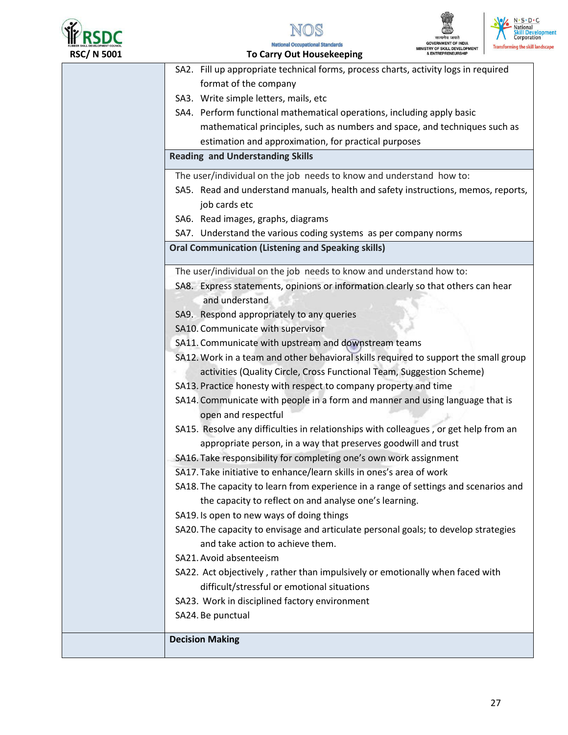| | |
|---|---|
| | SA2. Fill up appropriate technical forms, process charts, activity logs in required format of the company<br>SA3. Write simple letters, mails, etc<br>SA4. Perform functional mathematical operations, including apply basic mathematical principles, such as numbers and space, and techniques such as estimation and approximation, for practical purposes |
| | **Reading and Understanding Skills** |
| | The user/individual on the job needs to know and understand how to:<br>SA5. Read and understand manuals, health and safety instructions, memos, reports, job cards etc<br>SA6. Read images, graphs, diagrams<br>SA7. Understand the various coding systems as per company norms |
| | **Oral Communication (Listening and Speaking skills)** |
| | The user/individual on the job needs to know and understand how to:<br>SA8. Express statements, opinions or information clearly so that others can hear and understand<br>SA9. Respond appropriately to any queries<br>SA10. Communicate with supervisor<br>SA11. Communicate with upstream and downstream teams<br>SA12. Work in a team and other behavioral skills required to support the small group activities (Quality Circle, Cross Functional Team, Suggestion Scheme)<br>SA13. Practice honesty with respect to company property and time<br>SA14. Communicate with people in a form and manner and using language that is open and respectful<br>SA15. Resolve any difficulties in relationships with colleagues , or get help from an appropriate person, in a way that preserves goodwill and trust<br>SA16. Take responsibility for completing one's own work assignment<br>SA17. Take initiative to enhance/learn skills in ones's area of work<br>SA18. The capacity to learn from experience in a range of settings and scenarios and the capacity to reflect on and analyse one's learning.<br>SA19. Is open to new ways of doing things<br>SA20. The capacity to envisage and articulate personal goals; to develop strategies and take action to achieve them.<br>SA21. Avoid absenteeism<br>SA22. Act objectively , rather than impulsively or emotionally when faced with difficult/stressful or emotional situations<br>SA23. Work in disciplined factory environment<br>SA24. Be punctual |
| | **Decision Making** |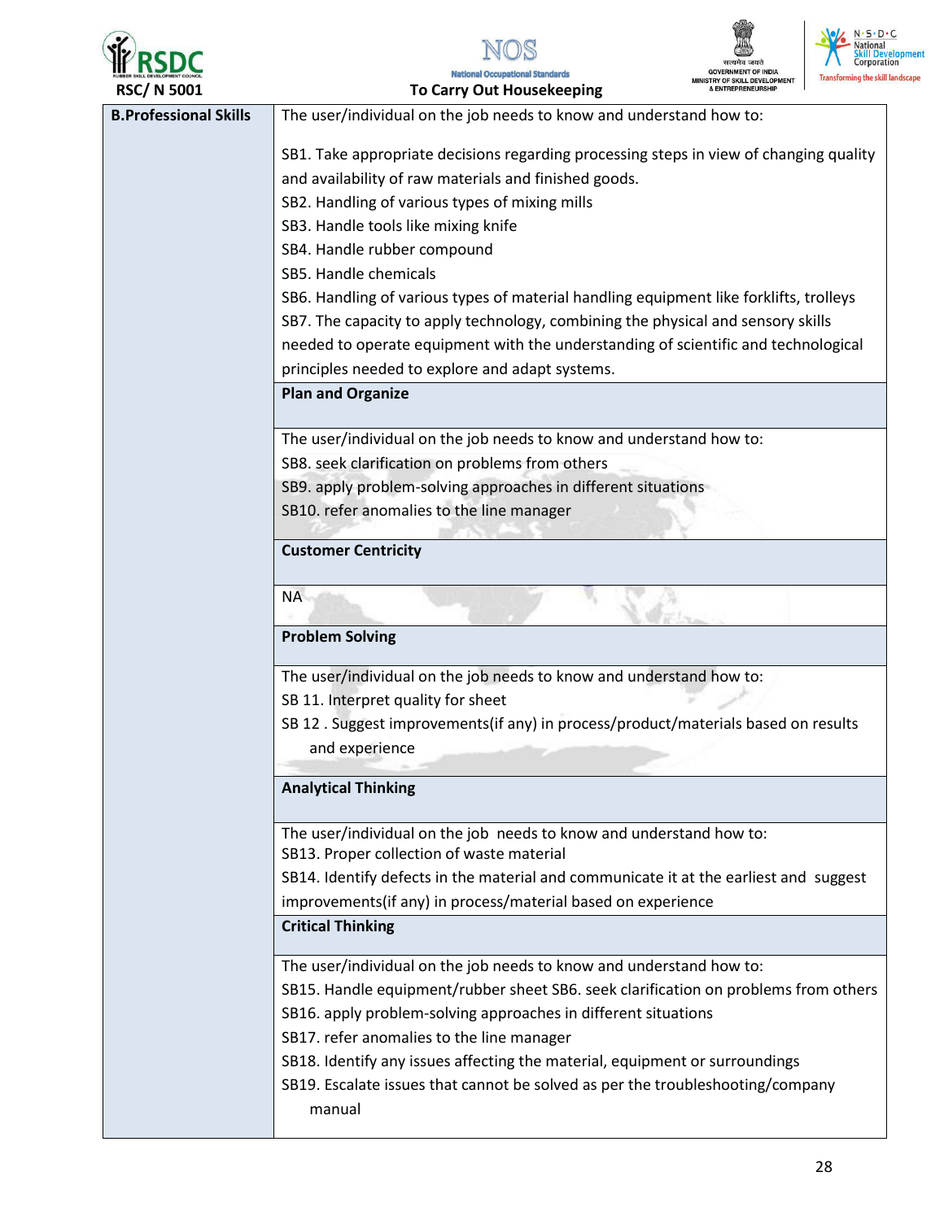| B.Professional Skills | The user/individual on the job needs to know and understand how to:<br><br>SB1. Take appropriate decisions regarding processing steps in view of changing quality and availability of raw materials and finished goods.<br>SB2. Handling of various types of mixing mills<br>SB3. Handle tools like mixing knife<br>SB4. Handle rubber compound<br>SB5. Handle chemicals<br>SB6. Handling of various types of material handling equipment like forklifts, trolleys<br>SB7. The capacity to apply technology, combining the physical and sensory skills needed to operate equipment with the understanding of scientific and technological principles needed to explore and adapt systems. |
|---|---|
| | **Plan and Organize** |
| | The user/individual on the job needs to know and understand how to:<br>SB8. seek clarification on problems from others<br>SB9. apply problem-solving approaches in different situations<br>SB10. refer anomalies to the line manager |
| | **Customer Centricity** |
| | NA |
| | **Problem Solving** |
| | The user/individual on the job needs to know and understand how to:<br>SB 11. Interpret quality for sheet<br>SB 12 . Suggest improvements(if any) in process/product/materials based on results and experience |
| | **Analytical Thinking** |
| | The user/individual on the job needs to know and understand how to:<br>SB13. Proper collection of waste material<br>SB14. Identify defects in the material and communicate it at the earliest and suggest improvements(if any) in process/material based on experience |
| | **Critical Thinking** |
| | The user/individual on the job needs to know and understand how to:<br>SB15. Handle equipment/rubber sheet SB6. seek clarification on problems from others<br>SB16. apply problem-solving approaches in different situations<br>SB17. refer anomalies to the line manager<br>SB18. Identify any issues affecting the material, equipment or surroundings<br>SB19. Escalate issues that cannot be solved as per the troubleshooting/company manual |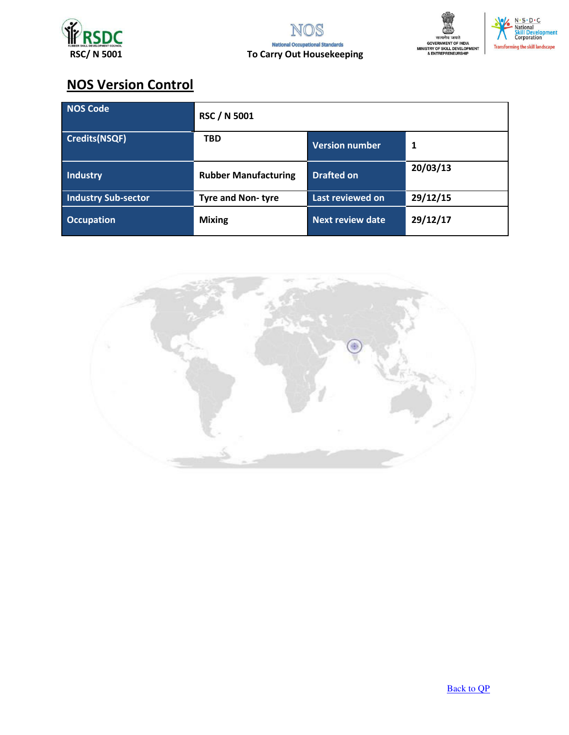## NOS Version Control

| NOS Code | RSC / N 5001 | | |
|---|---|---|---|
| Credits(NSQF) | TBD | Version number | 1 |
| Industry | Rubber Manufacturing | Drafted on | 20/03/13 |
| Industry Sub-sector | Tyre and Non- tyre | Last reviewed on | 29/12/15 |
| Occupation | Mixing | Next review date | 29/12/17 |

Back to QP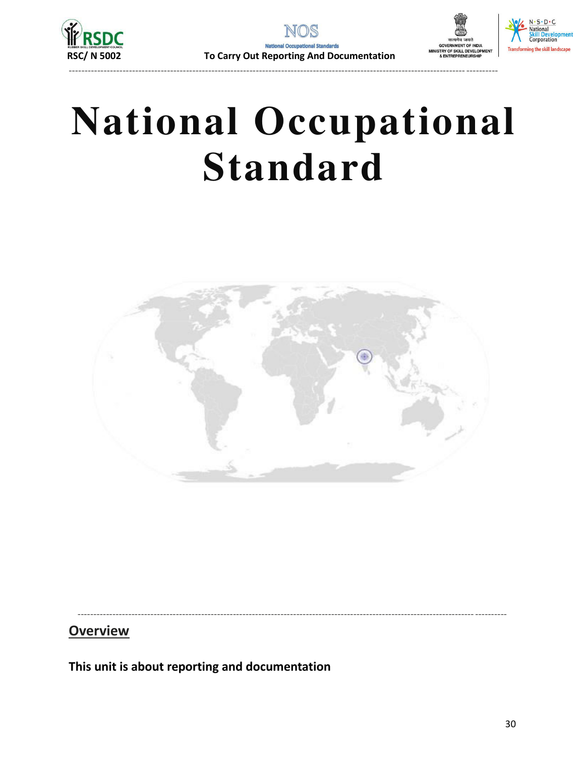# National Occupational Standard

## Overview

**This unit is about reporting and documentation**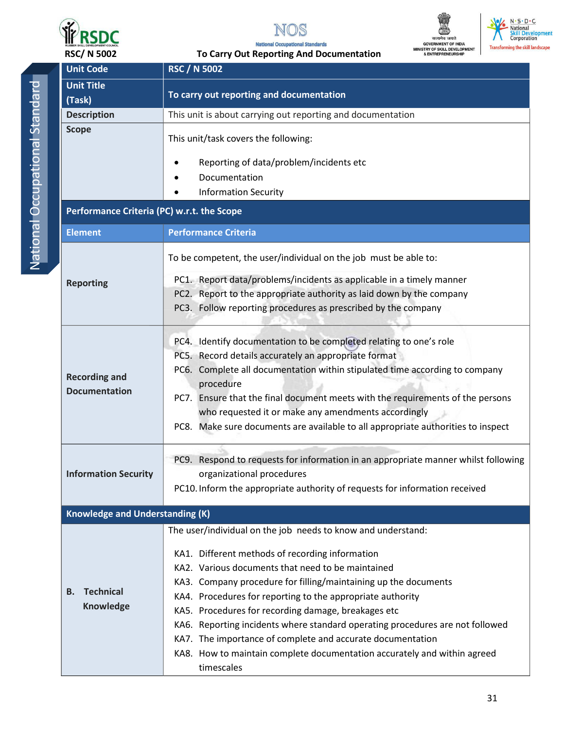| Unit Code | RSC / N 5002 |
| --- | --- |
| Unit Title (Task) | To carry out reporting and documentation |
| Description | This unit is about carrying out reporting and documentation |
| Scope | This unit/task covers the following:<br><br>• Reporting of data/problem/incidents etc<br>• Documentation<br>• Information Security |
| **Performance Criteria (PC) w.r.t. the Scope** | |
| **Element** | **Performance Criteria** |
| Reporting | To be competent, the user/individual on the job must be able to:<br><br>PC1. Report data/problems/incidents as applicable in a timely manner<br>PC2. Report to the appropriate authority as laid down by the company<br>PC3. Follow reporting procedures as prescribed by the company |
| Recording and Documentation | PC4. Identify documentation to be completed relating to one's role<br>PC5. Record details accurately an appropriate format<br>PC6. Complete all documentation within stipulated time according to company procedure<br>PC7. Ensure that the final document meets with the requirements of the persons who requested it or make any amendments accordingly<br>PC8. Make sure documents are available to all appropriate authorities to inspect |
| Information Security | PC9. Respond to requests for information in an appropriate manner whilst following organizational procedures<br>PC10. Inform the appropriate authority of requests for information received |
| **Knowledge and Understanding (K)** | |
| B. Technical Knowledge | The user/individual on the job needs to know and understand:<br><br>KA1. Different methods of recording information<br>KA2. Various documents that need to be maintained<br>KA3. Company procedure for filling/maintaining up the documents<br>KA4. Procedures for reporting to the appropriate authority<br>KA5. Procedures for recording damage, breakages etc<br>KA6. Reporting incidents where standard operating procedures are not followed<br>KA7. The importance of complete and accurate documentation<br>KA8. How to maintain complete documentation accurately and within agreed timescales |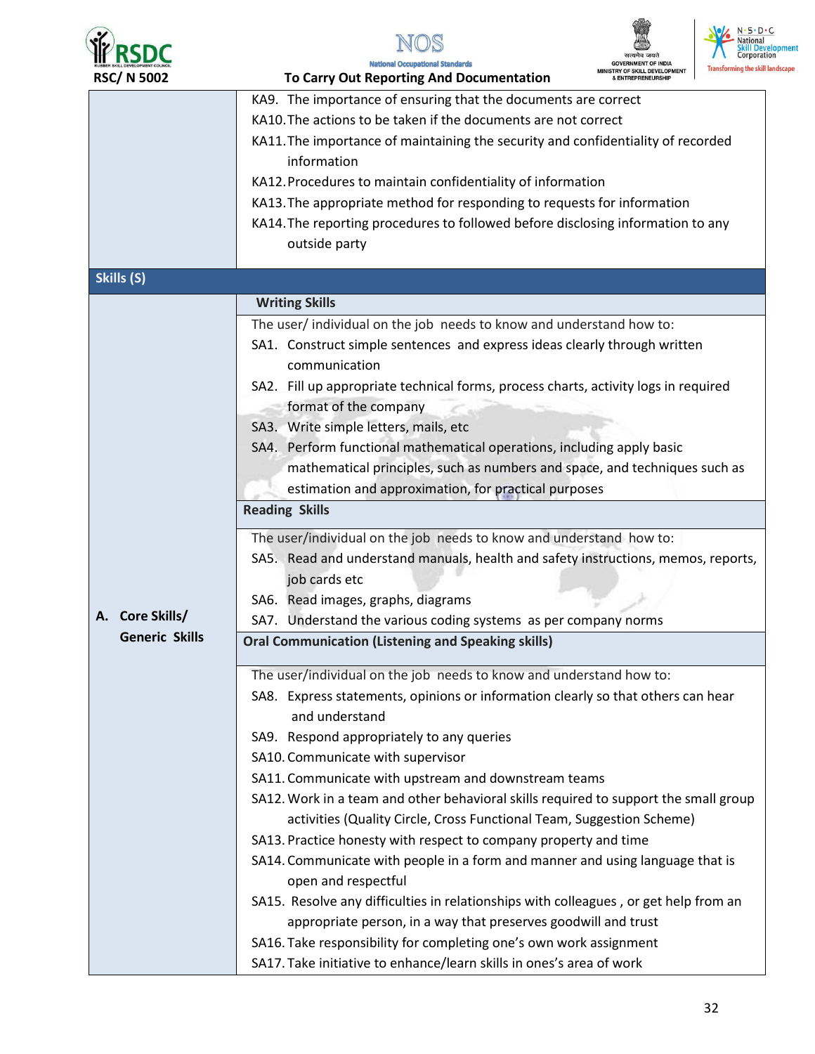| | |
|---|---|
| | KA9. The importance of ensuring that the documents are correct<br>KA10. The actions to be taken if the documents are not correct<br>KA11. The importance of maintaining the security and confidentiality of recorded information<br>KA12. Procedures to maintain confidentiality of information<br>KA13. The appropriate method for responding to requests for information<br>KA14. The reporting procedures to followed before disclosing information to any outside party |
| **Skills (S)** | |
| | **Writing Skills** |
| | The user/ individual on the job needs to know and understand how to:<br>SA1. Construct simple sentences and express ideas clearly through written communication<br>SA2. Fill up appropriate technical forms, process charts, activity logs in required format of the company<br>SA3. Write simple letters, mails, etc<br>SA4. Perform functional mathematical operations, including apply basic mathematical principles, such as numbers and space, and techniques such as estimation and approximation, for practical purposes |
| | **Reading Skills** |
| **A. Core Skills/ Generic Skills** | The user/individual on the job needs to know and understand how to:<br>SA5. Read and understand manuals, health and safety instructions, memos, reports, job cards etc<br>SA6. Read images, graphs, diagrams<br>SA7. Understand the various coding systems as per company norms |
| | **Oral Communication (Listening and Speaking skills)** |
| | The user/individual on the job needs to know and understand how to:<br>SA8. Express statements, opinions or information clearly so that others can hear and understand<br>SA9. Respond appropriately to any queries<br>SA10. Communicate with supervisor<br>SA11. Communicate with upstream and downstream teams<br>SA12. Work in a team and other behavioral skills required to support the small group activities (Quality Circle, Cross Functional Team, Suggestion Scheme)<br>SA13. Practice honesty with respect to company property and time<br>SA14. Communicate with people in a form and manner and using language that is open and respectful<br>SA15. Resolve any difficulties in relationships with colleagues , or get help from an appropriate person, in a way that preserves goodwill and trust<br>SA16. Take responsibility for completing one's own work assignment<br>SA17. Take initiative to enhance/learn skills in ones's area of work |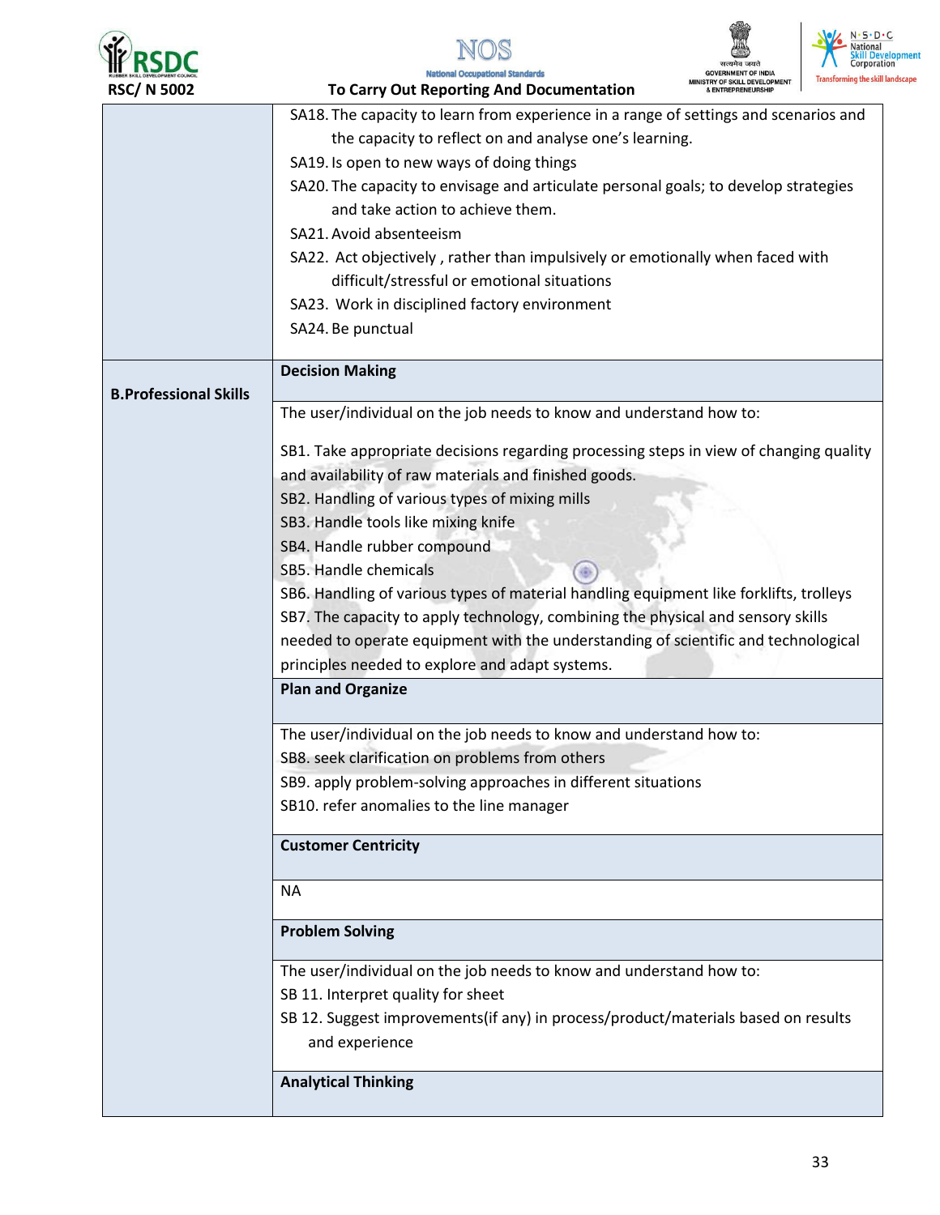| | |
|---|---|
| | SA18. The capacity to learn from experience in a range of settings and scenarios and the capacity to reflect on and analyse one's learning.<br>SA19. Is open to new ways of doing things<br>SA20. The capacity to envisage and articulate personal goals; to develop strategies and take action to achieve them.<br>SA21. Avoid absenteeism<br>SA22. Act objectively , rather than impulsively or emotionally when faced with difficult/stressful or emotional situations<br>SA23. Work in disciplined factory environment<br>SA24. Be punctual |
| **B.Professional Skills** | **Decision Making** |
| | The user/individual on the job needs to know and understand how to:<br><br>SB1. Take appropriate decisions regarding processing steps in view of changing quality and availability of raw materials and finished goods.<br>SB2. Handling of various types of mixing mills<br>SB3. Handle tools like mixing knife<br>SB4. Handle rubber compound<br>SB5. Handle chemicals<br>SB6. Handling of various types of material handling equipment like forklifts, trolleys<br>SB7. The capacity to apply technology, combining the physical and sensory skills needed to operate equipment with the understanding of scientific and technological principles needed to explore and adapt systems. |
| | **Plan and Organize** |
| | The user/individual on the job needs to know and understand how to:<br>SB8. seek clarification on problems from others<br>SB9. apply problem-solving approaches in different situations<br>SB10. refer anomalies to the line manager |
| | **Customer Centricity** |
| | NA |
| | **Problem Solving** |
| | The user/individual on the job needs to know and understand how to:<br>SB 11. Interpret quality for sheet<br>SB 12. Suggest improvements(if any) in process/product/materials based on results and experience |
| | **Analytical Thinking** |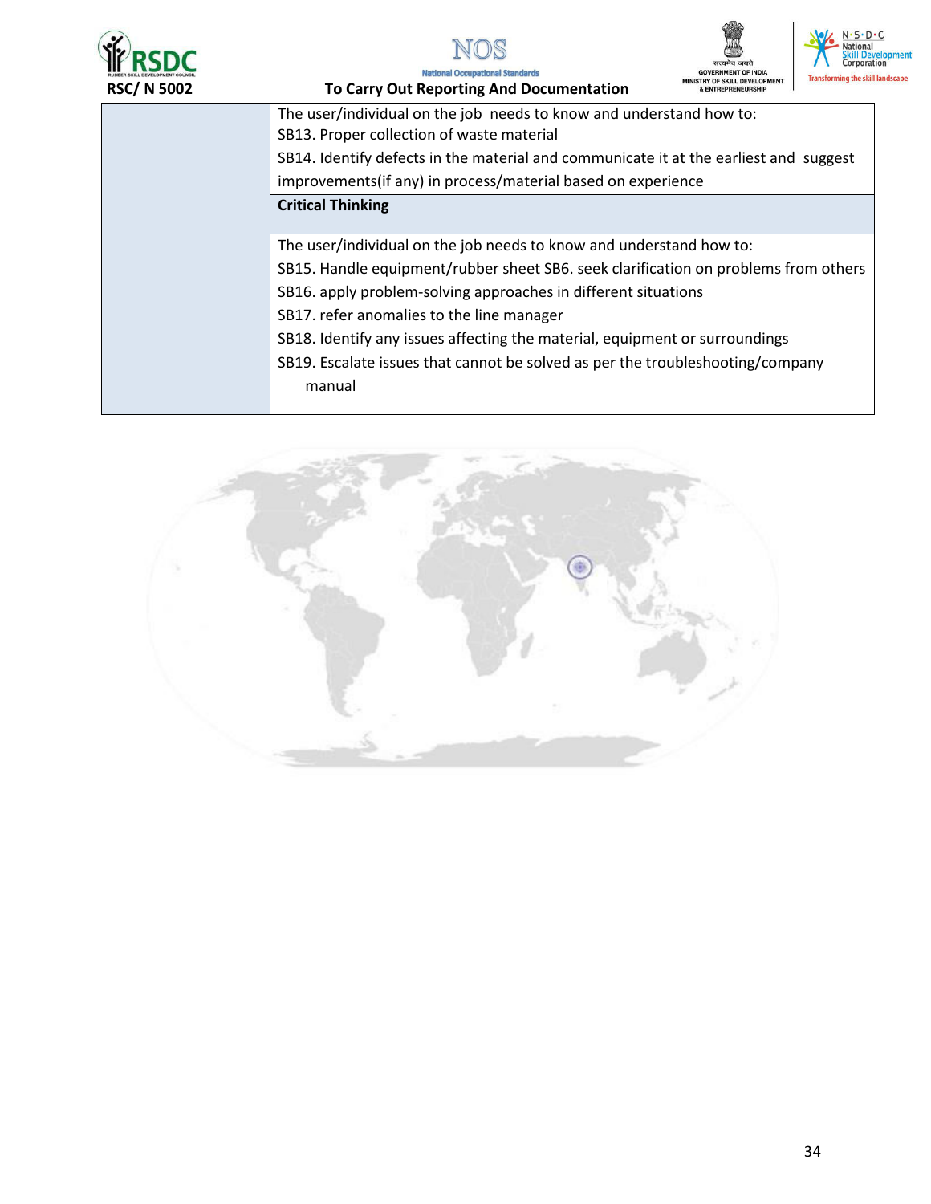| | |
|---|---|
| | The user/individual on the job needs to know and understand how to:<br>SB13. Proper collection of waste material<br>SB14. Identify defects in the material and communicate it at the earliest and suggest improvements(if any) in process/material based on experience |
| | **Critical Thinking** |
| | The user/individual on the job needs to know and understand how to:<br>SB15. Handle equipment/rubber sheet SB6. seek clarification on problems from others<br>SB16. apply problem-solving approaches in different situations<br>SB17. refer anomalies to the line manager<br>SB18. Identify any issues affecting the material, equipment or surroundings<br>SB19. Escalate issues that cannot be solved as per the troubleshooting/company manual |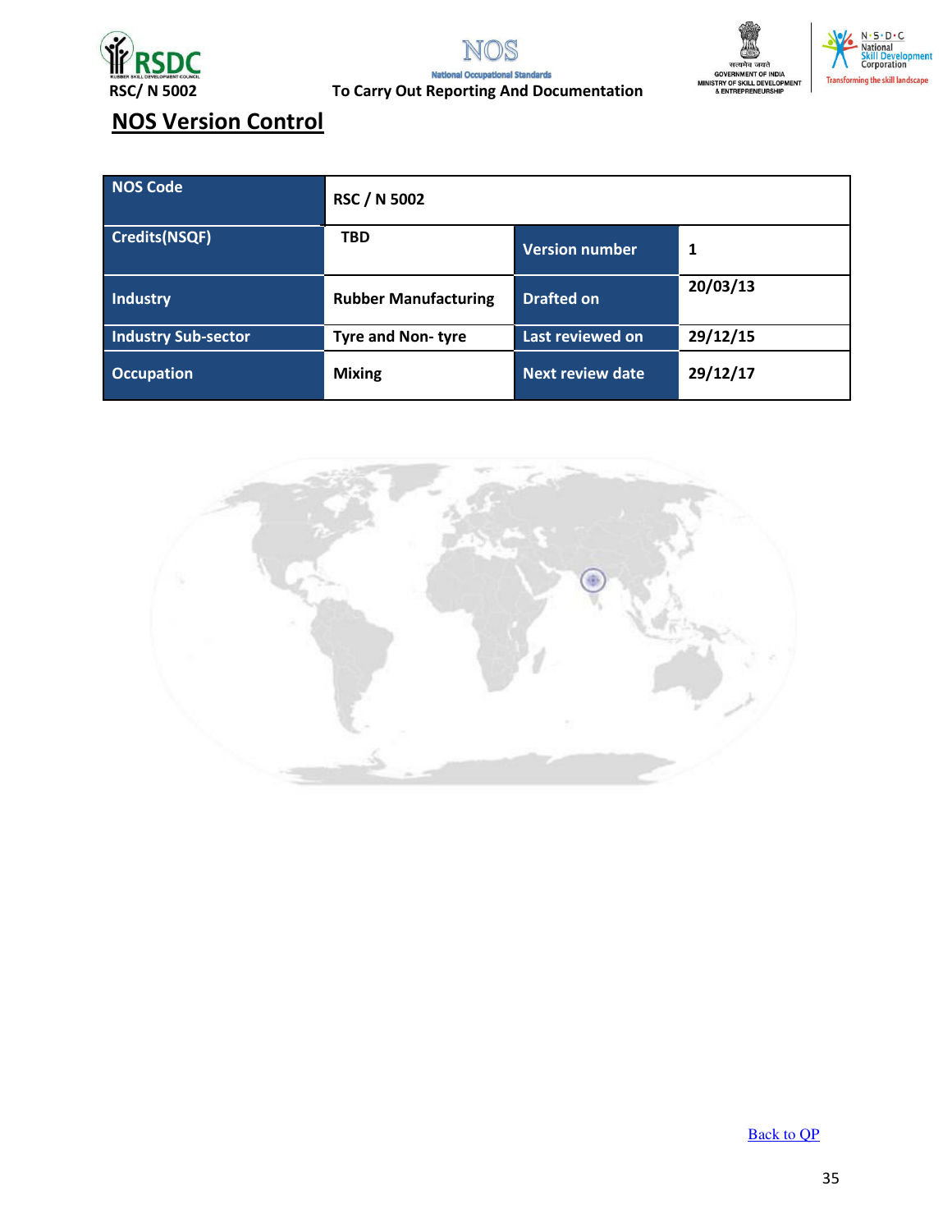## NOS Version Control

| NOS Code | RSC / N 5002 | | |
|---|---|---|---|
| Credits(NSQF) | TBD | Version number | 1 |
| Industry | Rubber Manufacturing | Drafted on | 20/03/13 |
| Industry Sub-sector | Tyre and Non- tyre | Last reviewed on | 29/12/15 |
| Occupation | Mixing | Next review date | 29/12/17 |

Back to QP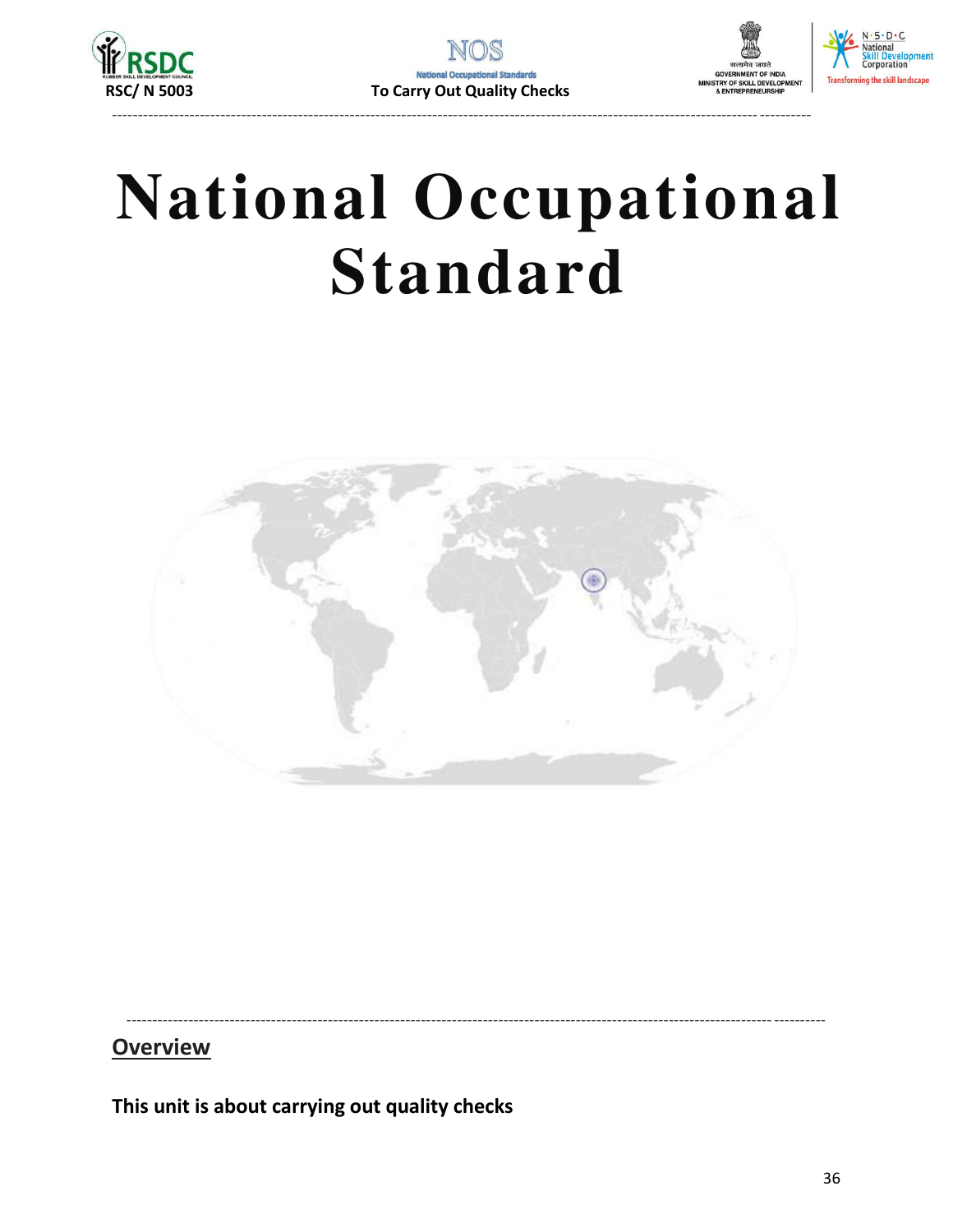# National Occupational Standard

## Overview

**This unit is about carrying out quality checks**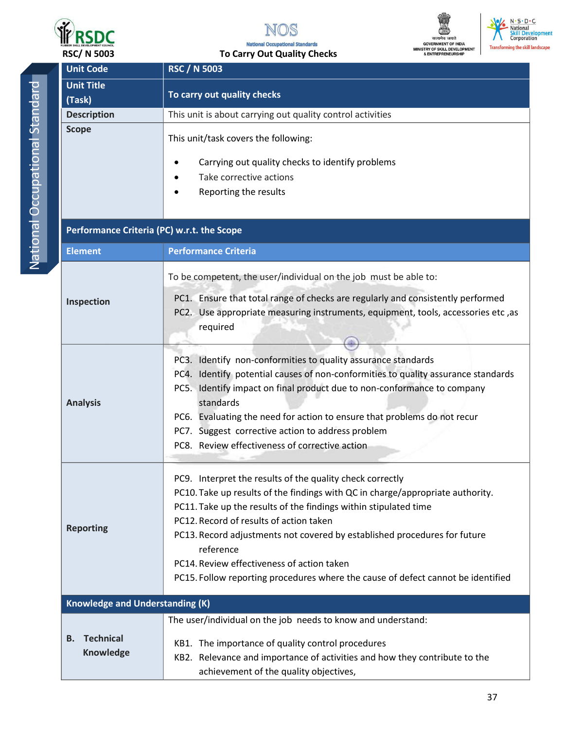| Unit Code | RSC / N 5003 |
|---|---|
| Unit Title (Task) | To carry out quality checks |
| Description | This unit is about carrying out quality control activities |
| Scope | This unit/task covers the following:<br><br>• Carrying out quality checks to identify problems<br>• Take corrective actions<br>• Reporting the results |
| **Performance Criteria (PC) w.r.t. the Scope** | |
| **Element** | **Performance Criteria** |
| Inspection | To be competent, the user/individual on the job must be able to:<br>PC1. Ensure that total range of checks are regularly and consistently performed<br>PC2. Use appropriate measuring instruments, equipment, tools, accessories etc ,as required |
| Analysis | PC3. Identify non-conformities to quality assurance standards<br>PC4. Identify potential causes of non-conformities to quality assurance standards<br>PC5. Identify impact on final product due to non-conformance to company standards<br>PC6. Evaluating the need for action to ensure that problems do not recur<br>PC7. Suggest corrective action to address problem<br>PC8. Review effectiveness of corrective action |
| Reporting | PC9. Interpret the results of the quality check correctly<br>PC10. Take up results of the findings with QC in charge/appropriate authority.<br>PC11. Take up the results of the findings within stipulated time<br>PC12. Record of results of action taken<br>PC13. Record adjustments not covered by established procedures for future reference<br>PC14. Review effectiveness of action taken<br>PC15. Follow reporting procedures where the cause of defect cannot be identified |
| **Knowledge and Understanding (K)** | |
| B. Technical Knowledge | The user/individual on the job needs to know and understand:<br><br>KB1. The importance of quality control procedures<br>KB2. Relevance and importance of activities and how they contribute to the achievement of the quality objectives, |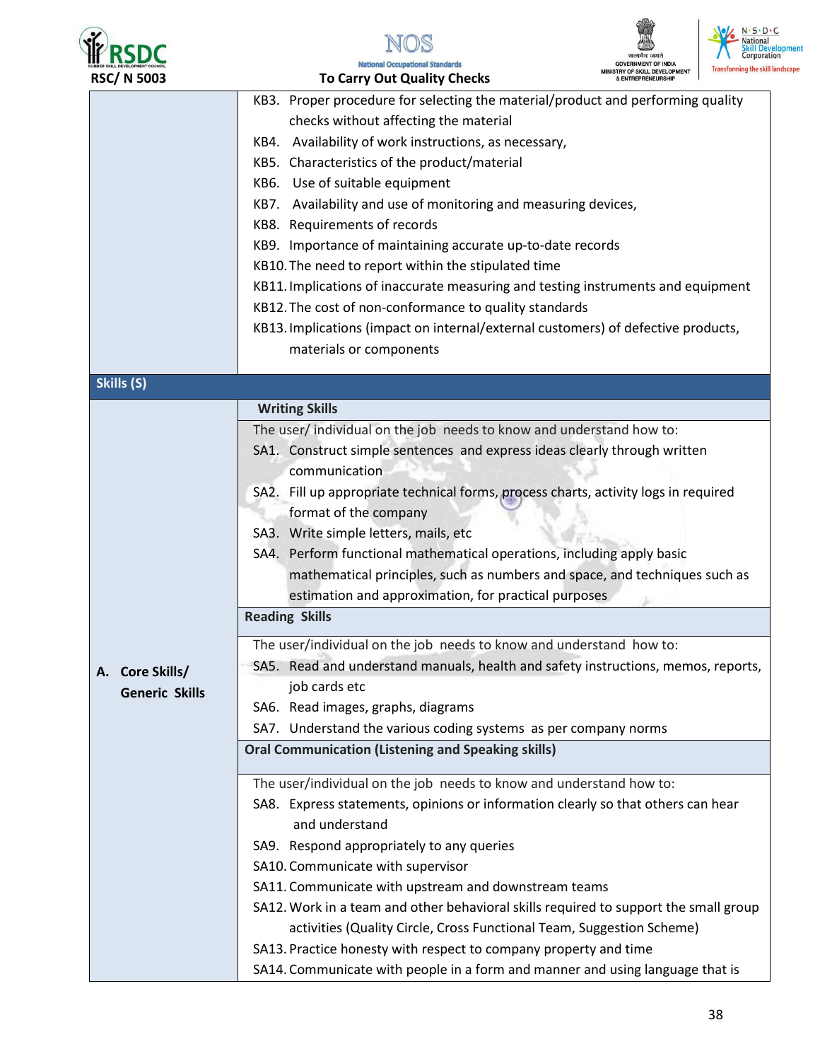| | |
|---|---|
| | KB3. Proper procedure for selecting the material/product and performing quality checks without affecting the material<br>KB4. Availability of work instructions, as necessary,<br>KB5. Characteristics of the product/material<br>KB6. Use of suitable equipment<br>KB7. Availability and use of monitoring and measuring devices,<br>KB8. Requirements of records<br>KB9. Importance of maintaining accurate up-to-date records<br>KB10. The need to report within the stipulated time<br>KB11. Implications of inaccurate measuring and testing instruments and equipment<br>KB12. The cost of non-conformance to quality standards<br>KB13. Implications (impact on internal/external customers) of defective products, materials or components |
| **Skills (S)** | |
| **A. Core Skills/ Generic Skills** | **Writing Skills**<br>The user/ individual on the job needs to know and understand how to:<br>SA1. Construct simple sentences and express ideas clearly through written communication<br>SA2. Fill up appropriate technical forms, process charts, activity logs in required format of the company<br>SA3. Write simple letters, mails, etc<br>SA4. Perform functional mathematical operations, including apply basic mathematical principles, such as numbers and space, and techniques such as estimation and approximation, for practical purposes |
| | **Reading Skills**<br>The user/individual on the job needs to know and understand how to:<br>SA5. Read and understand manuals, health and safety instructions, memos, reports, job cards etc<br>SA6. Read images, graphs, diagrams<br>SA7. Understand the various coding systems as per company norms |
| | **Oral Communication (Listening and Speaking skills)**<br>The user/individual on the job needs to know and understand how to:<br>SA8. Express statements, opinions or information clearly so that others can hear and understand<br>SA9. Respond appropriately to any queries<br>SA10. Communicate with supervisor<br>SA11. Communicate with upstream and downstream teams<br>SA12. Work in a team and other behavioral skills required to support the small group activities (Quality Circle, Cross Functional Team, Suggestion Scheme)<br>SA13. Practice honesty with respect to company property and time<br>SA14. Communicate with people in a form and manner and using language that is |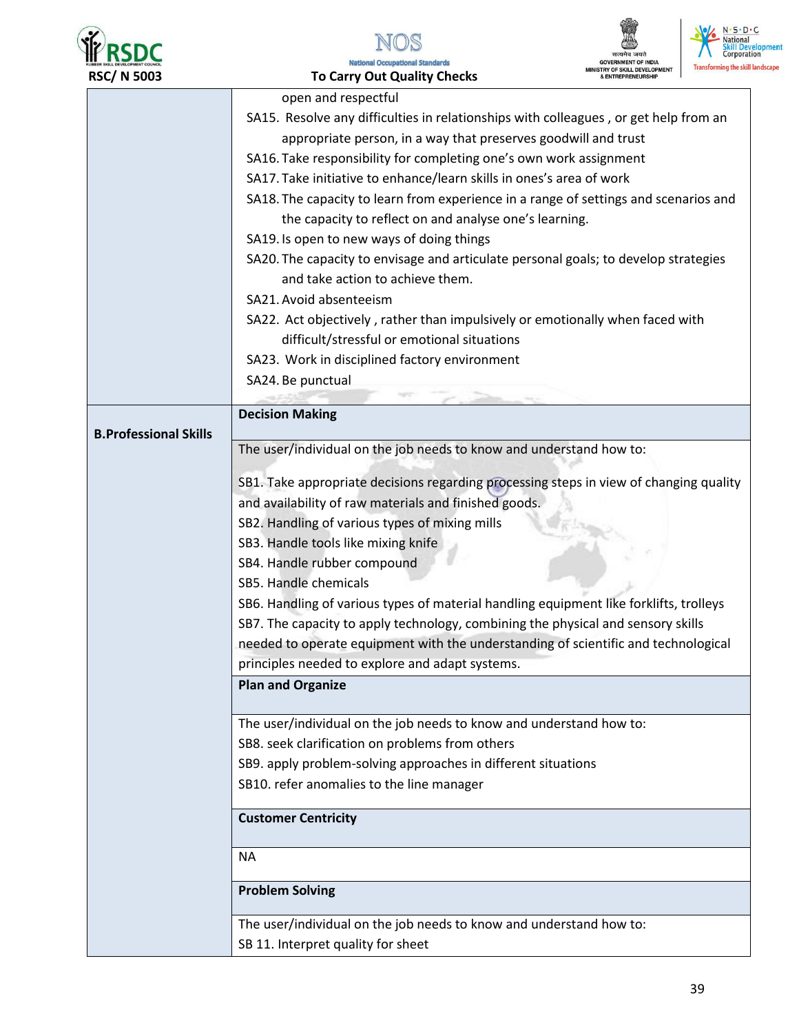| | |
|---|---|
| | open and respectful<br>SA15. Resolve any difficulties in relationships with colleagues , or get help from an appropriate person, in a way that preserves goodwill and trust<br>SA16. Take responsibility for completing one's own work assignment<br>SA17. Take initiative to enhance/learn skills in ones's area of work<br>SA18. The capacity to learn from experience in a range of settings and scenarios and the capacity to reflect on and analyse one's learning.<br>SA19. Is open to new ways of doing things<br>SA20. The capacity to envisage and articulate personal goals; to develop strategies and take action to achieve them.<br>SA21. Avoid absenteeism<br>SA22. Act objectively , rather than impulsively or emotionally when faced with difficult/stressful or emotional situations<br>SA23. Work in disciplined factory environment<br>SA24. Be punctual |
| **B.Professional Skills** | **Decision Making** |
| | The user/individual on the job needs to know and understand how to:<br><br>SB1. Take appropriate decisions regarding processing steps in view of changing quality and availability of raw materials and finished goods.<br>SB2. Handling of various types of mixing mills<br>SB3. Handle tools like mixing knife<br>SB4. Handle rubber compound<br>SB5. Handle chemicals<br>SB6. Handling of various types of material handling equipment like forklifts, trolleys<br>SB7. The capacity to apply technology, combining the physical and sensory skills needed to operate equipment with the understanding of scientific and technological principles needed to explore and adapt systems. |
| | **Plan and Organize** |
| | The user/individual on the job needs to know and understand how to:<br>SB8. seek clarification on problems from others<br>SB9. apply problem-solving approaches in different situations<br>SB10. refer anomalies to the line manager |
| | **Customer Centricity** |
| | NA |
| | **Problem Solving** |
| | The user/individual on the job needs to know and understand how to:<br>SB 11. Interpret quality for sheet |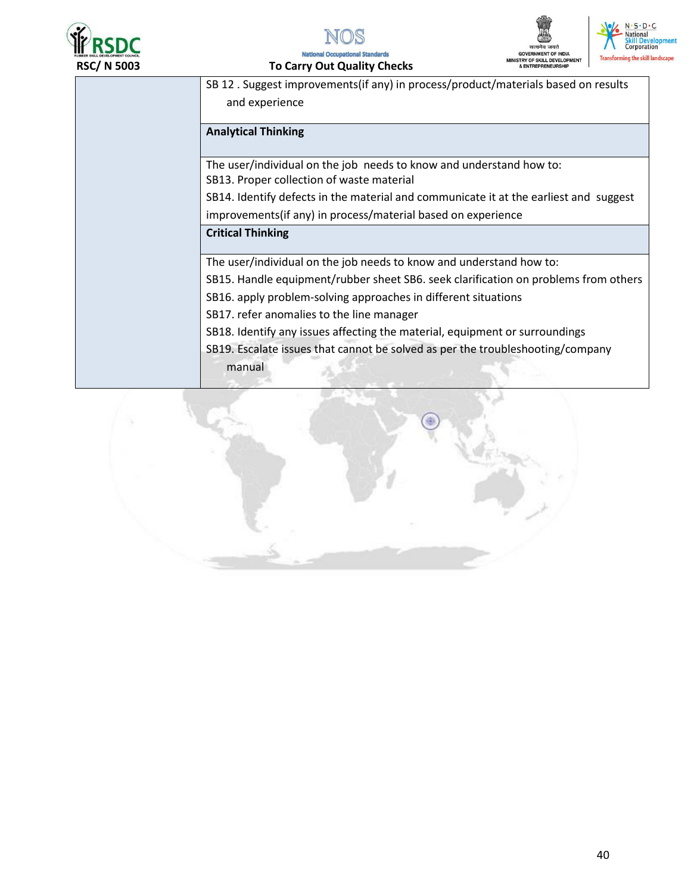|  |  |
|---|---|
|  | SB 12 . Suggest improvements(if any) in process/product/materials based on results and experience |
|  | **Analytical Thinking** |
|  | The user/individual on the job needs to know and understand how to:<br>SB13. Proper collection of waste material<br>SB14. Identify defects in the material and communicate it at the earliest and suggest improvements(if any) in process/material based on experience |
|  | **Critical Thinking** |
|  | The user/individual on the job needs to know and understand how to:<br>SB15. Handle equipment/rubber sheet SB6. seek clarification on problems from others<br>SB16. apply problem-solving approaches in different situations<br>SB17. refer anomalies to the line manager<br>SB18. Identify any issues affecting the material, equipment or surroundings<br>SB19. Escalate issues that cannot be solved as per the troubleshooting/company manual |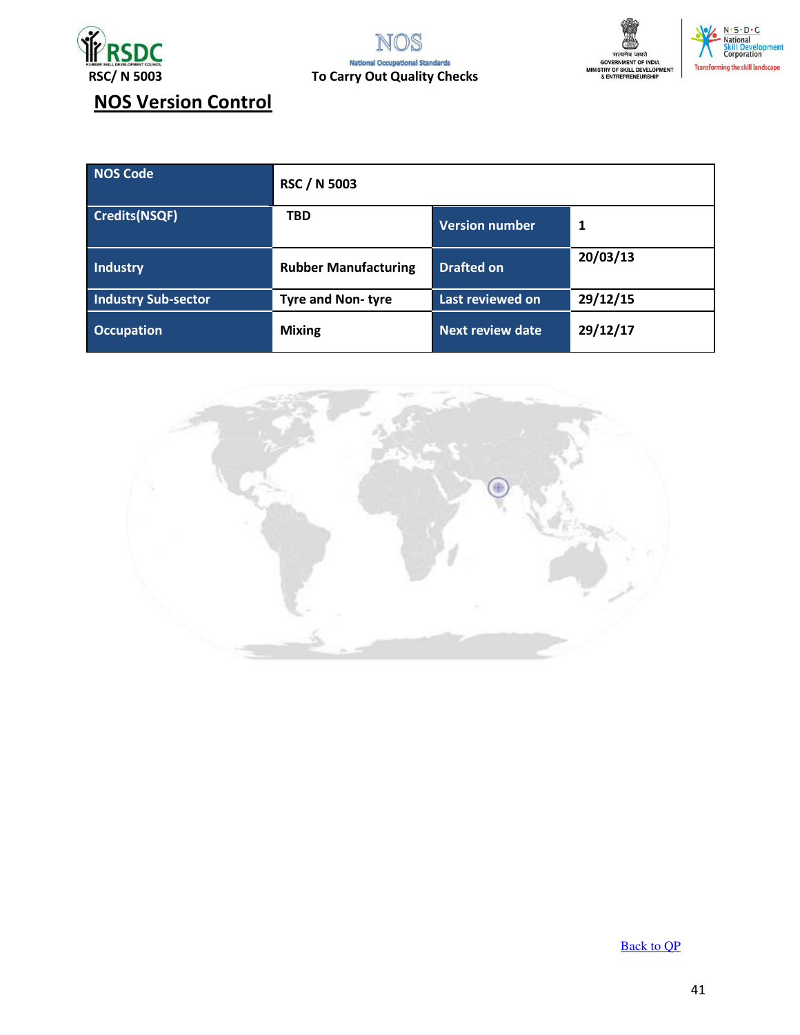## NOS Version Control

| NOS Code | RSC / N 5003 | | |
|---|---|---|---|
| Credits(NSQF) | TBD | Version number | 1 |
| Industry | Rubber Manufacturing | Drafted on | 20/03/13 |
| Industry Sub-sector | Tyre and Non- tyre | Last reviewed on | 29/12/15 |
| Occupation | Mixing | Next review date | 29/12/17 |

Back to QP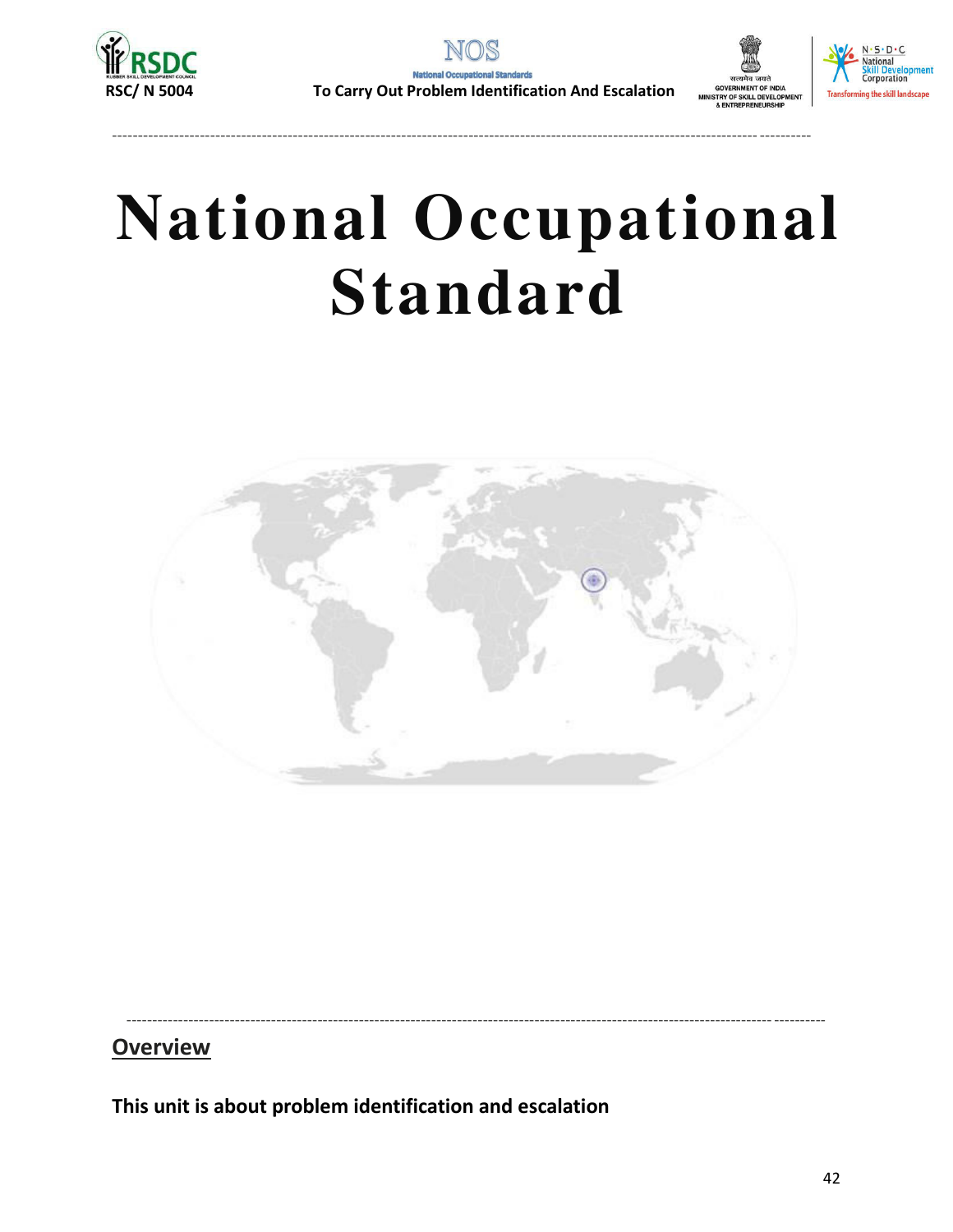# National Occupational Standard

## Overview

**This unit is about problem identification and escalation**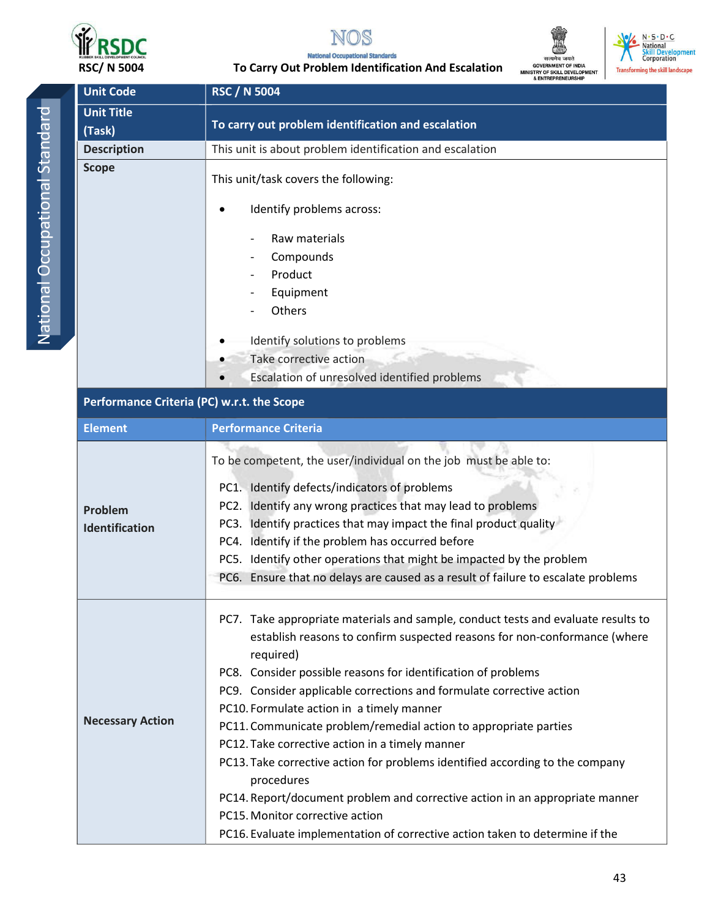| Unit Code | RSC / N 5004 |
|---|---|
| Unit Title (Task) | To carry out problem identification and escalation |
| Description | This unit is about problem identification and escalation |
| Scope | This unit/task covers the following:<br><br>• Identify problems across:<br>- Raw materials<br>- Compounds<br>- Product<br>- Equipment<br>- Others<br><br>• Identify solutions to problems<br>• Take corrective action<br>• Escalation of unresolved identified problems |
| **Performance Criteria (PC) w.r.t. the Scope** | |
| **Element** | **Performance Criteria** |
| Problem Identification | To be competent, the user/individual on the job must be able to:<br><br>PC1. Identify defects/indicators of problems<br>PC2. Identify any wrong practices that may lead to problems<br>PC3. Identify practices that may impact the final product quality<br>PC4. Identify if the problem has occurred before<br>PC5. Identify other operations that might be impacted by the problem<br>PC6. Ensure that no delays are caused as a result of failure to escalate problems |
| Necessary Action | PC7. Take appropriate materials and sample, conduct tests and evaluate results to establish reasons to confirm suspected reasons for non-conformance (where required)<br>PC8. Consider possible reasons for identification of problems<br>PC9. Consider applicable corrections and formulate corrective action<br>PC10. Formulate action in a timely manner<br>PC11. Communicate problem/remedial action to appropriate parties<br>PC12. Take corrective action in a timely manner<br>PC13. Take corrective action for problems identified according to the company procedures<br>PC14. Report/document problem and corrective action in an appropriate manner<br>PC15. Monitor corrective action<br>PC16. Evaluate implementation of corrective action taken to determine if the |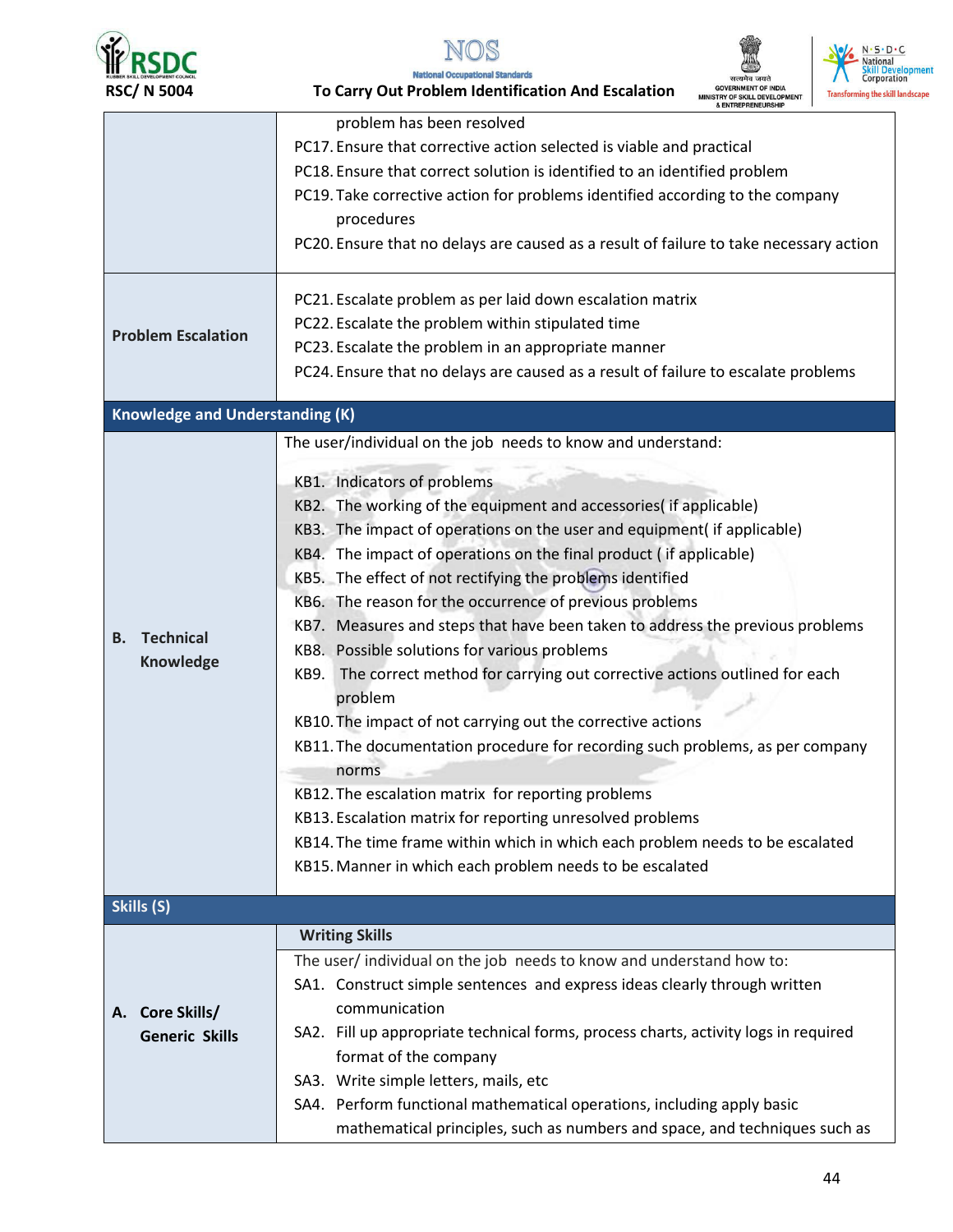| | |
|---|---|
| | problem has been resolved<br>PC17. Ensure that corrective action selected is viable and practical<br>PC18. Ensure that correct solution is identified to an identified problem<br>PC19. Take corrective action for problems identified according to the company procedures<br>PC20. Ensure that no delays are caused as a result of failure to take necessary action |
| **Problem Escalation** | PC21. Escalate problem as per laid down escalation matrix<br>PC22. Escalate the problem within stipulated time<br>PC23. Escalate the problem in an appropriate manner<br>PC24. Ensure that no delays are caused as a result of failure to escalate problems |
| **Knowledge and Understanding (K)** | |
| **B. Technical Knowledge** | The user/individual on the job needs to know and understand:<br>KB1. Indicators of problems<br>KB2. The working of the equipment and accessories( if applicable)<br>KB3. The impact of operations on the user and equipment( if applicable)<br>KB4. The impact of operations on the final product ( if applicable)<br>KB5. The effect of not rectifying the problems identified<br>KB6. The reason for the occurrence of previous problems<br>KB7. Measures and steps that have been taken to address the previous problems<br>KB8. Possible solutions for various problems<br>KB9. The correct method for carrying out corrective actions outlined for each problem<br>KB10. The impact of not carrying out the corrective actions<br>KB11. The documentation procedure for recording such problems, as per company norms<br>KB12. The escalation matrix for reporting problems<br>KB13. Escalation matrix for reporting unresolved problems<br>KB14. The time frame within which in which each problem needs to be escalated<br>KB15. Manner in which each problem needs to be escalated |
| **Skills (S)** | |
| **A. Core Skills/ Generic Skills** | **Writing Skills**<br>The user/ individual on the job needs to know and understand how to:<br>SA1. Construct simple sentences and express ideas clearly through written communication<br>SA2. Fill up appropriate technical forms, process charts, activity logs in required format of the company<br>SA3. Write simple letters, mails, etc<br>SA4. Perform functional mathematical operations, including apply basic mathematical principles, such as numbers and space, and techniques such as |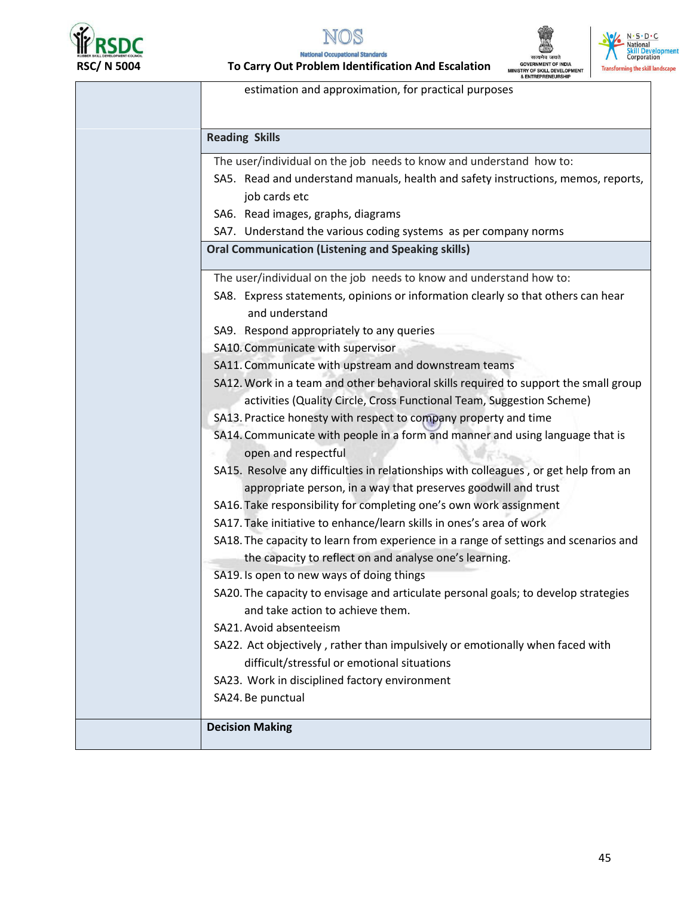| | |
|---|---|
| | estimation and approximation, for practical purposes |
| | **Reading Skills** |
| | The user/individual on the job needs to know and understand how to:<br>SA5. Read and understand manuals, health and safety instructions, memos, reports, job cards etc<br>SA6. Read images, graphs, diagrams<br>SA7. Understand the various coding systems as per company norms |
| | **Oral Communication (Listening and Speaking skills)** |
| | The user/individual on the job needs to know and understand how to:<br>SA8. Express statements, opinions or information clearly so that others can hear and understand<br>SA9. Respond appropriately to any queries<br>SA10. Communicate with supervisor<br>SA11. Communicate with upstream and downstream teams<br>SA12. Work in a team and other behavioral skills required to support the small group activities (Quality Circle, Cross Functional Team, Suggestion Scheme)<br>SA13. Practice honesty with respect to company property and time<br>SA14. Communicate with people in a form and manner and using language that is open and respectful<br>SA15. Resolve any difficulties in relationships with colleagues , or get help from an appropriate person, in a way that preserves goodwill and trust<br>SA16. Take responsibility for completing one's own work assignment<br>SA17. Take initiative to enhance/learn skills in ones's area of work<br>SA18. The capacity to learn from experience in a range of settings and scenarios and the capacity to reflect on and analyse one's learning.<br>SA19. Is open to new ways of doing things<br>SA20. The capacity to envisage and articulate personal goals; to develop strategies and take action to achieve them.<br>SA21. Avoid absenteeism<br>SA22. Act objectively , rather than impulsively or emotionally when faced with difficult/stressful or emotional situations<br>SA23. Work in disciplined factory environment<br>SA24. Be punctual |
| | **Decision Making** |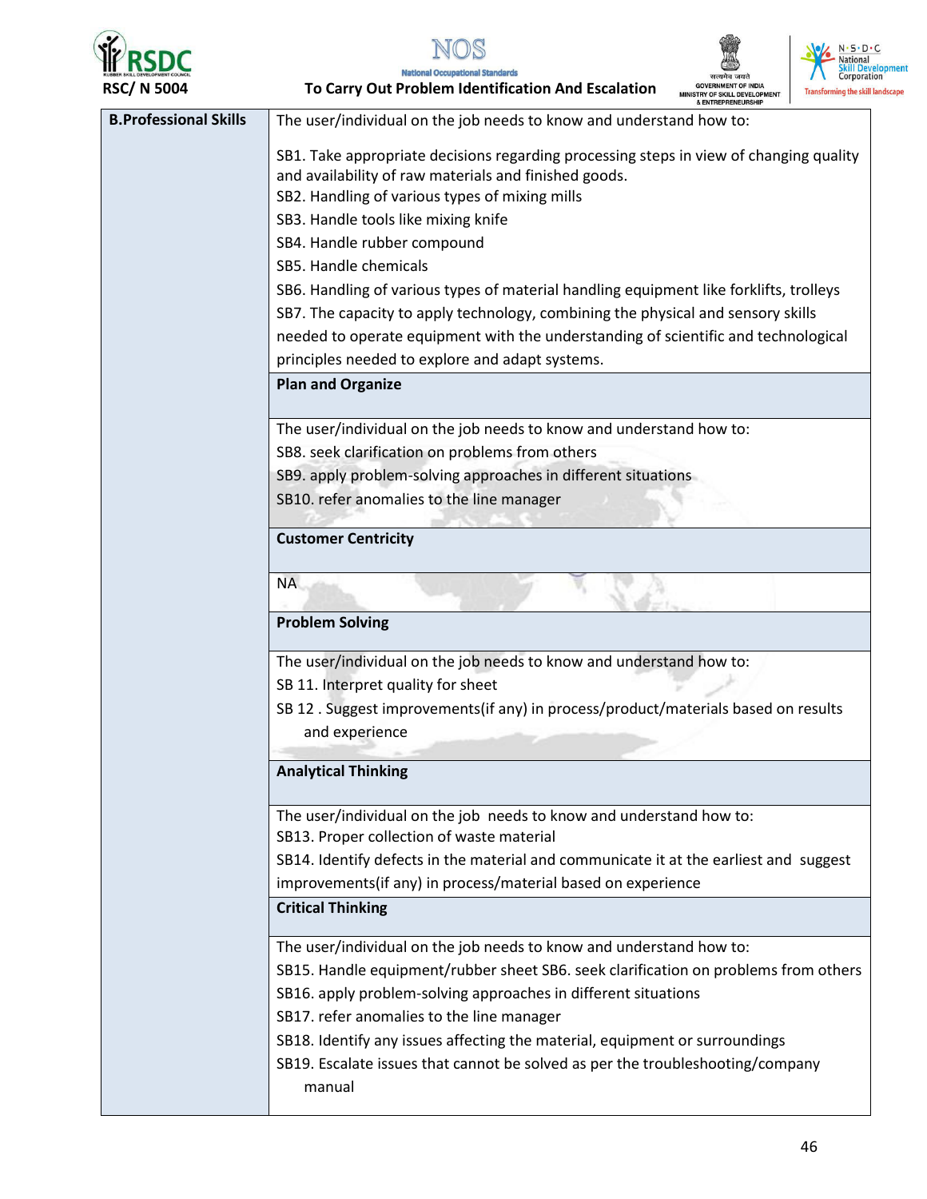| B.Professional Skills | The user/individual on the job needs to know and understand how to:<br><br>SB1. Take appropriate decisions regarding processing steps in view of changing quality and availability of raw materials and finished goods.<br>SB2. Handling of various types of mixing mills<br>SB3. Handle tools like mixing knife<br>SB4. Handle rubber compound<br>SB5. Handle chemicals<br>SB6. Handling of various types of material handling equipment like forklifts, trolleys<br>SB7. The capacity to apply technology, combining the physical and sensory skills needed to operate equipment with the understanding of scientific and technological principles needed to explore and adapt systems. |
|---|---|
| | **Plan and Organize** |
| | The user/individual on the job needs to know and understand how to:<br>SB8. seek clarification on problems from others<br>SB9. apply problem-solving approaches in different situations<br>SB10. refer anomalies to the line manager |
| | **Customer Centricity** |
| | NA |
| | **Problem Solving** |
| | The user/individual on the job needs to know and understand how to:<br>SB 11. Interpret quality for sheet<br>SB 12 . Suggest improvements(if any) in process/product/materials based on results and experience |
| | **Analytical Thinking** |
| | The user/individual on the job needs to know and understand how to:<br>SB13. Proper collection of waste material<br>SB14. Identify defects in the material and communicate it at the earliest and suggest improvements(if any) in process/material based on experience |
| | **Critical Thinking** |
| | The user/individual on the job needs to know and understand how to:<br>SB15. Handle equipment/rubber sheet SB6. seek clarification on problems from others<br>SB16. apply problem-solving approaches in different situations<br>SB17. refer anomalies to the line manager<br>SB18. Identify any issues affecting the material, equipment or surroundings<br>SB19. Escalate issues that cannot be solved as per the troubleshooting/company manual |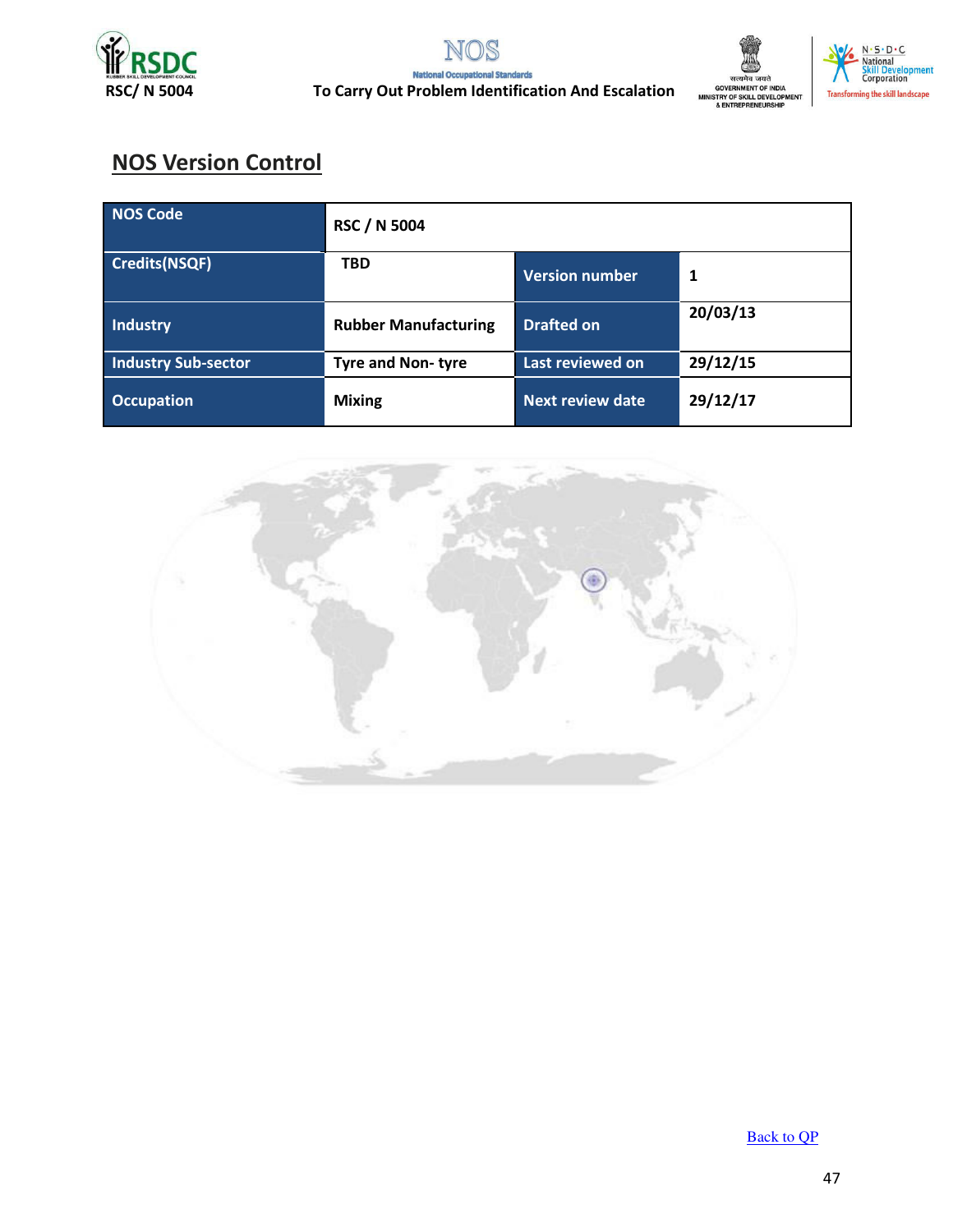## NOS Version Control

| NOS Code | RSC / N 5004 | | |
|---|---|---|---|
| Credits(NSQF) | TBD | Version number | 1 |
| Industry | Rubber Manufacturing | Drafted on | 20/03/13 |
| Industry Sub-sector | Tyre and Non- tyre | Last reviewed on | 29/12/15 |
| Occupation | Mixing | Next review date | 29/12/17 |

Back to QP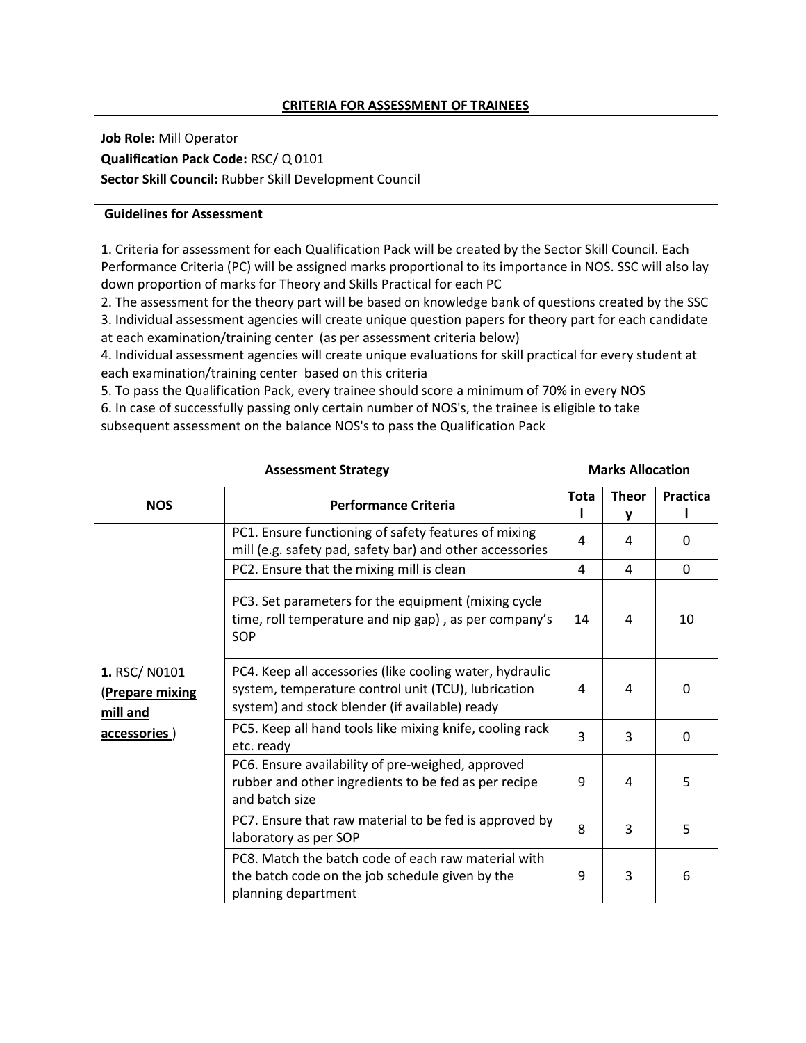**CRITERIA FOR ASSESSMENT OF TRAINEES**

**Job Role:** Mill Operator
**Qualification Pack Code:** RSC/ Q 0101
**Sector Skill Council:** Rubber Skill Development Council

**Guidelines for Assessment**

1. Criteria for assessment for each Qualification Pack will be created by the Sector Skill Council. Each Performance Criteria (PC) will be assigned marks proportional to its importance in NOS. SSC will also lay down proportion of marks for Theory and Skills Practical for each PC
2. The assessment for the theory part will be based on knowledge bank of questions created by the SSC
3. Individual assessment agencies will create unique question papers for theory part for each candidate at each examination/training center (as per assessment criteria below)
4. Individual assessment agencies will create unique evaluations for skill practical for every student at each examination/training center based on this criteria
5. To pass the Qualification Pack, every trainee should score a minimum of 70% in every NOS
6. In case of successfully passing only certain number of NOS's, the trainee is eligible to take subsequent assessment on the balance NOS's to pass the Qualification Pack

| Assessment Strategy | | Marks Allocation | | |
|---|---|---|---|---|
| **NOS** | **Performance Criteria** | **Total** | **Theory** | **Practical** |
| **1.** RSC/ N0101 (**Prepare mixing mill and accessories** ) | PC1. Ensure functioning of safety features of mixing mill (e.g. safety pad, safety bar) and other accessories | 4 | 4 | 0 |
| | PC2. Ensure that the mixing mill is clean | 4 | 4 | 0 |
| | PC3. Set parameters for the equipment (mixing cycle time, roll temperature and nip gap) , as per company's SOP | 14 | 4 | 10 |
| | PC4. Keep all accessories (like cooling water, hydraulic system, temperature control unit (TCU), lubrication system) and stock blender (if available) ready | 4 | 4 | 0 |
| | PC5. Keep all hand tools like mixing knife, cooling rack etc. ready | 3 | 3 | 0 |
| | PC6. Ensure availability of pre-weighed, approved rubber and other ingredients to be fed as per recipe and batch size | 9 | 4 | 5 |
| | PC7. Ensure that raw material to be fed is approved by laboratory as per SOP | 8 | 3 | 5 |
| | PC8. Match the batch code of each raw material with the batch code on the job schedule given by the planning department | 9 | 3 | 6 |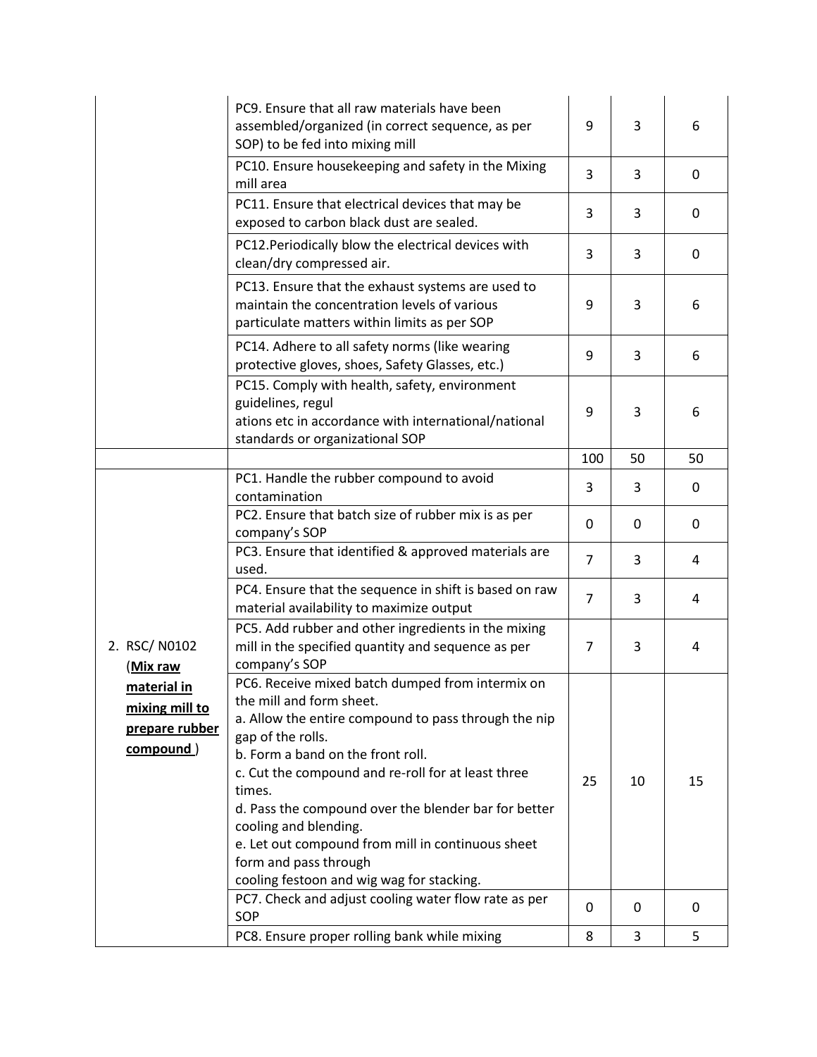| | | | | |
|---|---|---|---|---|
| | PC9. Ensure that all raw materials have been assembled/organized (in correct sequence, as per SOP) to be fed into mixing mill | 9 | 3 | 6 |
| | PC10. Ensure housekeeping and safety in the Mixing mill area | 3 | 3 | 0 |
| | PC11. Ensure that electrical devices that may be exposed to carbon black dust are sealed. | 3 | 3 | 0 |
| | PC12.Periodically blow the electrical devices with clean/dry compressed air. | 3 | 3 | 0 |
| | PC13. Ensure that the exhaust systems are used to maintain the concentration levels of various particulate matters within limits as per SOP | 9 | 3 | 6 |
| | PC14. Adhere to all safety norms (like wearing protective gloves, shoes, Safety Glasses, etc.) | 9 | 3 | 6 |
| | PC15. Comply with health, safety, environment guidelines, regul ations etc in accordance with international/national standards or organizational SOP | 9 | 3 | 6 |
| | | 100 | 50 | 50 |
| 2. RSC/ N0102 (**Mix raw material in mixing mill to prepare rubber compound** ) | PC1. Handle the rubber compound to avoid contamination | 3 | 3 | 0 |
| | PC2. Ensure that batch size of rubber mix is as per company's SOP | 0 | 0 | 0 |
| | PC3. Ensure that identified & approved materials are used. | 7 | 3 | 4 |
| | PC4. Ensure that the sequence in shift is based on raw material availability to maximize output | 7 | 3 | 4 |
| | PC5. Add rubber and other ingredients in the mixing mill in the specified quantity and sequence as per company's SOP | 7 | 3 | 4 |
| | PC6. Receive mixed batch dumped from intermix on the mill and form sheet.<br>a. Allow the entire compound to pass through the nip gap of the rolls.<br>b. Form a band on the front roll.<br>c. Cut the compound and re-roll for at least three times.<br>d. Pass the compound over the blender bar for better cooling and blending.<br>e. Let out compound from mill in continuous sheet form and pass through cooling festoon and wig wag for stacking. | 25 | 10 | 15 |
| | PC7. Check and adjust cooling water flow rate as per SOP | 0 | 0 | 0 |
| | PC8. Ensure proper rolling bank while mixing | 8 | 3 | 5 |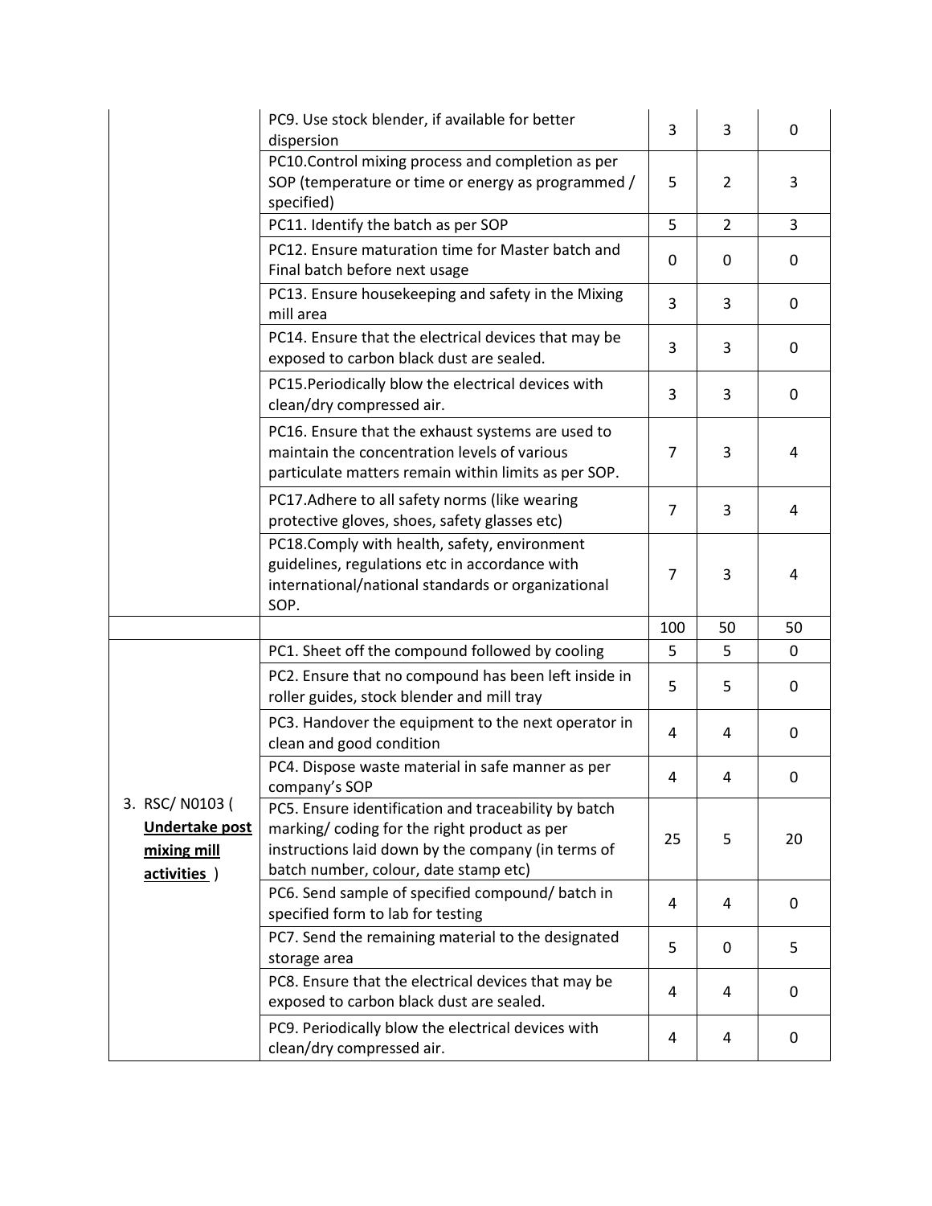| | | | | |
|---|---|---|---|---|
| | PC9. Use stock blender, if available for better dispersion | 3 | 3 | 0 |
| | PC10.Control mixing process and completion as per SOP (temperature or time or energy as programmed / specified) | 5 | 2 | 3 |
| | PC11. Identify the batch as per SOP | 5 | 2 | 3 |
| | PC12. Ensure maturation time for Master batch and Final batch before next usage | 0 | 0 | 0 |
| | PC13. Ensure housekeeping and safety in the Mixing mill area | 3 | 3 | 0 |
| | PC14. Ensure that the electrical devices that may be exposed to carbon black dust are sealed. | 3 | 3 | 0 |
| | PC15.Periodically blow the electrical devices with clean/dry compressed air. | 3 | 3 | 0 |
| | PC16. Ensure that the exhaust systems are used to maintain the concentration levels of various particulate matters remain within limits as per SOP. | 7 | 3 | 4 |
| | PC17.Adhere to all safety norms (like wearing protective gloves, shoes, safety glasses etc) | 7 | 3 | 4 |
| | PC18.Comply with health, safety, environment guidelines, regulations etc in accordance with international/national standards or organizational SOP. | 7 | 3 | 4 |
| | | 100 | 50 | 50 |
| 3. RSC/ N0103 ( **Undertake post mixing mill activities** ) | PC1. Sheet off the compound followed by cooling | 5 | 5 | 0 |
| | PC2. Ensure that no compound has been left inside in roller guides, stock blender and mill tray | 5 | 5 | 0 |
| | PC3. Handover the equipment to the next operator in clean and good condition | 4 | 4 | 0 |
| | PC4. Dispose waste material in safe manner as per company's SOP | 4 | 4 | 0 |
| | PC5. Ensure identification and traceability by batch marking/ coding for the right product as per instructions laid down by the company (in terms of batch number, colour, date stamp etc) | 25 | 5 | 20 |
| | PC6. Send sample of specified compound/ batch in specified form to lab for testing | 4 | 4 | 0 |
| | PC7. Send the remaining material to the designated storage area | 5 | 0 | 5 |
| | PC8. Ensure that the electrical devices that may be exposed to carbon black dust are sealed. | 4 | 4 | 0 |
| | PC9. Periodically blow the electrical devices with clean/dry compressed air. | 4 | 4 | 0 |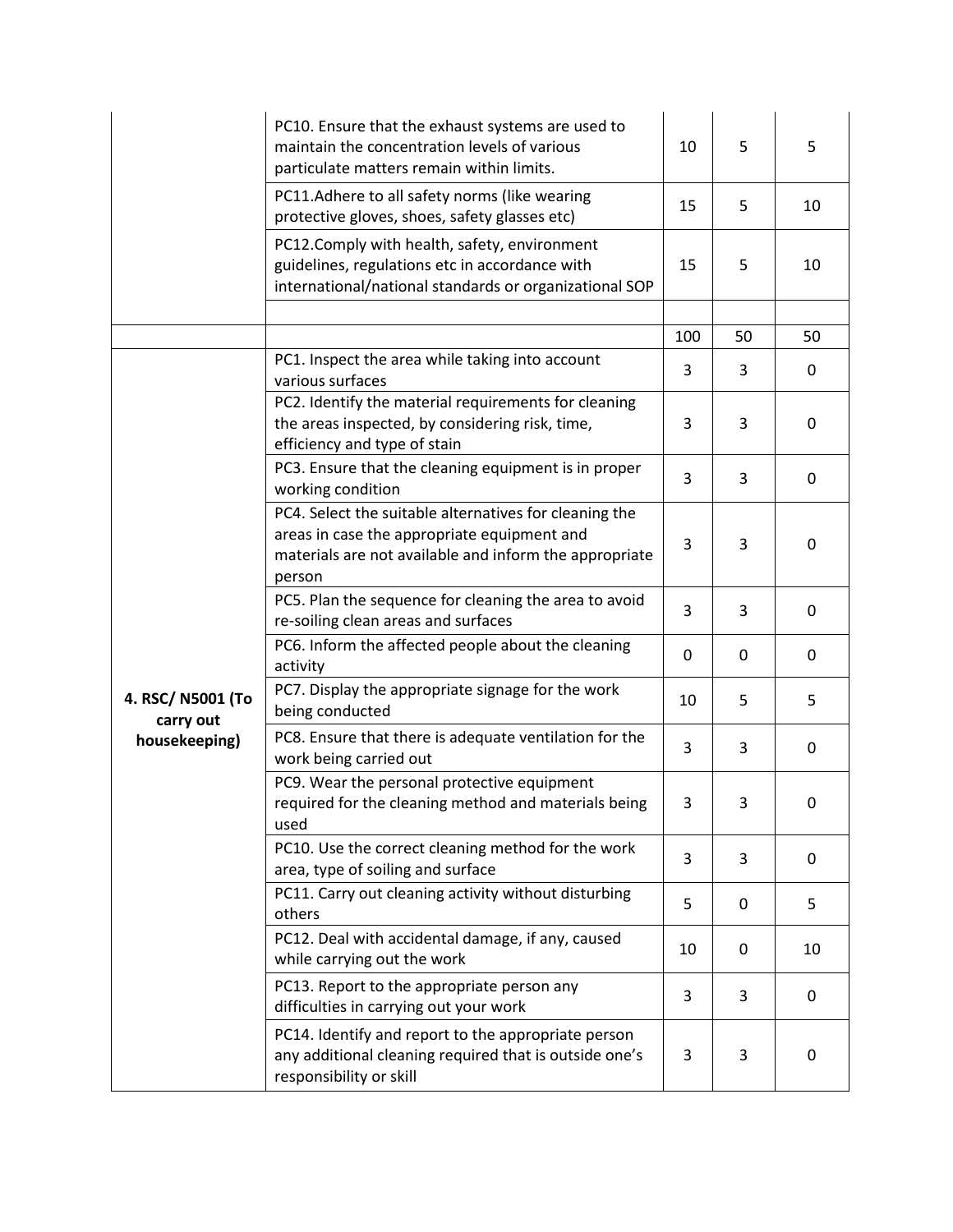| | | | | |
|---|---|---|---|---|
| | PC10. Ensure that the exhaust systems are used to maintain the concentration levels of various particulate matters remain within limits. | 10 | 5 | 5 |
| | PC11.Adhere to all safety norms (like wearing protective gloves, shoes, safety glasses etc) | 15 | 5 | 10 |
| | PC12.Comply with health, safety, environment guidelines, regulations etc in accordance with international/national standards or organizational SOP | 15 | 5 | 10 |
| | | | | |
| | | 100 | 50 | 50 |
| 4. RSC/ N5001 (To carry out housekeeping) | PC1. Inspect the area while taking into account various surfaces | 3 | 3 | 0 |
| | PC2. Identify the material requirements for cleaning the areas inspected, by considering risk, time, efficiency and type of stain | 3 | 3 | 0 |
| | PC3. Ensure that the cleaning equipment is in proper working condition | 3 | 3 | 0 |
| | PC4. Select the suitable alternatives for cleaning the areas in case the appropriate equipment and materials are not available and inform the appropriate person | 3 | 3 | 0 |
| | PC5. Plan the sequence for cleaning the area to avoid re-soiling clean areas and surfaces | 3 | 3 | 0 |
| | PC6. Inform the affected people about the cleaning activity | 0 | 0 | 0 |
| | PC7. Display the appropriate signage for the work being conducted | 10 | 5 | 5 |
| | PC8. Ensure that there is adequate ventilation for the work being carried out | 3 | 3 | 0 |
| | PC9. Wear the personal protective equipment required for the cleaning method and materials being used | 3 | 3 | 0 |
| | PC10. Use the correct cleaning method for the work area, type of soiling and surface | 3 | 3 | 0 |
| | PC11. Carry out cleaning activity without disturbing others | 5 | 0 | 5 |
| | PC12. Deal with accidental damage, if any, caused while carrying out the work | 10 | 0 | 10 |
| | PC13. Report to the appropriate person any difficulties in carrying out your work | 3 | 3 | 0 |
| | PC14. Identify and report to the appropriate person any additional cleaning required that is outside one's responsibility or skill | 3 | 3 | 0 |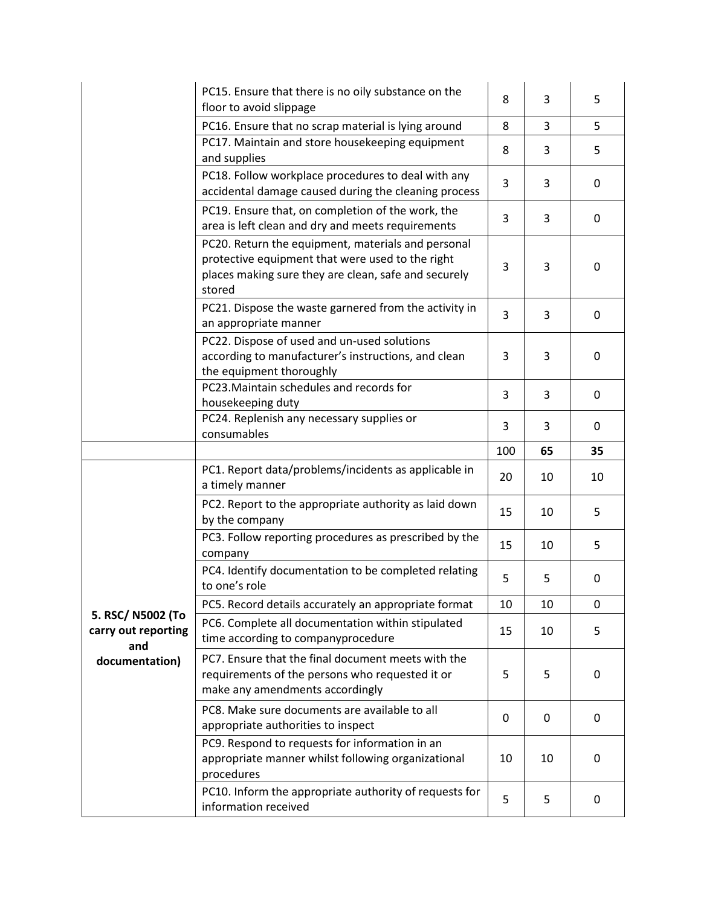| | | | | |
|---|---|---|---|---|
| | PC15. Ensure that there is no oily substance on the floor to avoid slippage | 8 | 3 | 5 |
| | PC16. Ensure that no scrap material is lying around | 8 | 3 | 5 |
| | PC17. Maintain and store housekeeping equipment and supplies | 8 | 3 | 5 |
| | PC18. Follow workplace procedures to deal with any accidental damage caused during the cleaning process | 3 | 3 | 0 |
| | PC19. Ensure that, on completion of the work, the area is left clean and dry and meets requirements | 3 | 3 | 0 |
| | PC20. Return the equipment, materials and personal protective equipment that were used to the right places making sure they are clean, safe and securely stored | 3 | 3 | 0 |
| | PC21. Dispose the waste garnered from the activity in an appropriate manner | 3 | 3 | 0 |
| | PC22. Dispose of used and un-used solutions according to manufacturer's instructions, and clean the equipment thoroughly | 3 | 3 | 0 |
| | PC23.Maintain schedules and records for housekeeping duty | 3 | 3 | 0 |
| | PC24. Replenish any necessary supplies or consumables | 3 | 3 | 0 |
| | | 100 | **65** | **35** |
| **5. RSC/ N5002 (To carry out reporting and documentation)** | PC1. Report data/problems/incidents as applicable in a timely manner | 20 | 10 | 10 |
| | PC2. Report to the appropriate authority as laid down by the company | 15 | 10 | 5 |
| | PC3. Follow reporting procedures as prescribed by the company | 15 | 10 | 5 |
| | PC4. Identify documentation to be completed relating to one's role | 5 | 5 | 0 |
| | PC5. Record details accurately an appropriate format | 10 | 10 | 0 |
| | PC6. Complete all documentation within stipulated time according to companyprocedure | 15 | 10 | 5 |
| | PC7. Ensure that the final document meets with the requirements of the persons who requested it or make any amendments accordingly | 5 | 5 | 0 |
| | PC8. Make sure documents are available to all appropriate authorities to inspect | 0 | 0 | 0 |
| | PC9. Respond to requests for information in an appropriate manner whilst following organizational procedures | 10 | 10 | 0 |
| | PC10. Inform the appropriate authority of requests for information received | 5 | 5 | 0 |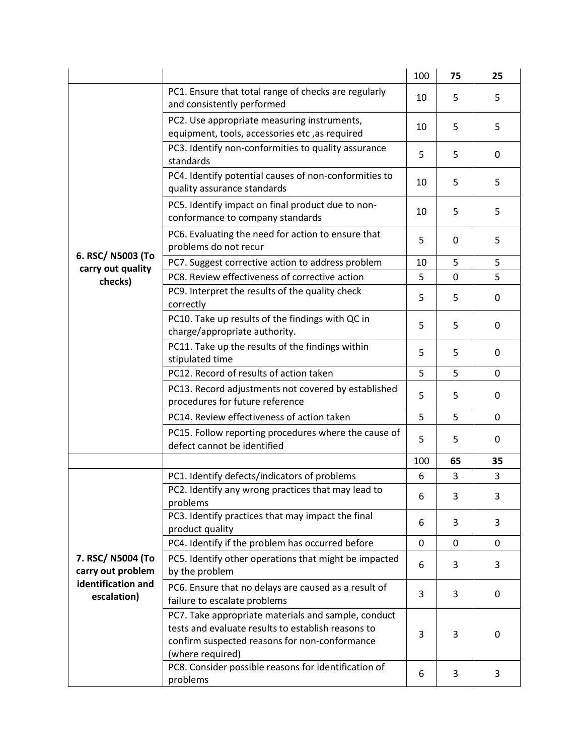| | | 100 | **75** | **25** |
|---|---|---|---|---|
| **6. RSC/ N5003 (To carry out quality checks)** | PC1. Ensure that total range of checks are regularly and consistently performed | 10 | 5 | 5 |
| | PC2. Use appropriate measuring instruments, equipment, tools, accessories etc ,as required | 10 | 5 | 5 |
| | PC3. Identify non-conformities to quality assurance standards | 5 | 5 | 0 |
| | PC4. Identify potential causes of non-conformities to quality assurance standards | 10 | 5 | 5 |
| | PC5. Identify impact on final product due to non-conformance to company standards | 10 | 5 | 5 |
| | PC6. Evaluating the need for action to ensure that problems do not recur | 5 | 0 | 5 |
| | PC7. Suggest corrective action to address problem | 10 | 5 | 5 |
| | PC8. Review effectiveness of corrective action | 5 | 0 | 5 |
| | PC9. Interpret the results of the quality check correctly | 5 | 5 | 0 |
| | PC10. Take up results of the findings with QC in charge/appropriate authority. | 5 | 5 | 0 |
| | PC11. Take up the results of the findings within stipulated time | 5 | 5 | 0 |
| | PC12. Record of results of action taken | 5 | 5 | 0 |
| | PC13. Record adjustments not covered by established procedures for future reference | 5 | 5 | 0 |
| | PC14. Review effectiveness of action taken | 5 | 5 | 0 |
| | PC15. Follow reporting procedures where the cause of defect cannot be identified | 5 | 5 | 0 |
| | | 100 | **65** | **35** |
| **7. RSC/ N5004 (To carry out problem identification and escalation)** | PC1. Identify defects/indicators of problems | 6 | 3 | 3 |
| | PC2. Identify any wrong practices that may lead to problems | 6 | 3 | 3 |
| | PC3. Identify practices that may impact the final product quality | 6 | 3 | 3 |
| | PC4. Identify if the problem has occurred before | 0 | 0 | 0 |
| | PC5. Identify other operations that might be impacted by the problem | 6 | 3 | 3 |
| | PC6. Ensure that no delays are caused as a result of failure to escalate problems | 3 | 3 | 0 |
| | PC7. Take appropriate materials and sample, conduct tests and evaluate results to establish reasons to confirm suspected reasons for non-conformance (where required) | 3 | 3 | 0 |
| | PC8. Consider possible reasons for identification of problems | 6 | 3 | 3 |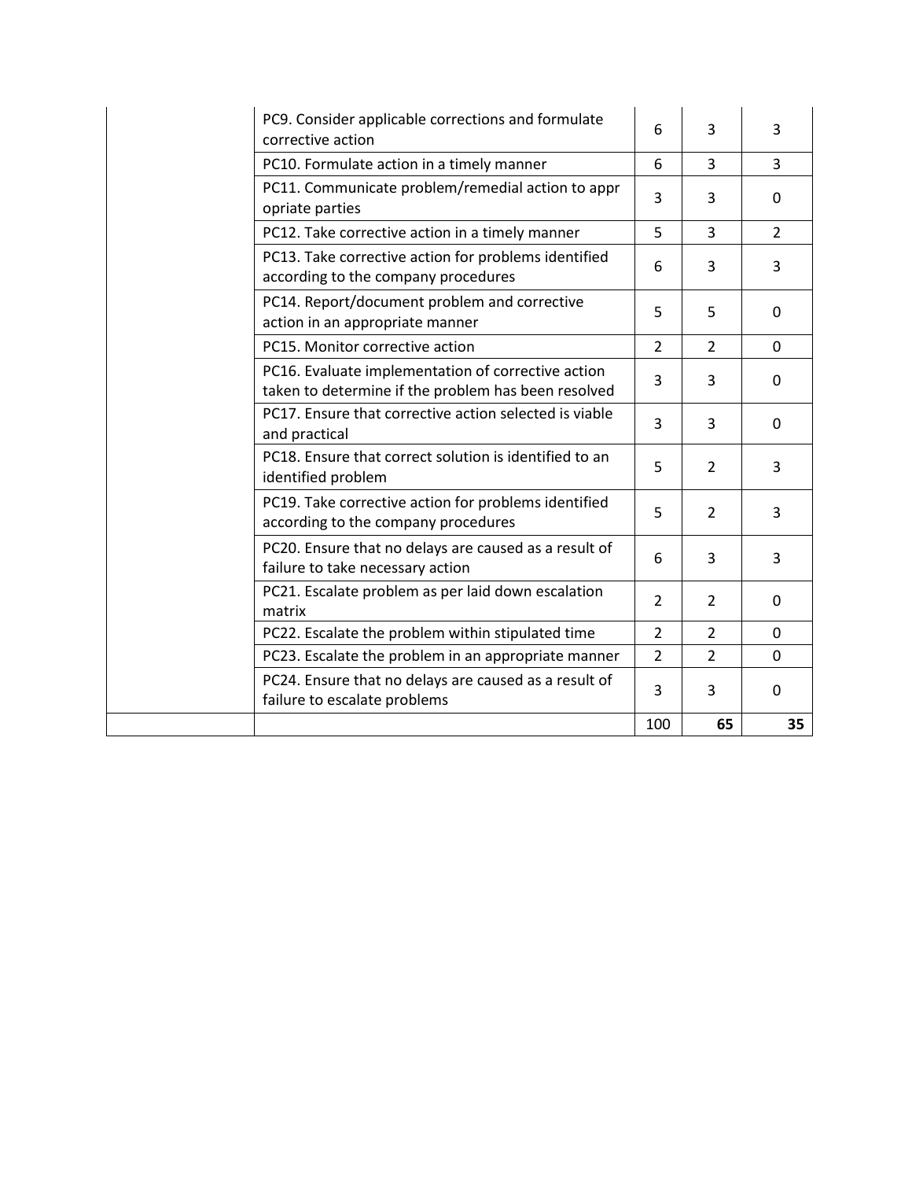| | | | | |
|---|---|---|---|---|
| | PC9. Consider applicable corrections and formulate corrective action | 6 | 3 | 3 |
| | PC10. Formulate action in a timely manner | 6 | 3 | 3 |
| | PC11. Communicate problem/remedial action to appr opriate parties | 3 | 3 | 0 |
| | PC12. Take corrective action in a timely manner | 5 | 3 | 2 |
| | PC13. Take corrective action for problems identified according to the company procedures | 6 | 3 | 3 |
| | PC14. Report/document problem and corrective action in an appropriate manner | 5 | 5 | 0 |
| | PC15. Monitor corrective action | 2 | 2 | 0 |
| | PC16. Evaluate implementation of corrective action taken to determine if the problem has been resolved | 3 | 3 | 0 |
| | PC17. Ensure that corrective action selected is viable and practical | 3 | 3 | 0 |
| | PC18. Ensure that correct solution is identified to an identified problem | 5 | 2 | 3 |
| | PC19. Take corrective action for problems identified according to the company procedures | 5 | 2 | 3 |
| | PC20. Ensure that no delays are caused as a result of failure to take necessary action | 6 | 3 | 3 |
| | PC21. Escalate problem as per laid down escalation matrix | 2 | 2 | 0 |
| | PC22. Escalate the problem within stipulated time | 2 | 2 | 0 |
| | PC23. Escalate the problem in an appropriate manner | 2 | 2 | 0 |
| | PC24. Ensure that no delays are caused as a result of failure to escalate problems | 3 | 3 | 0 |
| | | 100 | **65** | **35** |